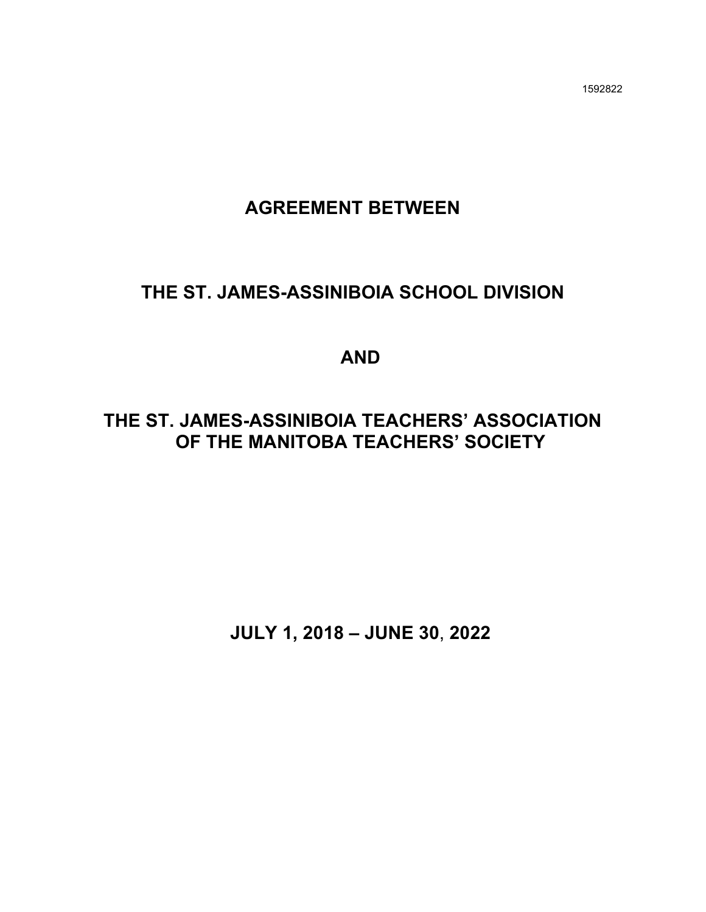1592822

# AGREEMENT BETWEEN

# THE ST. JAMES-ASSINIBOIA SCHOOL DIVISION

# AND

# THE ST. JAMES-ASSINIBOIA TEACHERS' ASSOCIATION OF THE MANITOBA TEACHERS' SOCIETY

**JULY 1, 2018 – JUNE 30, 2022**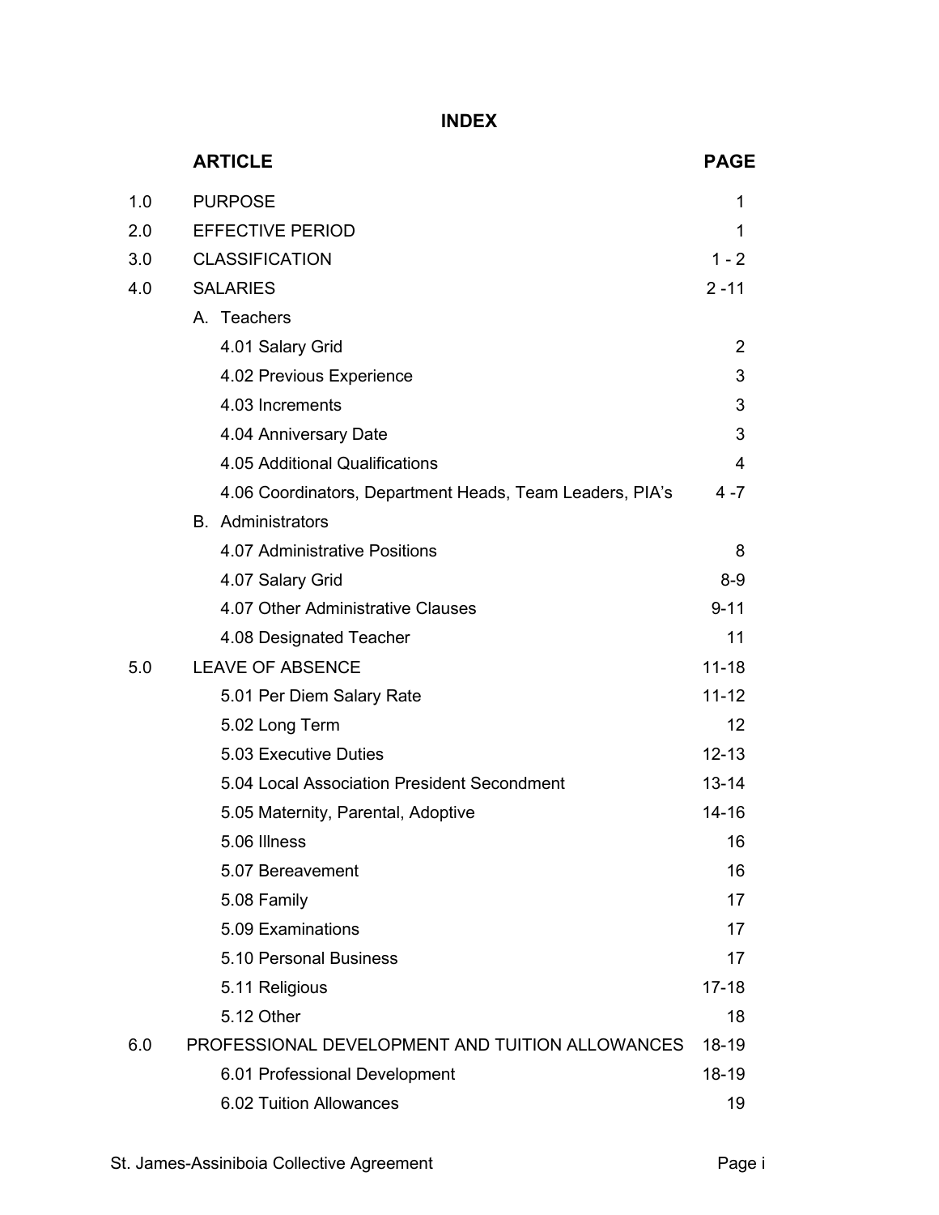# INDEX

| | ARTICLE | PAGE |
|---|---|---|
| 1.0 | PURPOSE | 1 |
| 2.0 | EFFECTIVE PERIOD | 1 |
| 3.0 | CLASSIFICATION | 1 - 2 |
| 4.0 | SALARIES | 2 -11 |
| | A. Teachers | |
| | 4.01 Salary Grid | 2 |
| | 4.02 Previous Experience | 3 |
| | 4.03 Increments | 3 |
| | 4.04 Anniversary Date | 3 |
| | 4.05 Additional Qualifications | 4 |
| | 4.06 Coordinators, Department Heads, Team Leaders, PIA's | 4 -7 |
| | B. Administrators | |
| | 4.07 Administrative Positions | 8 |
| | 4.07 Salary Grid | 8-9 |
| | 4.07 Other Administrative Clauses | 9-11 |
| | 4.08 Designated Teacher | 11 |
| 5.0 | LEAVE OF ABSENCE | 11-18 |
| | 5.01 Per Diem Salary Rate | 11-12 |
| | 5.02 Long Term | 12 |
| | 5.03 Executive Duties | 12-13 |
| | 5.04 Local Association President Secondment | 13-14 |
| | 5.05 Maternity, Parental, Adoptive | 14-16 |
| | 5.06 Illness | 16 |
| | 5.07 Bereavement | 16 |
| | 5.08 Family | 17 |
| | 5.09 Examinations | 17 |
| | 5.10 Personal Business | 17 |
| | 5.11 Religious | 17-18 |
| | 5.12 Other | 18 |
| 6.0 | PROFESSIONAL DEVELOPMENT AND TUITION ALLOWANCES | 18-19 |
| | 6.01 Professional Development | 18-19 |
| | 6.02 Tuition Allowances | 19 |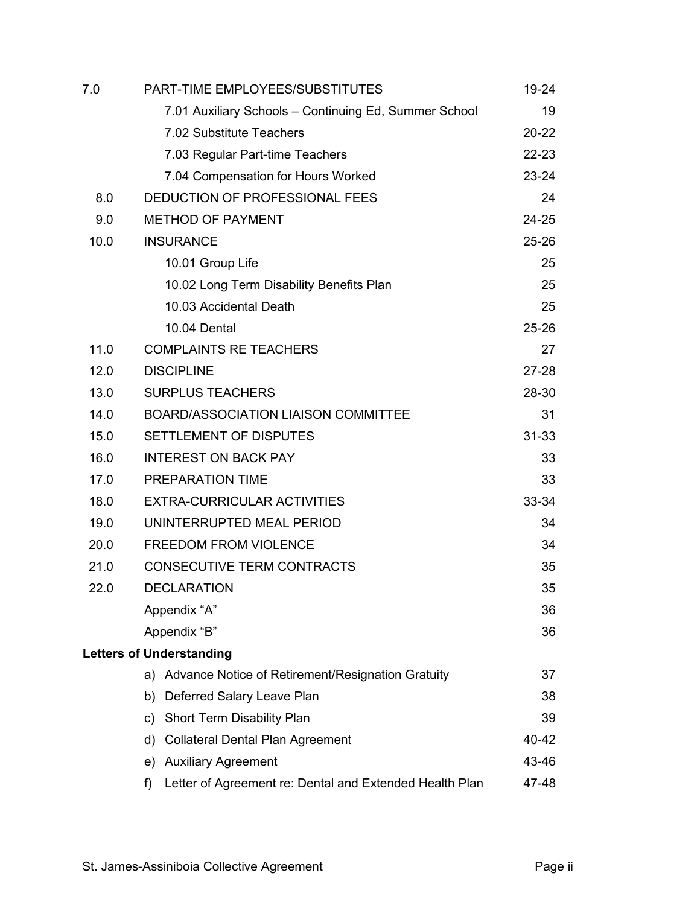| | | |
|---|---|---|
| 7.0 | PART-TIME EMPLOYEES/SUBSTITUTES | 19-24 |
| | 7.01 Auxiliary Schools – Continuing Ed, Summer School | 19 |
| | 7.02 Substitute Teachers | 20-22 |
| | 7.03 Regular Part-time Teachers | 22-23 |
| | 7.04 Compensation for Hours Worked | 23-24 |
| 8.0 | DEDUCTION OF PROFESSIONAL FEES | 24 |
| 9.0 | METHOD OF PAYMENT | 24-25 |
| 10.0 | INSURANCE | 25-26 |
| | 10.01 Group Life | 25 |
| | 10.02 Long Term Disability Benefits Plan | 25 |
| | 10.03 Accidental Death | 25 |
| | 10.04 Dental | 25-26 |
| 11.0 | COMPLAINTS RE TEACHERS | 27 |
| 12.0 | DISCIPLINE | 27-28 |
| 13.0 | SURPLUS TEACHERS | 28-30 |
| 14.0 | BOARD/ASSOCIATION LIAISON COMMITTEE | 31 |
| 15.0 | SETTLEMENT OF DISPUTES | 31-33 |
| 16.0 | INTEREST ON BACK PAY | 33 |
| 17.0 | PREPARATION TIME | 33 |
| 18.0 | EXTRA-CURRICULAR ACTIVITIES | 33-34 |
| 19.0 | UNINTERRUPTED MEAL PERIOD | 34 |
| 20.0 | FREEDOM FROM VIOLENCE | 34 |
| 21.0 | CONSECUTIVE TERM CONTRACTS | 35 |
| 22.0 | DECLARATION | 35 |
| | Appendix "A" | 36 |
| | Appendix "B" | 36 |

**Letters of Understanding**

| | | |
|---|---|---|
| a) | Advance Notice of Retirement/Resignation Gratuity | 37 |
| b) | Deferred Salary Leave Plan | 38 |
| c) | Short Term Disability Plan | 39 |
| d) | Collateral Dental Plan Agreement | 40-42 |
| e) | Auxiliary Agreement | 43-46 |
| f) | Letter of Agreement re: Dental and Extended Health Plan | 47-48 |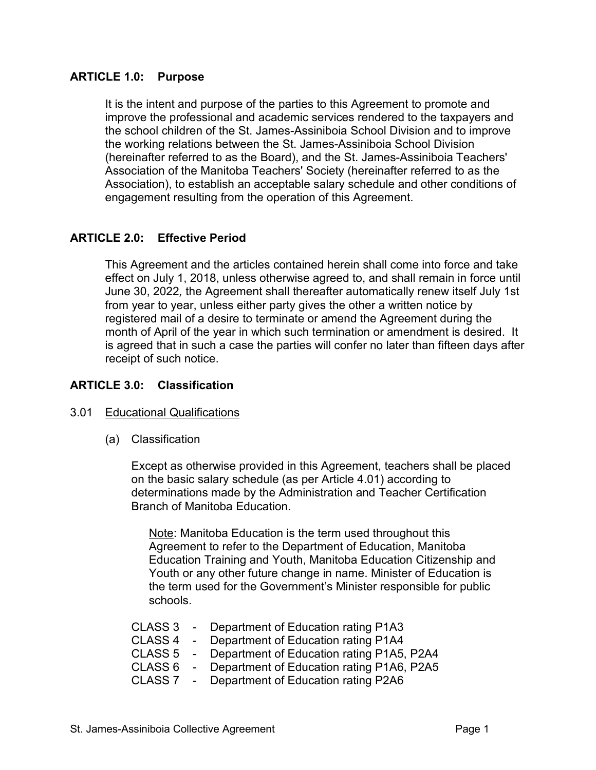## ARTICLE 1.0: Purpose

It is the intent and purpose of the parties to this Agreement to promote and improve the professional and academic services rendered to the taxpayers and the school children of the St. James-Assiniboia School Division and to improve the working relations between the St. James-Assiniboia School Division (hereinafter referred to as the Board), and the St. James-Assiniboia Teachers' Association of the Manitoba Teachers' Society (hereinafter referred to as the Association), to establish an acceptable salary schedule and other conditions of engagement resulting from the operation of this Agreement.

## ARTICLE 2.0: Effective Period

This Agreement and the articles contained herein shall come into force and take effect on July 1, 2018, unless otherwise agreed to, and shall remain in force until June 30, 2022, the Agreement shall thereafter automatically renew itself July 1st from year to year, unless either party gives the other a written notice by registered mail of a desire to terminate or amend the Agreement during the month of April of the year in which such termination or amendment is desired. It is agreed that in such a case the parties will confer no later than fifteen days after receipt of such notice.

## ARTICLE 3.0: Classification

3.01 Educational Qualifications

(a) Classification

Except as otherwise provided in this Agreement, teachers shall be placed on the basic salary schedule (as per Article 4.01) according to determinations made by the Administration and Teacher Certification Branch of Manitoba Education.

Note: Manitoba Education is the term used throughout this Agreement to refer to the Department of Education, Manitoba Education Training and Youth, Manitoba Education Citizenship and Youth or any other future change in name. Minister of Education is the term used for the Government's Minister responsible for public schools.

CLASS 3 - Department of Education rating P1A3
CLASS 4 - Department of Education rating P1A4
CLASS 5 - Department of Education rating P1A5, P2A4
CLASS 6 - Department of Education rating P1A6, P2A5
CLASS 7 - Department of Education rating P2A6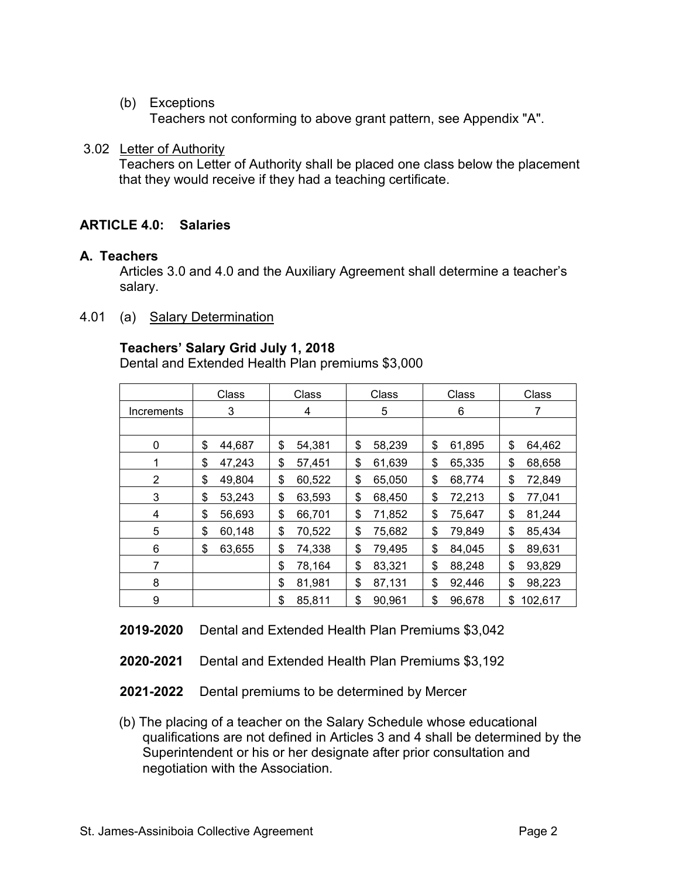(b) Exceptions

Teachers not conforming to above grant pattern, see Appendix "A".

3.02 Letter of Authority

Teachers on Letter of Authority shall be placed one class below the placement that they would receive if they had a teaching certificate.

## ARTICLE 4.0: Salaries

### A. Teachers

Articles 3.0 and 4.0 and the Auxiliary Agreement shall determine a teacher's salary.

4.01 (a) Salary Determination

**Teachers' Salary Grid July 1, 2018**

Dental and Extended Health Plan premiums $3,000

| | Class | Class | Class | Class | Class |
|---|---|---|---|---|---|
| Increments | 3 | 4 | 5 | 6 | 7 |
| | | | | | |
| 0 | $ 44,687 | $ 54,381 | $ 58,239 | $ 61,895 | $ 64,462 |
| 1 | $ 47,243 | $ 57,451 | $ 61,639 | $ 65,335 | $ 68,658 |
| 2 | $ 49,804 | $ 60,522 | $ 65,050 | $ 68,774 | $ 72,849 |
| 3 | $ 53,243 | $ 63,593 | $ 68,450 | $ 72,213 | $ 77,041 |
| 4 | $ 56,693 | $ 66,701 | $ 71,852 | $ 75,647 | $ 81,244 |
| 5 | $ 60,148 | $ 70,522 | $ 75,682 | $ 79,849 | $ 85,434 |
| 6 | $ 63,655 | $ 74,338 | $ 79,495 | $ 84,045 | $ 89,631 |
| 7 | | $ 78,164 | $ 83,321 | $ 88,248 | $ 93,829 |
| 8 | | $ 81,981 | $ 87,131 | $ 92,446 | $ 98,223 |
| 9 | | $ 85,811 | $ 90,961 | $ 96,678 | $ 102,617 |

**2019-2020** Dental and Extended Health Plan Premiums $3,042

**2020-2021** Dental and Extended Health Plan Premiums $3,192

**2021-2022** Dental premiums to be determined by Mercer

(b) The placing of a teacher on the Salary Schedule whose educational qualifications are not defined in Articles 3 and 4 shall be determined by the Superintendent or his or her designate after prior consultation and negotiation with the Association.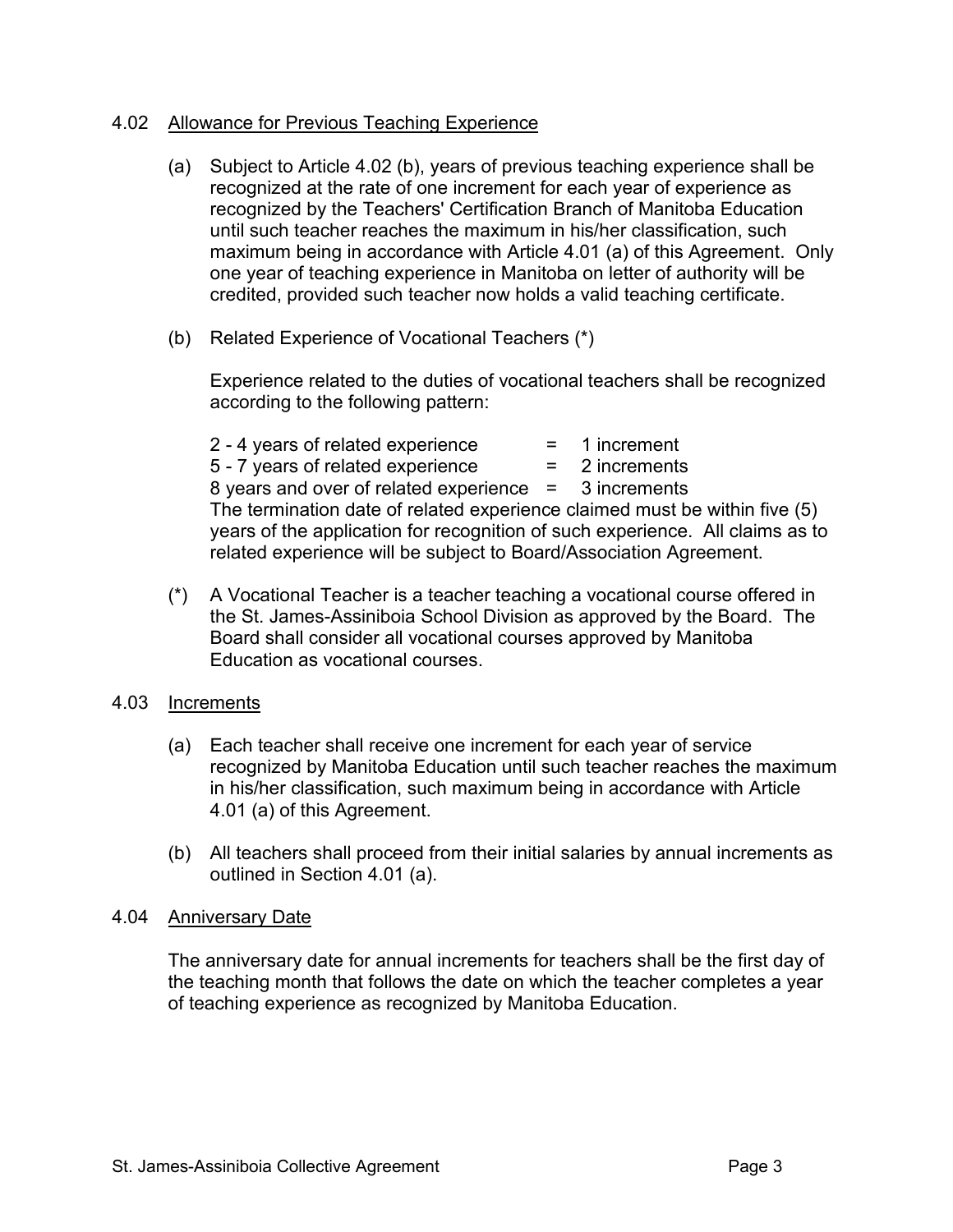## 4.02 Allowance for Previous Teaching Experience

(a) Subject to Article 4.02 (b), years of previous teaching experience shall be recognized at the rate of one increment for each year of experience as recognized by the Teachers' Certification Branch of Manitoba Education until such teacher reaches the maximum in his/her classification, such maximum being in accordance with Article 4.01 (a) of this Agreement. Only one year of teaching experience in Manitoba on letter of authority will be credited, provided such teacher now holds a valid teaching certificate.

(b) Related Experience of Vocational Teachers (*)

Experience related to the duties of vocational teachers shall be recognized according to the following pattern:

2 - 4 years of related experience = 1 increment
5 - 7 years of related experience = 2 increments
8 years and over of related experience = 3 increments
The termination date of related experience claimed must be within five (5) years of the application for recognition of such experience. All claims as to related experience will be subject to Board/Association Agreement.

(*) A Vocational Teacher is a teacher teaching a vocational course offered in the St. James-Assiniboia School Division as approved by the Board. The Board shall consider all vocational courses approved by Manitoba Education as vocational courses.

## 4.03 Increments

(a) Each teacher shall receive one increment for each year of service recognized by Manitoba Education until such teacher reaches the maximum in his/her classification, such maximum being in accordance with Article 4.01 (a) of this Agreement.

(b) All teachers shall proceed from their initial salaries by annual increments as outlined in Section 4.01 (a).

## 4.04 Anniversary Date

The anniversary date for annual increments for teachers shall be the first day of the teaching month that follows the date on which the teacher completes a year of teaching experience as recognized by Manitoba Education.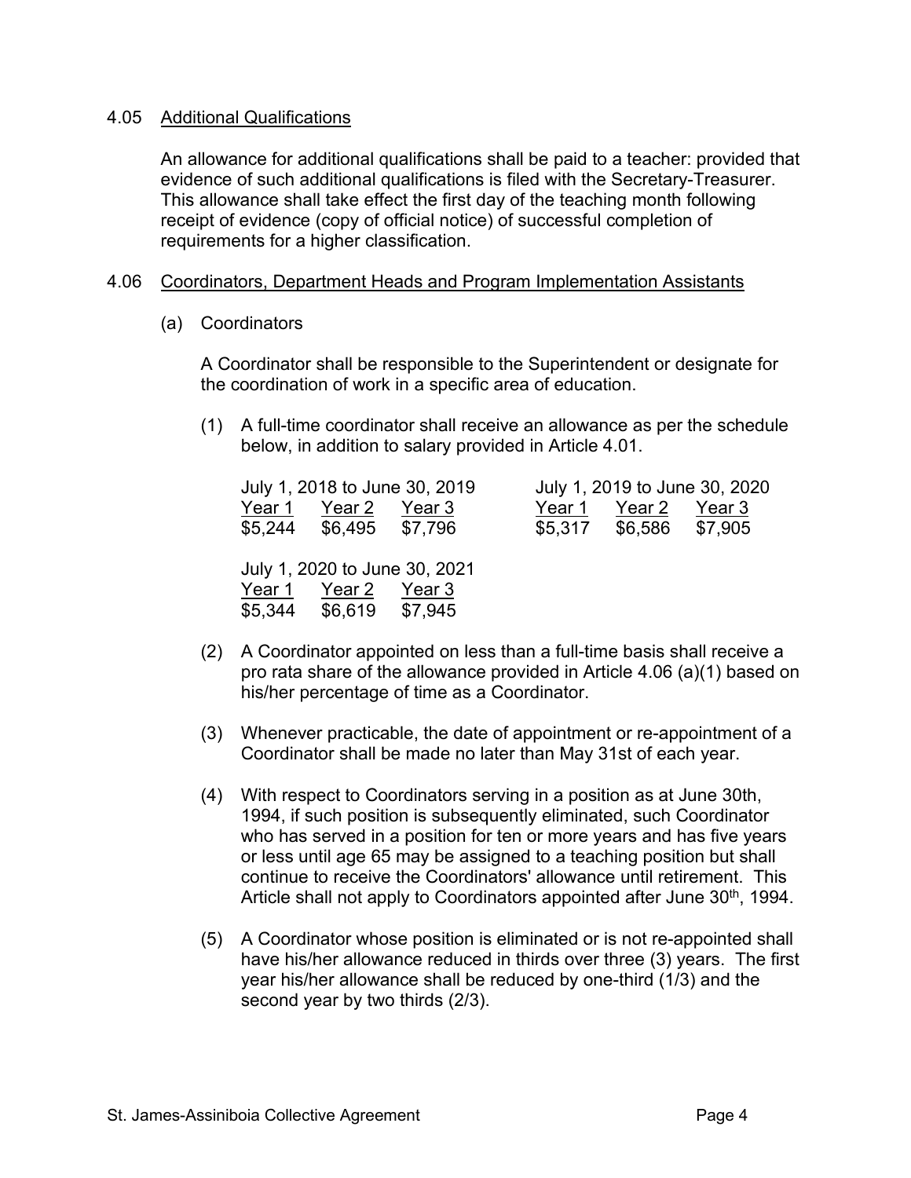### 4.05 Additional Qualifications

An allowance for additional qualifications shall be paid to a teacher: provided that evidence of such additional qualifications is filed with the Secretary-Treasurer. This allowance shall take effect the first day of the teaching month following receipt of evidence (copy of official notice) of successful completion of requirements for a higher classification.

### 4.06 Coordinators, Department Heads and Program Implementation Assistants

(a) Coordinators

A Coordinator shall be responsible to the Superintendent or designate for the coordination of work in a specific area of education.

(1) A full-time coordinator shall receive an allowance as per the schedule below, in addition to salary provided in Article 4.01.

| July 1, 2018 to June 30, 2019 | | | July 1, 2019 to June 30, 2020 | | |
|---|---|---|---|---|---|
| Year 1 | Year 2 | Year 3 | Year 1 | Year 2 | Year 3 |
| $5,244 | $6,495 | $7,796 | $5,317 | $6,586 | $7,905 |

| July 1, 2020 to June 30, 2021 | | |
|---|---|---|
| Year 1 | Year 2 | Year 3 |
| $5,344 | $6,619 | $7,945 |

(2) A Coordinator appointed on less than a full-time basis shall receive a pro rata share of the allowance provided in Article 4.06 (a)(1) based on his/her percentage of time as a Coordinator.

(3) Whenever practicable, the date of appointment or re-appointment of a Coordinator shall be made no later than May 31st of each year.

(4) With respect to Coordinators serving in a position as at June 30th, 1994, if such position is subsequently eliminated, such Coordinator who has served in a position for ten or more years and has five years or less until age 65 may be assigned to a teaching position but shall continue to receive the Coordinators' allowance until retirement. This Article shall not apply to Coordinators appointed after June 30th, 1994.

(5) A Coordinator whose position is eliminated or is not re-appointed shall have his/her allowance reduced in thirds over three (3) years. The first year his/her allowance shall be reduced by one-third (1/3) and the second year by two thirds (2/3).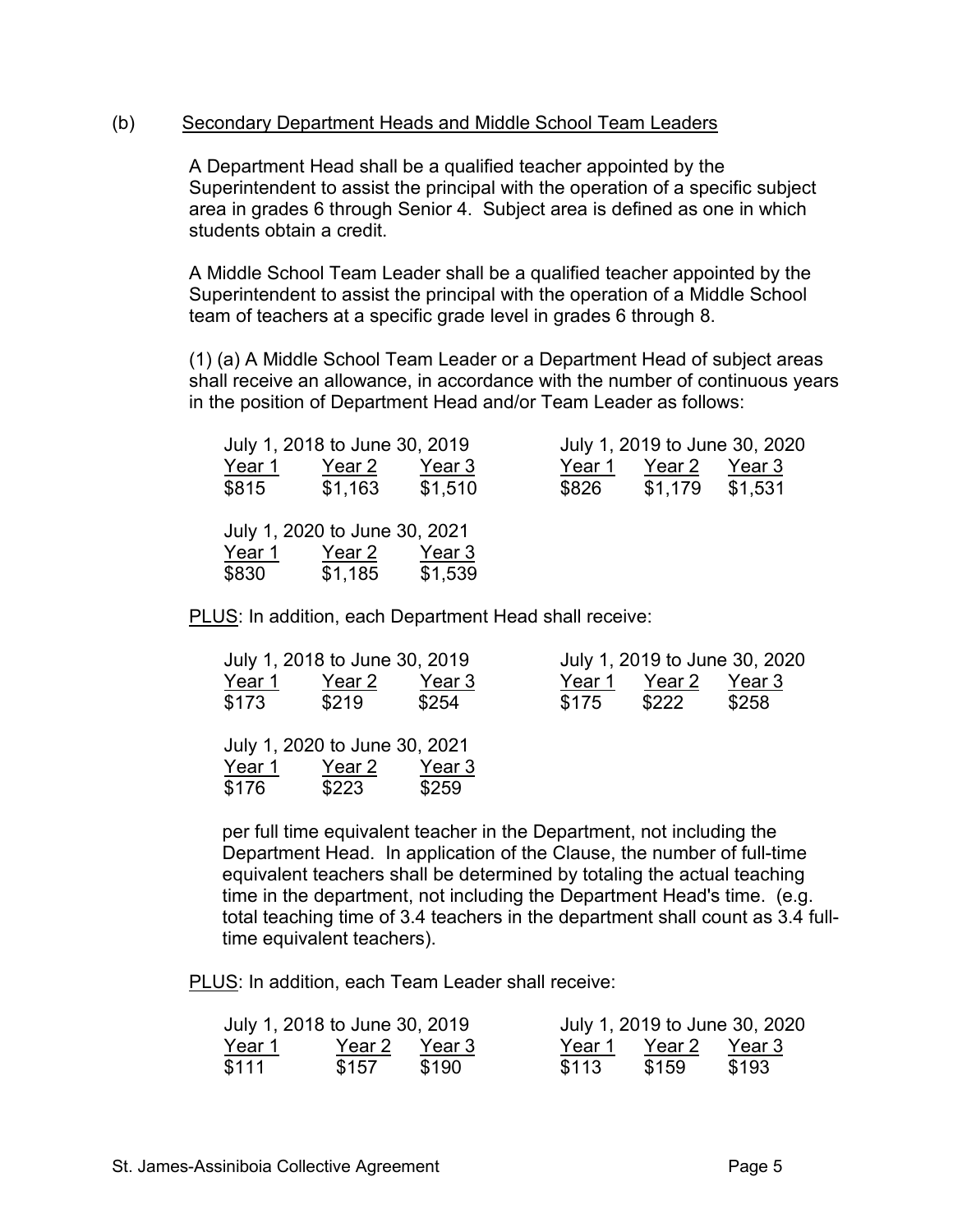(b) Secondary Department Heads and Middle School Team Leaders

A Department Head shall be a qualified teacher appointed by the Superintendent to assist the principal with the operation of a specific subject area in grades 6 through Senior 4. Subject area is defined as one in which students obtain a credit.

A Middle School Team Leader shall be a qualified teacher appointed by the Superintendent to assist the principal with the operation of a Middle School team of teachers at a specific grade level in grades 6 through 8.

(1) (a) A Middle School Team Leader or a Department Head of subject areas shall receive an allowance, in accordance with the number of continuous years in the position of Department Head and/or Team Leader as follows:

| Period | Year 1 | Year 2 | Year 3 |
|---|---|---|---|
| July 1, 2018 to June 30, 2019 | $815 | $1,163 | $1,510 |
| July 1, 2019 to June 30, 2020 | $826 | $1,179 | $1,531 |
| July 1, 2020 to June 30, 2021 | $830 | $1,185 | $1,539 |

PLUS: In addition, each Department Head shall receive:

| Period | Year 1 | Year 2 | Year 3 |
|---|---|---|---|
| July 1, 2018 to June 30, 2019 | $173 | $219 | $254 |
| July 1, 2019 to June 30, 2020 | $175 | $222 | $258 |
| July 1, 2020 to June 30, 2021 | $176 | $223 | $259 |

per full time equivalent teacher in the Department, not including the Department Head. In application of the Clause, the number of full-time equivalent teachers shall be determined by totaling the actual teaching time in the department, not including the Department Head's time. (e.g. total teaching time of 3.4 teachers in the department shall count as 3.4 full-time equivalent teachers).

PLUS: In addition, each Team Leader shall receive:

| Period | Year 1 | Year 2 | Year 3 |
|---|---|---|---|
| July 1, 2018 to June 30, 2019 | $111 | $157 | $190 |
| July 1, 2019 to June 30, 2020 | $113 | $159 | $193 |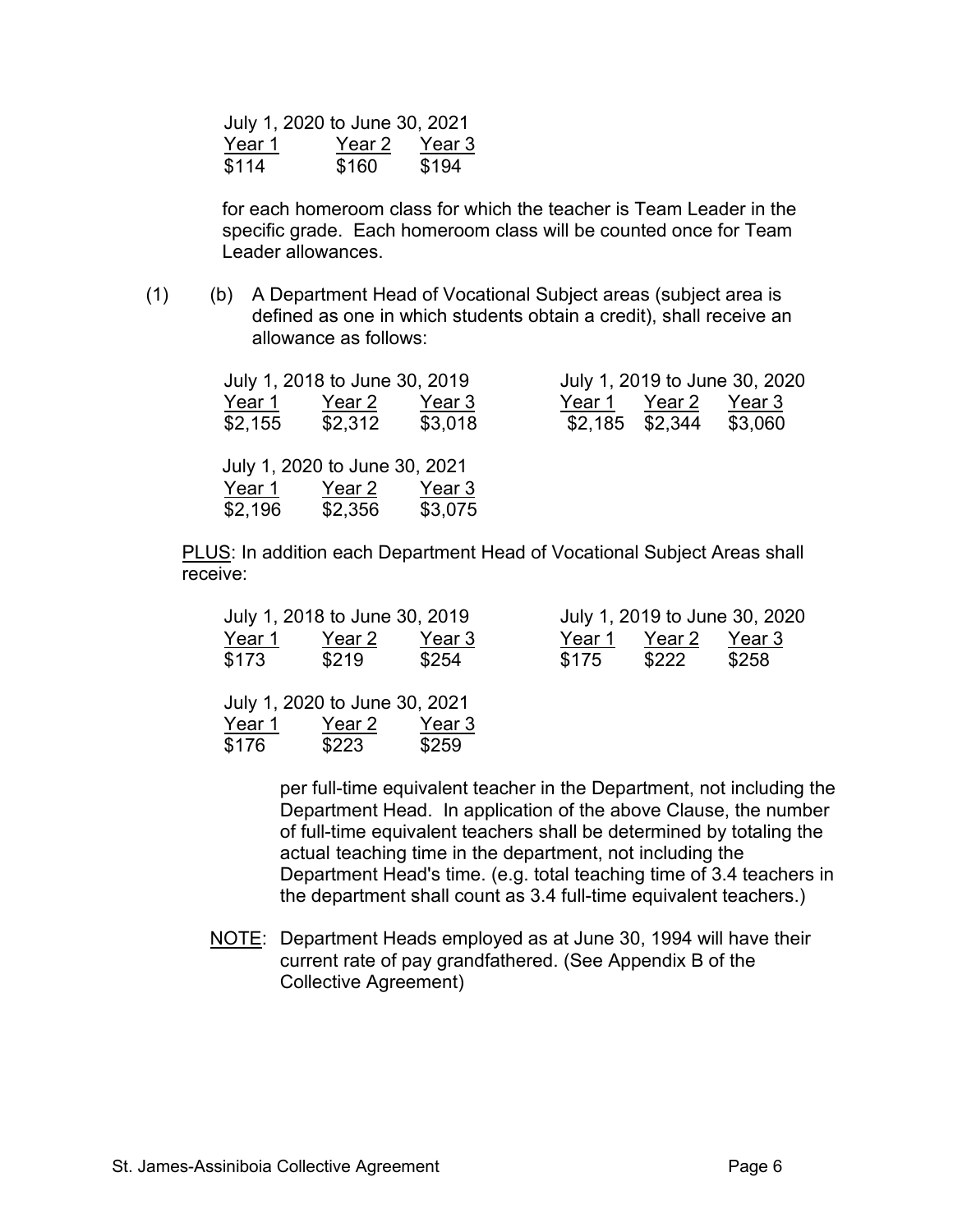| July 1, 2020 to June 30, 2021 | | |
|---|---|---|
| Year 1 | Year 2 | Year 3 |
| $114 | $160 | $194 |

for each homeroom class for which the teacher is Team Leader in the specific grade. Each homeroom class will be counted once for Team Leader allowances.

(1) (b) A Department Head of Vocational Subject areas (subject area is defined as one in which students obtain a credit), shall receive an allowance as follows:

| July 1, 2018 to June 30, 2019 | | | July 1, 2019 to June 30, 2020 | | |
|---|---|---|---|---|---|
| Year 1 | Year 2 | Year 3 | Year 1 | Year 2 | Year 3 |
| $2,155 | $2,312 | $3,018 | $2,185 | $2,344 | $3,060 |

| July 1, 2020 to June 30, 2021 | | |
|---|---|---|
| Year 1 | Year 2 | Year 3 |
| $2,196 | $2,356 | $3,075 |

PLUS: In addition each Department Head of Vocational Subject Areas shall receive:

| July 1, 2018 to June 30, 2019 | | | July 1, 2019 to June 30, 2020 | | |
|---|---|---|---|---|---|
| Year 1 | Year 2 | Year 3 | Year 1 | Year 2 | Year 3 |
| $173 | $219 | $254 | $175 | $222 | $258 |

| July 1, 2020 to June 30, 2021 | | |
|---|---|---|
| Year 1 | Year 2 | Year 3 |
| $176 | $223 | $259 |

per full-time equivalent teacher in the Department, not including the Department Head. In application of the above Clause, the number of full-time equivalent teachers shall be determined by totaling the actual teaching time in the department, not including the Department Head's time. (e.g. total teaching time of 3.4 teachers in the department shall count as 3.4 full-time equivalent teachers.)

NOTE: Department Heads employed as at June 30, 1994 will have their current rate of pay grandfathered. (See Appendix B of the Collective Agreement)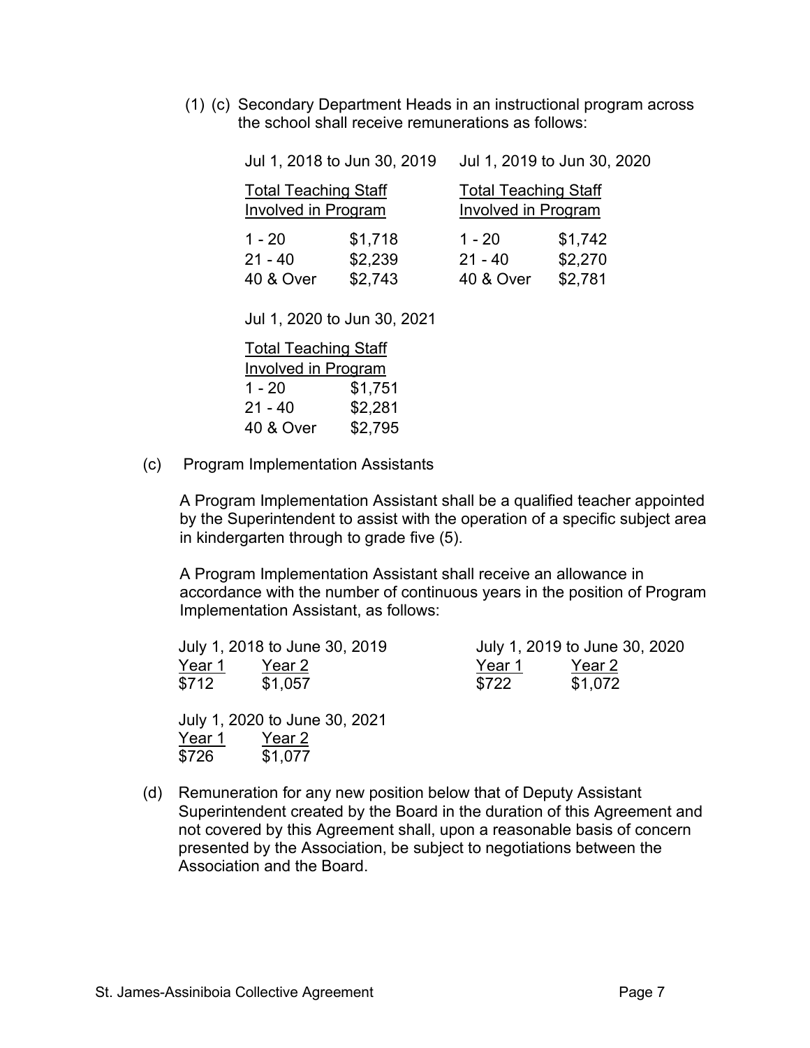(1) (c) Secondary Department Heads in an instructional program across the school shall receive remunerations as follows:

| Jul 1, 2018 to Jun 30, 2019 | | Jul 1, 2019 to Jun 30, 2020 | |
|---|---|---|---|
| Total Teaching Staff Involved in Program | | Total Teaching Staff Involved in Program | |
| 1 - 20 | $1,718 | 1 - 20 | $1,742 |
| 21 - 40 | $2,239 | 21 - 40 | $2,270 |
| 40 & Over | $2,743 | 40 & Over | $2,781 |

| Jul 1, 2020 to Jun 30, 2021 | |
|---|---|
| Total Teaching Staff Involved in Program | |
| 1 - 20 | $1,751 |
| 21 - 40 | $2,281 |
| 40 & Over | $2,795 |

(c) Program Implementation Assistants

A Program Implementation Assistant shall be a qualified teacher appointed by the Superintendent to assist with the operation of a specific subject area in kindergarten through to grade five (5).

A Program Implementation Assistant shall receive an allowance in accordance with the number of continuous years in the position of Program Implementation Assistant, as follows:

| July 1, 2018 to June 30, 2019 | | July 1, 2019 to June 30, 2020 | |
|---|---|---|---|
| Year 1 | Year 2 | Year 1 | Year 2 |
| $712 | $1,057 | $722 | $1,072 |

| July 1, 2020 to June 30, 2021 | |
|---|---|
| Year 1 | Year 2 |
| $726 | $1,077 |

(d) Remuneration for any new position below that of Deputy Assistant Superintendent created by the Board in the duration of this Agreement and not covered by this Agreement shall, upon a reasonable basis of concern presented by the Association, be subject to negotiations between the Association and the Board.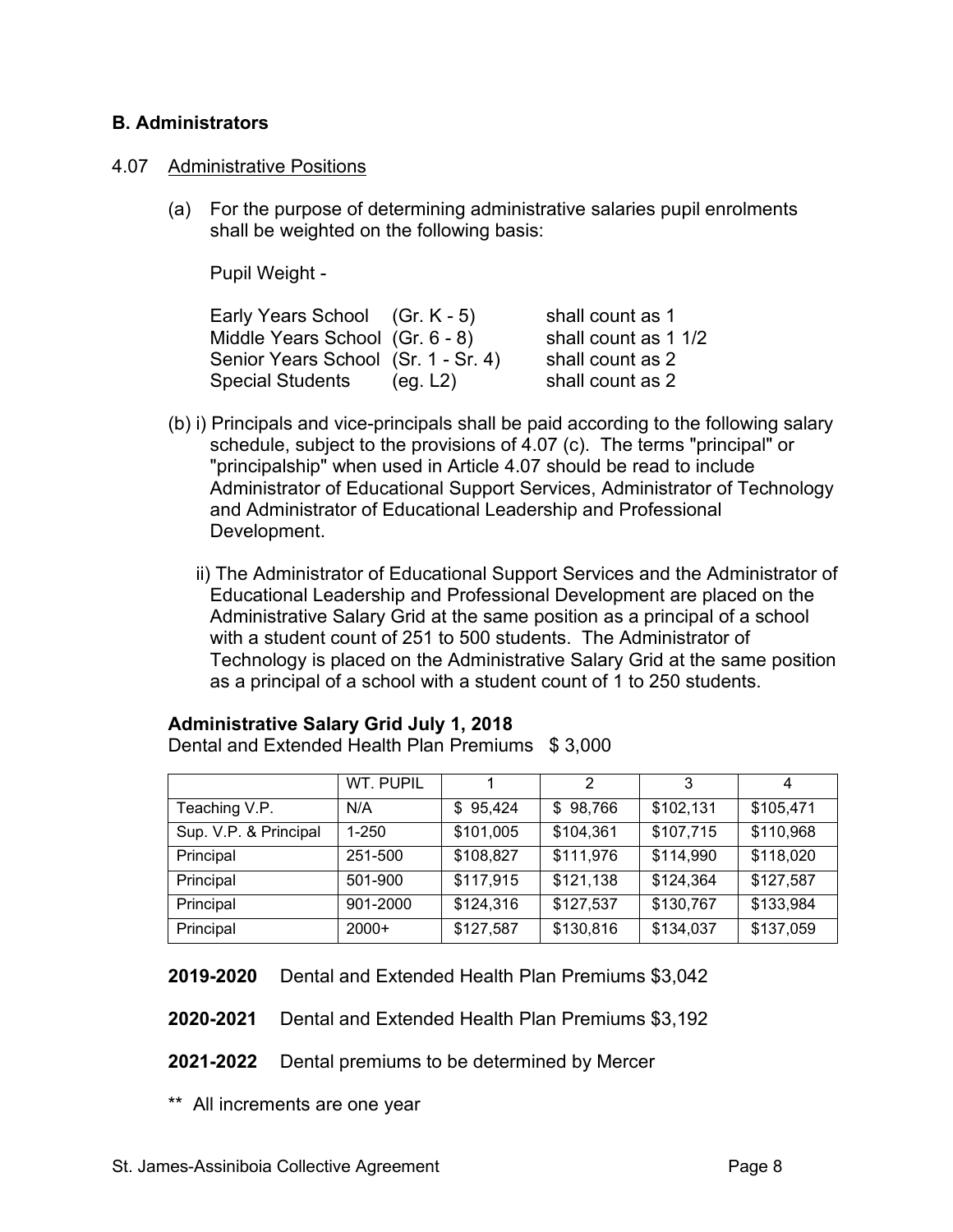## B. Administrators

4.07 Administrative Positions

(a) For the purpose of determining administrative salaries pupil enrolments shall be weighted on the following basis:

Pupil Weight -

| | | |
|---|---|---|
| Early Years School | (Gr. K - 5) | shall count as 1 |
| Middle Years School | (Gr. 6 - 8) | shall count as 1 1/2 |
| Senior Years School | (Sr. 1 - Sr. 4) | shall count as 2 |
| Special Students | (eg. L2) | shall count as 2 |

(b) i) Principals and vice-principals shall be paid according to the following salary schedule, subject to the provisions of 4.07 (c). The terms "principal" or "principalship" when used in Article 4.07 should be read to include Administrator of Educational Support Services, Administrator of Technology and Administrator of Educational Leadership and Professional Development.

ii) The Administrator of Educational Support Services and the Administrator of Educational Leadership and Professional Development are placed on the Administrative Salary Grid at the same position as a principal of a school with a student count of 251 to 500 students. The Administrator of Technology is placed on the Administrative Salary Grid at the same position as a principal of a school with a student count of 1 to 250 students.

**Administrative Salary Grid July 1, 2018**

Dental and Extended Health Plan Premiums $ 3,000

| | WT. PUPIL | 1 | 2 | 3 | 4 |
|---|---|---|---|---|---|
| Teaching V.P. | N/A | $ 95,424 | $ 98,766 | $102,131 | $105,471 |
| Sup. V.P. & Principal | 1-250 | $101,005 | $104,361 | $107,715 | $110,968 |
| Principal | 251-500 | $108,827 | $111,976 | $114,990 | $118,020 |
| Principal | 501-900 | $117,915 | $121,138 | $124,364 | $127,587 |
| Principal | 901-2000 | $124,316 | $127,537 | $130,767 | $133,984 |
| Principal | 2000+ | $127,587 | $130,816 | $134,037 | $137,059 |

**2019-2020** Dental and Extended Health Plan Premiums $3,042

**2020-2021** Dental and Extended Health Plan Premiums $3,192

**2021-2022** Dental premiums to be determined by Mercer

** All increments are one year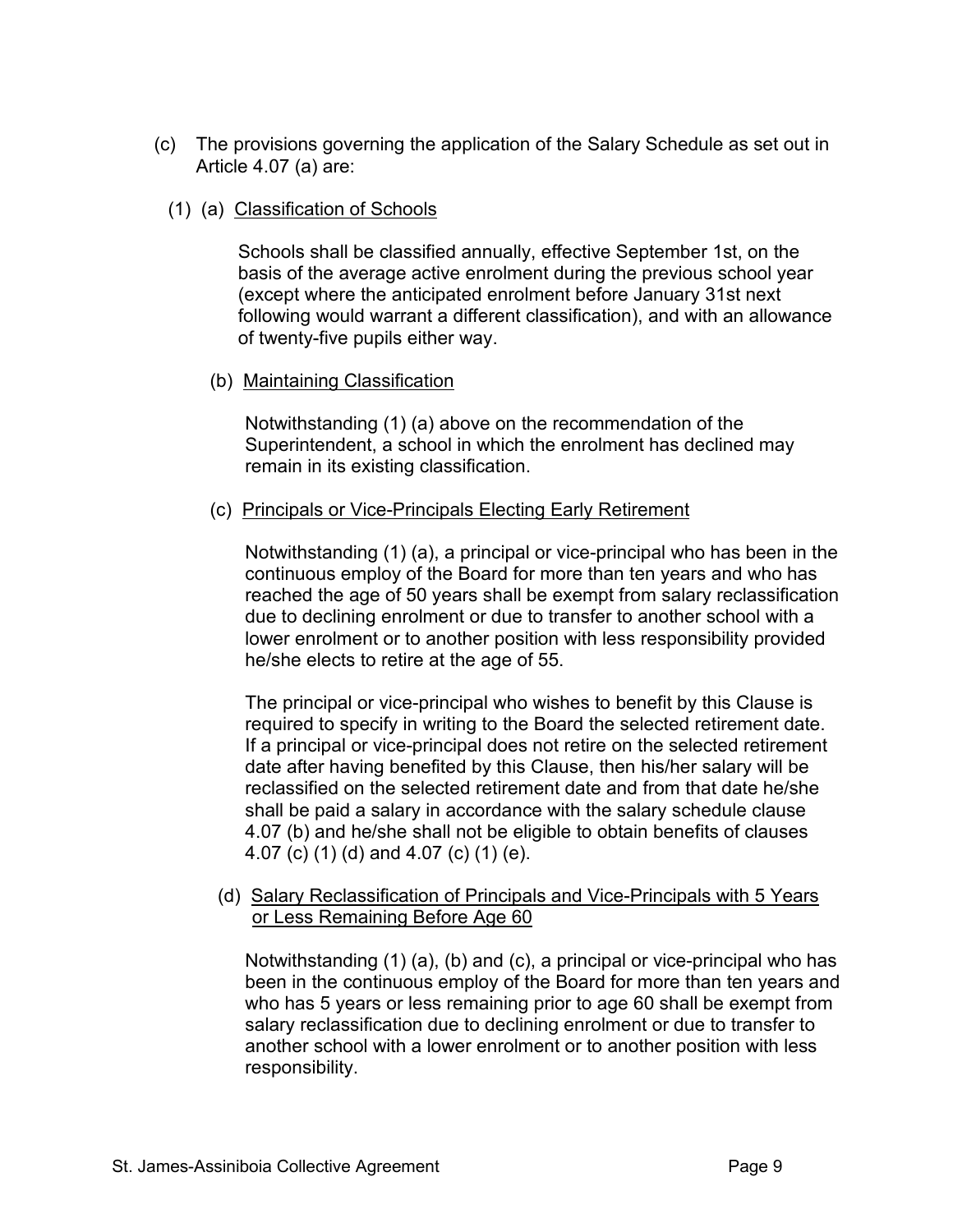(c) The provisions governing the application of the Salary Schedule as set out in Article 4.07 (a) are:

(1) (a) <u>Classification of Schools</u>

Schools shall be classified annually, effective September 1st, on the basis of the average active enrolment during the previous school year (except where the anticipated enrolment before January 31st next following would warrant a different classification), and with an allowance of twenty-five pupils either way.

(b) <u>Maintaining Classification</u>

Notwithstanding (1) (a) above on the recommendation of the Superintendent, a school in which the enrolment has declined may remain in its existing classification.

(c) <u>Principals or Vice-Principals Electing Early Retirement</u>

Notwithstanding (1) (a), a principal or vice-principal who has been in the continuous employ of the Board for more than ten years and who has reached the age of 50 years shall be exempt from salary reclassification due to declining enrolment or due to transfer to another school with a lower enrolment or to another position with less responsibility provided he/she elects to retire at the age of 55.

The principal or vice-principal who wishes to benefit by this Clause is required to specify in writing to the Board the selected retirement date. If a principal or vice-principal does not retire on the selected retirement date after having benefited by this Clause, then his/her salary will be reclassified on the selected retirement date and from that date he/she shall be paid a salary in accordance with the salary schedule clause 4.07 (b) and he/she shall not be eligible to obtain benefits of clauses 4.07 (c) (1) (d) and 4.07 (c) (1) (e).

(d) <u>Salary Reclassification of Principals and Vice-Principals with 5 Years or Less Remaining Before Age 60</u>

Notwithstanding (1) (a), (b) and (c), a principal or vice-principal who has been in the continuous employ of the Board for more than ten years and who has 5 years or less remaining prior to age 60 shall be exempt from salary reclassification due to declining enrolment or due to transfer to another school with a lower enrolment or to another position with less responsibility.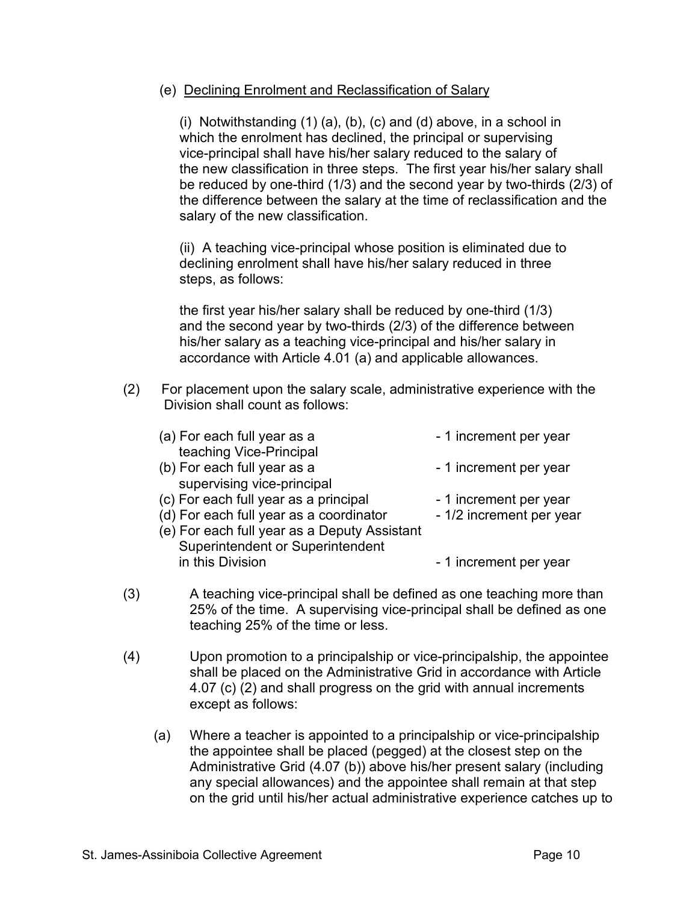(e) Declining Enrolment and Reclassification of Salary

(i) Notwithstanding (1) (a), (b), (c) and (d) above, in a school in which the enrolment has declined, the principal or supervising vice-principal shall have his/her salary reduced to the salary of the new classification in three steps. The first year his/her salary shall be reduced by one-third (1/3) and the second year by two-thirds (2/3) of the difference between the salary at the time of reclassification and the salary of the new classification.

(ii) A teaching vice-principal whose position is eliminated due to declining enrolment shall have his/her salary reduced in three steps, as follows:

the first year his/her salary shall be reduced by one-third (1/3) and the second year by two-thirds (2/3) of the difference between his/her salary as a teaching vice-principal and his/her salary in accordance with Article 4.01 (a) and applicable allowances.

(2) For placement upon the salary scale, administrative experience with the Division shall count as follows:

| | |
|---|---|
| (a) For each full year as a teaching Vice-Principal | - 1 increment per year |
| (b) For each full year as a supervising vice-principal | - 1 increment per year |
| (c) For each full year as a principal | - 1 increment per year |
| (d) For each full year as a coordinator | - 1/2 increment per year |
| (e) For each full year as a Deputy Assistant Superintendent or Superintendent in this Division | - 1 increment per year |

(3) A teaching vice-principal shall be defined as one teaching more than 25% of the time. A supervising vice-principal shall be defined as one teaching 25% of the time or less.

(4) Upon promotion to a principalship or vice-principalship, the appointee shall be placed on the Administrative Grid in accordance with Article 4.07 (c) (2) and shall progress on the grid with annual increments except as follows:

(a) Where a teacher is appointed to a principalship or vice-principalship the appointee shall be placed (pegged) at the closest step on the Administrative Grid (4.07 (b)) above his/her present salary (including any special allowances) and the appointee shall remain at that step on the grid until his/her actual administrative experience catches up to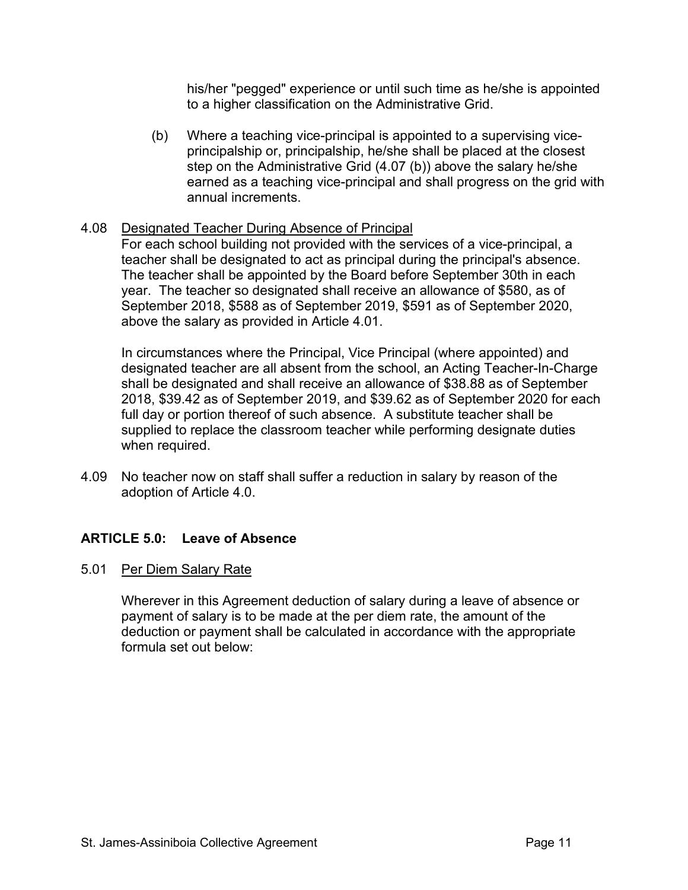his/her "pegged" experience or until such time as he/she is appointed to a higher classification on the Administrative Grid.

(b) Where a teaching vice-principal is appointed to a supervising vice-principalship or, principalship, he/she shall be placed at the closest step on the Administrative Grid (4.07 (b)) above the salary he/she earned as a teaching vice-principal and shall progress on the grid with annual increments.

4.08 Designated Teacher During Absence of Principal

For each school building not provided with the services of a vice-principal, a teacher shall be designated to act as principal during the principal's absence. The teacher shall be appointed by the Board before September 30th in each year. The teacher so designated shall receive an allowance of $580, as of September 2018, $588 as of September 2019, $591 as of September 2020, above the salary as provided in Article 4.01.

In circumstances where the Principal, Vice Principal (where appointed) and designated teacher are all absent from the school, an Acting Teacher-In-Charge shall be designated and shall receive an allowance of $38.88 as of September 2018, $39.42 as of September 2019, and $39.62 as of September 2020 for each full day or portion thereof of such absence. A substitute teacher shall be supplied to replace the classroom teacher while performing designate duties when required.

4.09 No teacher now on staff shall suffer a reduction in salary by reason of the adoption of Article 4.0.

## ARTICLE 5.0: Leave of Absence

5.01 Per Diem Salary Rate

Wherever in this Agreement deduction of salary during a leave of absence or payment of salary is to be made at the per diem rate, the amount of the deduction or payment shall be calculated in accordance with the appropriate formula set out below: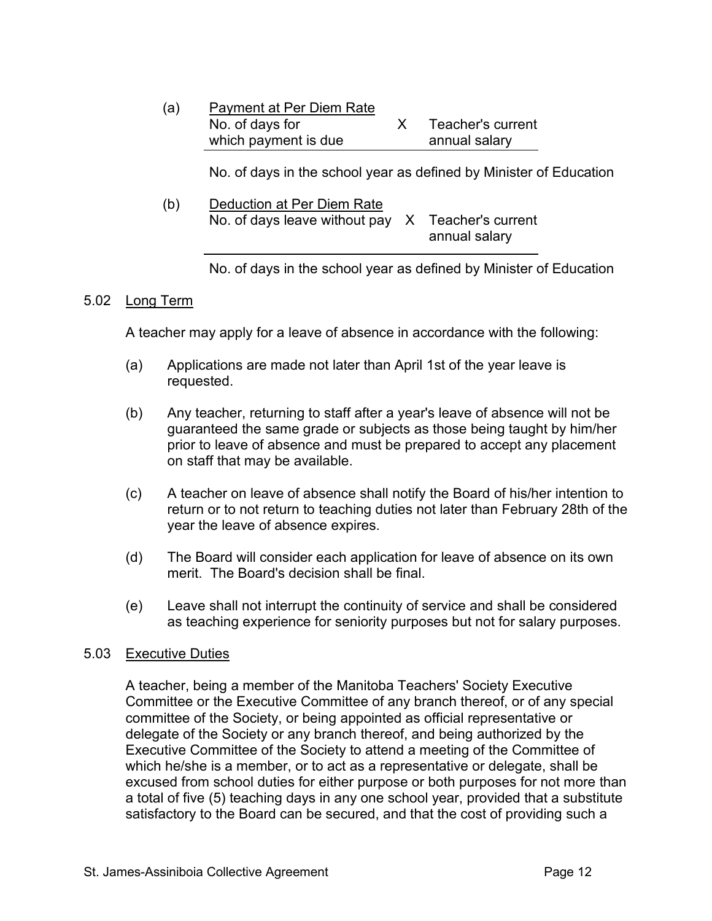(a) <u>Payment at Per Diem Rate</u>

$$\frac{\text{No. of days for which payment is due} \times \text{Teacher's current annual salary}}{\text{No. of days in the school year as defined by Minister of Education}}$$

(b) <u>Deduction at Per Diem Rate</u>

$$\frac{\text{No. of days leave without pay} \times \text{Teacher's current annual salary}}{\text{No. of days in the school year as defined by Minister of Education}}$$

5.02 <u>Long Term</u>

A teacher may apply for a leave of absence in accordance with the following:

(a) Applications are made not later than April 1st of the year leave is requested.

(b) Any teacher, returning to staff after a year's leave of absence will not be guaranteed the same grade or subjects as those being taught by him/her prior to leave of absence and must be prepared to accept any placement on staff that may be available.

(c) A teacher on leave of absence shall notify the Board of his/her intention to return or to not return to teaching duties not later than February 28th of the year the leave of absence expires.

(d) The Board will consider each application for leave of absence on its own merit. The Board's decision shall be final.

(e) Leave shall not interrupt the continuity of service and shall be considered as teaching experience for seniority purposes but not for salary purposes.

5.03 <u>Executive Duties</u>

A teacher, being a member of the Manitoba Teachers' Society Executive Committee or the Executive Committee of any branch thereof, or of any special committee of the Society, or being appointed as official representative or delegate of the Society or any branch thereof, and being authorized by the Executive Committee of the Society to attend a meeting of the Committee of which he/she is a member, or to act as a representative or delegate, shall be excused from school duties for either purpose or both purposes for not more than a total of five (5) teaching days in any one school year, provided that a substitute satisfactory to the Board can be secured, and that the cost of providing such a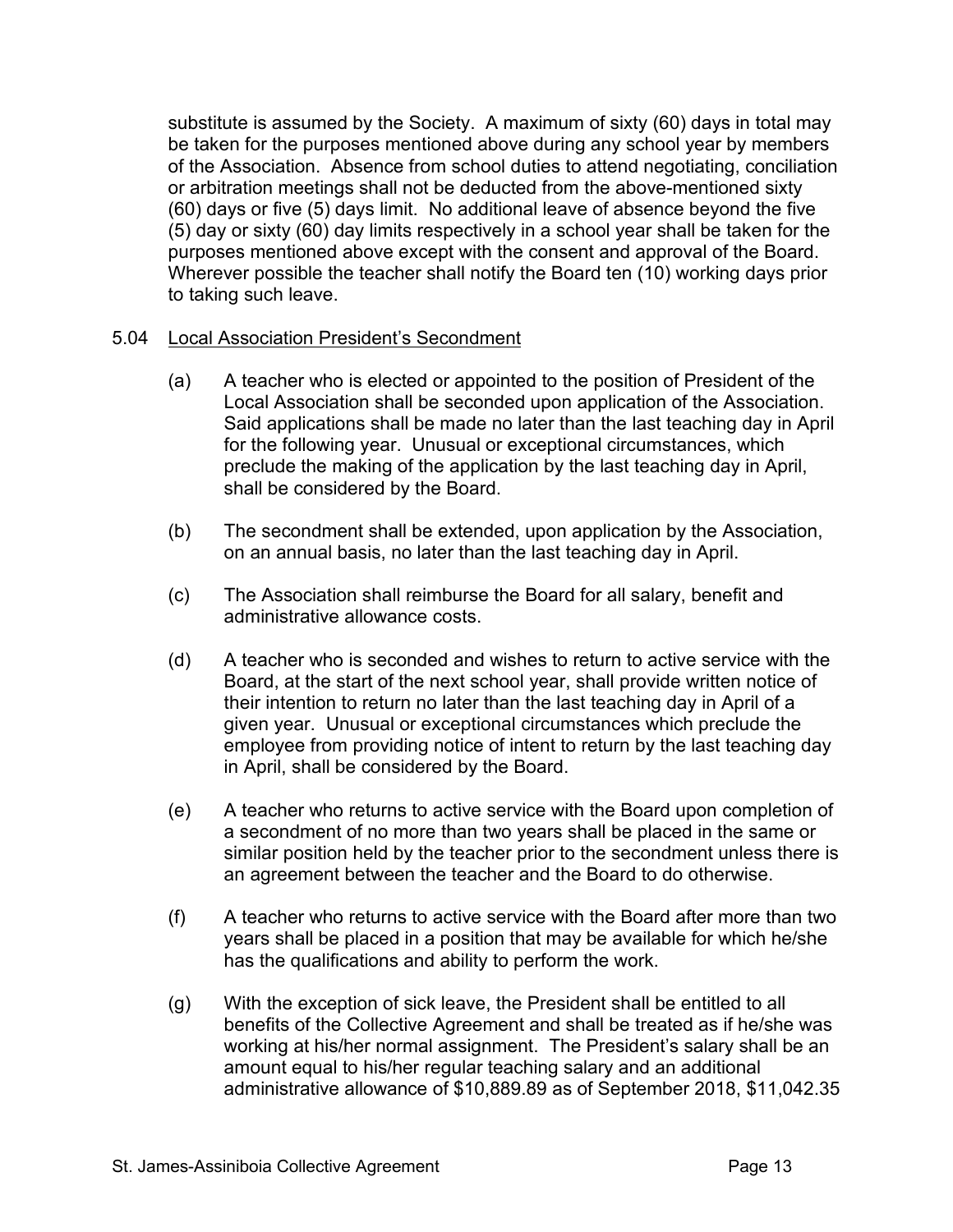substitute is assumed by the Society. A maximum of sixty (60) days in total may be taken for the purposes mentioned above during any school year by members of the Association. Absence from school duties to attend negotiating, conciliation or arbitration meetings shall not be deducted from the above-mentioned sixty (60) days or five (5) days limit. No additional leave of absence beyond the five (5) day or sixty (60) day limits respectively in a school year shall be taken for the purposes mentioned above except with the consent and approval of the Board. Wherever possible the teacher shall notify the Board ten (10) working days prior to taking such leave.

5.04 Local Association President's Secondment

(a) A teacher who is elected or appointed to the position of President of the Local Association shall be seconded upon application of the Association. Said applications shall be made no later than the last teaching day in April for the following year. Unusual or exceptional circumstances, which preclude the making of the application by the last teaching day in April, shall be considered by the Board.

(b) The secondment shall be extended, upon application by the Association, on an annual basis, no later than the last teaching day in April.

(c) The Association shall reimburse the Board for all salary, benefit and administrative allowance costs.

(d) A teacher who is seconded and wishes to return to active service with the Board, at the start of the next school year, shall provide written notice of their intention to return no later than the last teaching day in April of a given year. Unusual or exceptional circumstances which preclude the employee from providing notice of intent to return by the last teaching day in April, shall be considered by the Board.

(e) A teacher who returns to active service with the Board upon completion of a secondment of no more than two years shall be placed in the same or similar position held by the teacher prior to the secondment unless there is an agreement between the teacher and the Board to do otherwise.

(f) A teacher who returns to active service with the Board after more than two years shall be placed in a position that may be available for which he/she has the qualifications and ability to perform the work.

(g) With the exception of sick leave, the President shall be entitled to all benefits of the Collective Agreement and shall be treated as if he/she was working at his/her normal assignment. The President's salary shall be an amount equal to his/her regular teaching salary and an additional administrative allowance of $10,889.89 as of September 2018, $11,042.35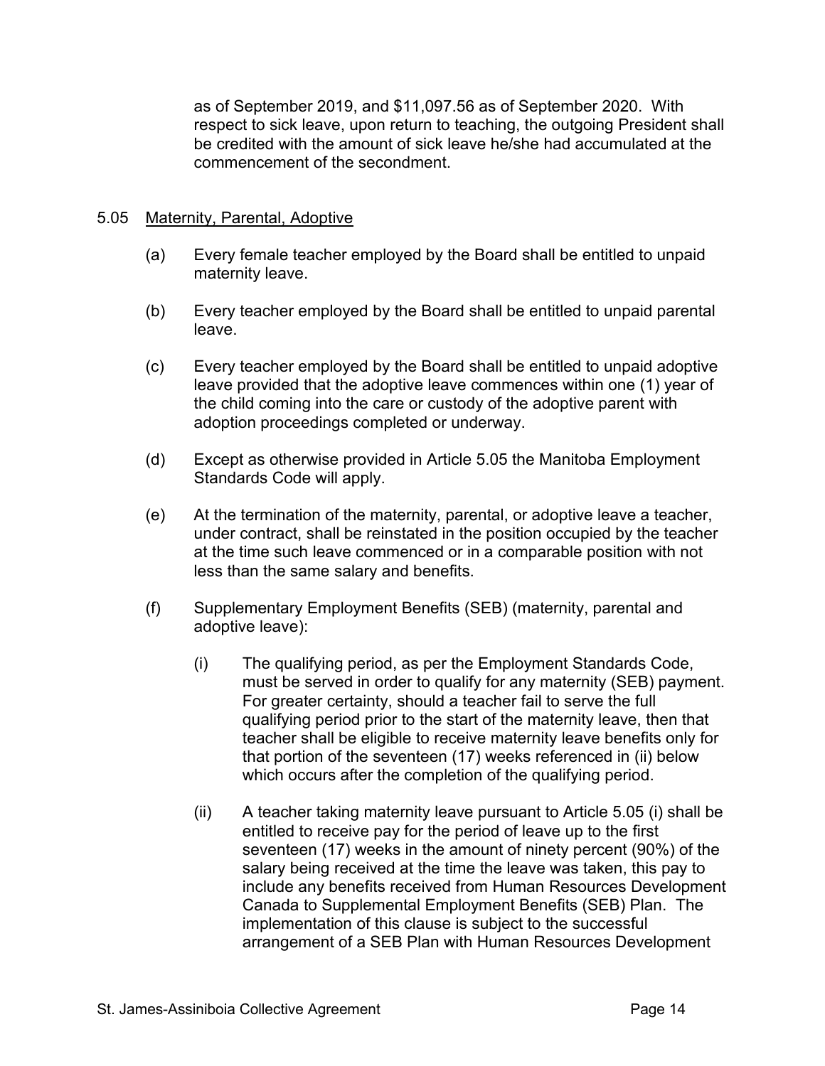as of September 2019, and $11,097.56 as of September 2020. With respect to sick leave, upon return to teaching, the outgoing President shall be credited with the amount of sick leave he/she had accumulated at the commencement of the secondment.

5.05 Maternity, Parental, Adoptive

(a) Every female teacher employed by the Board shall be entitled to unpaid maternity leave.

(b) Every teacher employed by the Board shall be entitled to unpaid parental leave.

(c) Every teacher employed by the Board shall be entitled to unpaid adoptive leave provided that the adoptive leave commences within one (1) year of the child coming into the care or custody of the adoptive parent with adoption proceedings completed or underway.

(d) Except as otherwise provided in Article 5.05 the Manitoba Employment Standards Code will apply.

(e) At the termination of the maternity, parental, or adoptive leave a teacher, under contract, shall be reinstated in the position occupied by the teacher at the time such leave commenced or in a comparable position with not less than the same salary and benefits.

(f) Supplementary Employment Benefits (SEB) (maternity, parental and adoptive leave):

(i) The qualifying period, as per the Employment Standards Code, must be served in order to qualify for any maternity (SEB) payment. For greater certainty, should a teacher fail to serve the full qualifying period prior to the start of the maternity leave, then that teacher shall be eligible to receive maternity leave benefits only for that portion of the seventeen (17) weeks referenced in (ii) below which occurs after the completion of the qualifying period.

(ii) A teacher taking maternity leave pursuant to Article 5.05 (i) shall be entitled to receive pay for the period of leave up to the first seventeen (17) weeks in the amount of ninety percent (90%) of the salary being received at the time the leave was taken, this pay to include any benefits received from Human Resources Development Canada to Supplemental Employment Benefits (SEB) Plan. The implementation of this clause is subject to the successful arrangement of a SEB Plan with Human Resources Development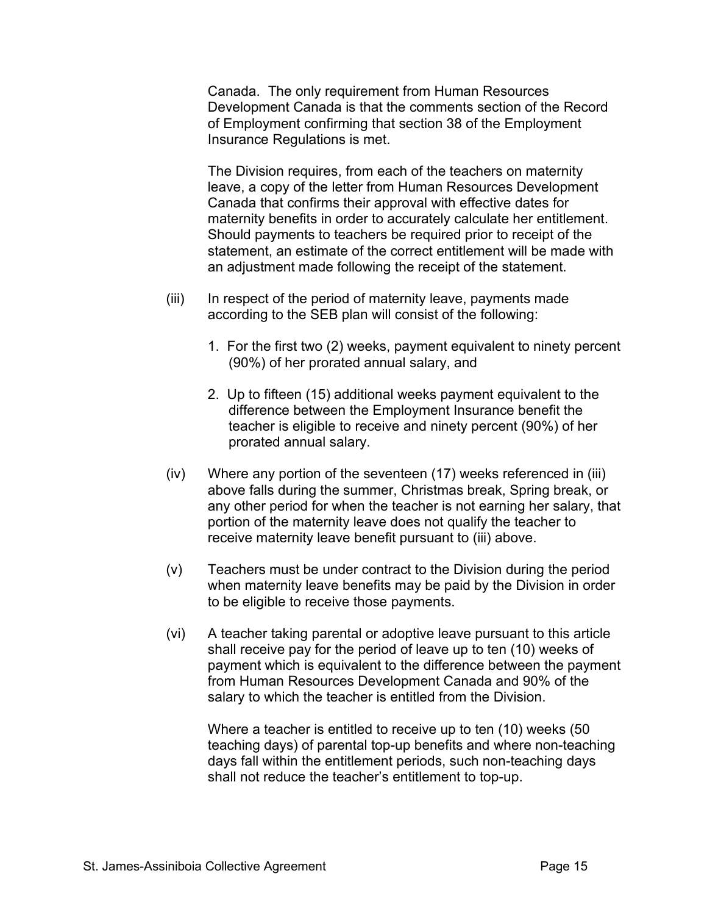Canada. The only requirement from Human Resources Development Canada is that the comments section of the Record of Employment confirming that section 38 of the Employment Insurance Regulations is met.

The Division requires, from each of the teachers on maternity leave, a copy of the letter from Human Resources Development Canada that confirms their approval with effective dates for maternity benefits in order to accurately calculate her entitlement. Should payments to teachers be required prior to receipt of the statement, an estimate of the correct entitlement will be made with an adjustment made following the receipt of the statement.

(iii) In respect of the period of maternity leave, payments made according to the SEB plan will consist of the following:

1. For the first two (2) weeks, payment equivalent to ninety percent (90%) of her prorated annual salary, and

2. Up to fifteen (15) additional weeks payment equivalent to the difference between the Employment Insurance benefit the teacher is eligible to receive and ninety percent (90%) of her prorated annual salary.

(iv) Where any portion of the seventeen (17) weeks referenced in (iii) above falls during the summer, Christmas break, Spring break, or any other period for when the teacher is not earning her salary, that portion of the maternity leave does not qualify the teacher to receive maternity leave benefit pursuant to (iii) above.

(v) Teachers must be under contract to the Division during the period when maternity leave benefits may be paid by the Division in order to be eligible to receive those payments.

(vi) A teacher taking parental or adoptive leave pursuant to this article shall receive pay for the period of leave up to ten (10) weeks of payment which is equivalent to the difference between the payment from Human Resources Development Canada and 90% of the salary to which the teacher is entitled from the Division.

Where a teacher is entitled to receive up to ten (10) weeks (50 teaching days) of parental top-up benefits and where non-teaching days fall within the entitlement periods, such non-teaching days shall not reduce the teacher's entitlement to top-up.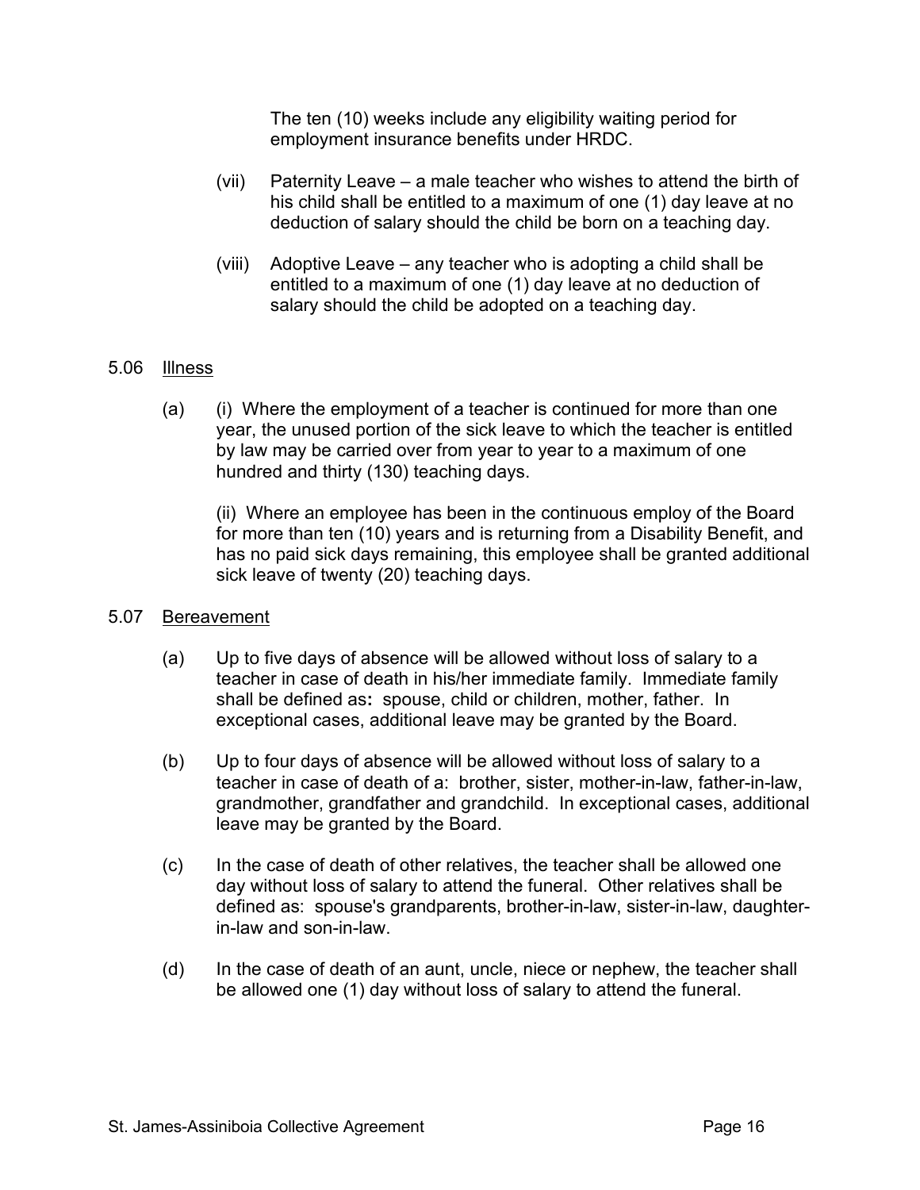The ten (10) weeks include any eligibility waiting period for employment insurance benefits under HRDC.

(vii) Paternity Leave – a male teacher who wishes to attend the birth of his child shall be entitled to a maximum of one (1) day leave at no deduction of salary should the child be born on a teaching day.

(viii) Adoptive Leave – any teacher who is adopting a child shall be entitled to a maximum of one (1) day leave at no deduction of salary should the child be adopted on a teaching day.

5.06 Illness

(a) (i) Where the employment of a teacher is continued for more than one year, the unused portion of the sick leave to which the teacher is entitled by law may be carried over from year to year to a maximum of one hundred and thirty (130) teaching days.

(ii) Where an employee has been in the continuous employ of the Board for more than ten (10) years and is returning from a Disability Benefit, and has no paid sick days remaining, this employee shall be granted additional sick leave of twenty (20) teaching days.

5.07 Bereavement

(a) Up to five days of absence will be allowed without loss of salary to a teacher in case of death in his/her immediate family. Immediate family shall be defined as**:** spouse, child or children, mother, father. In exceptional cases, additional leave may be granted by the Board.

(b) Up to four days of absence will be allowed without loss of salary to a teacher in case of death of a: brother, sister, mother-in-law, father-in-law, grandmother, grandfather and grandchild. In exceptional cases, additional leave may be granted by the Board.

(c) In the case of death of other relatives, the teacher shall be allowed one day without loss of salary to attend the funeral. Other relatives shall be defined as: spouse's grandparents, brother-in-law, sister-in-law, daughter-in-law and son-in-law.

(d) In the case of death of an aunt, uncle, niece or nephew, the teacher shall be allowed one (1) day without loss of salary to attend the funeral.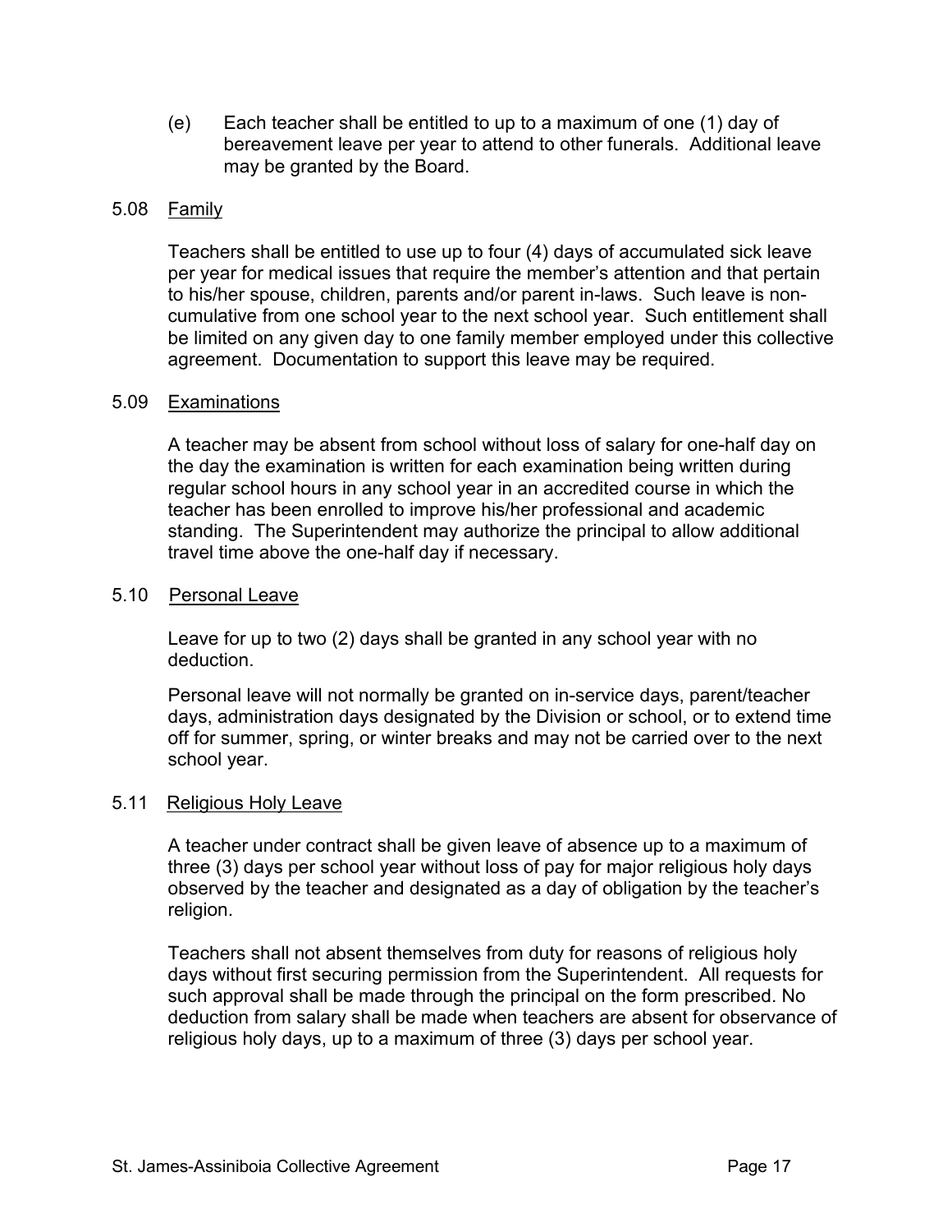(e) Each teacher shall be entitled to up to a maximum of one (1) day of bereavement leave per year to attend to other funerals. Additional leave may be granted by the Board.

### 5.08 Family

Teachers shall be entitled to use up to four (4) days of accumulated sick leave per year for medical issues that require the member's attention and that pertain to his/her spouse, children, parents and/or parent in-laws. Such leave is non-cumulative from one school year to the next school year. Such entitlement shall be limited on any given day to one family member employed under this collective agreement. Documentation to support this leave may be required.

### 5.09 Examinations

A teacher may be absent from school without loss of salary for one-half day on the day the examination is written for each examination being written during regular school hours in any school year in an accredited course in which the teacher has been enrolled to improve his/her professional and academic standing. The Superintendent may authorize the principal to allow additional travel time above the one-half day if necessary.

### 5.10 Personal Leave

Leave for up to two (2) days shall be granted in any school year with no deduction.

Personal leave will not normally be granted on in-service days, parent/teacher days, administration days designated by the Division or school, or to extend time off for summer, spring, or winter breaks and may not be carried over to the next school year.

### 5.11 Religious Holy Leave

A teacher under contract shall be given leave of absence up to a maximum of three (3) days per school year without loss of pay for major religious holy days observed by the teacher and designated as a day of obligation by the teacher's religion.

Teachers shall not absent themselves from duty for reasons of religious holy days without first securing permission from the Superintendent. All requests for such approval shall be made through the principal on the form prescribed. No deduction from salary shall be made when teachers are absent for observance of religious holy days, up to a maximum of three (3) days per school year.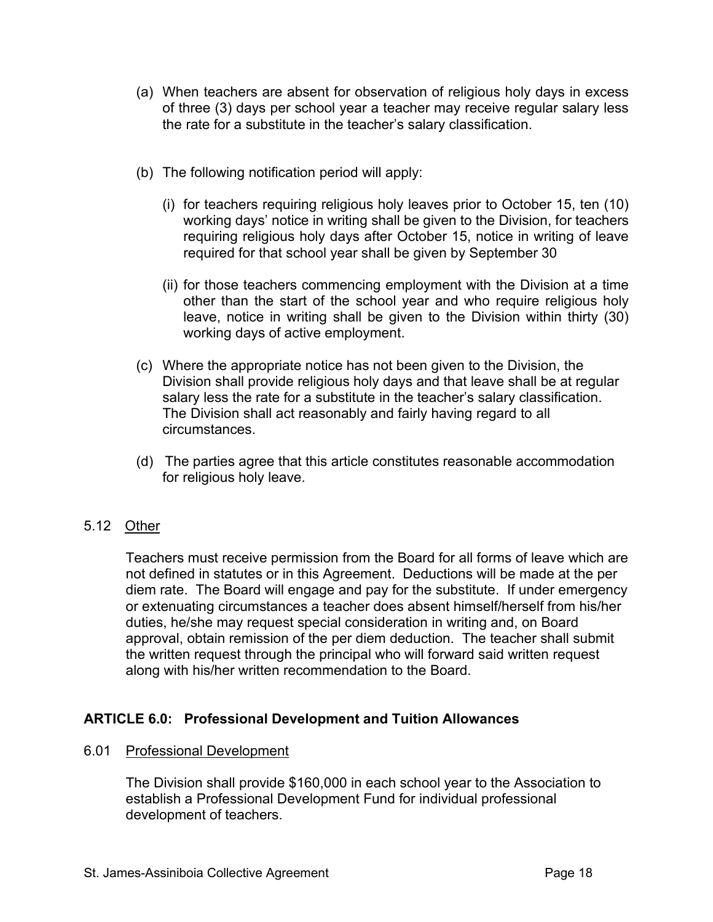(a) When teachers are absent for observation of religious holy days in excess of three (3) days per school year a teacher may receive regular salary less the rate for a substitute in the teacher's salary classification.

(b) The following notification period will apply:

   (i) for teachers requiring religious holy leaves prior to October 15, ten (10) working days' notice in writing shall be given to the Division, for teachers requiring religious holy days after October 15, notice in writing of leave required for that school year shall be given by September 30

   (ii) for those teachers commencing employment with the Division at a time other than the start of the school year and who require religious holy leave, notice in writing shall be given to the Division within thirty (30) working days of active employment.

(c) Where the appropriate notice has not been given to the Division, the Division shall provide religious holy days and that leave shall be at regular salary less the rate for a substitute in the teacher's salary classification. The Division shall act reasonably and fairly having regard to all circumstances.

(d) The parties agree that this article constitutes reasonable accommodation for religious holy leave.

### 5.12 Other

Teachers must receive permission from the Board for all forms of leave which are not defined in statutes or in this Agreement. Deductions will be made at the per diem rate. The Board will engage and pay for the substitute. If under emergency or extenuating circumstances a teacher does absent himself/herself from his/her duties, he/she may request special consideration in writing and, on Board approval, obtain remission of the per diem deduction. The teacher shall submit the written request through the principal who will forward said written request along with his/her written recommendation to the Board.

## ARTICLE 6.0: Professional Development and Tuition Allowances

### 6.01 Professional Development

The Division shall provide $160,000 in each school year to the Association to establish a Professional Development Fund for individual professional development of teachers.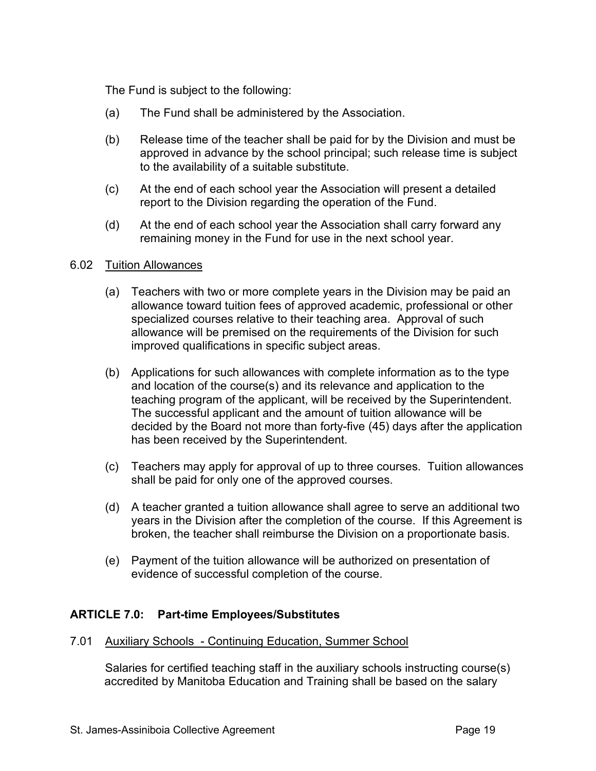The Fund is subject to the following:

(a) The Fund shall be administered by the Association.

(b) Release time of the teacher shall be paid for by the Division and must be approved in advance by the school principal; such release time is subject to the availability of a suitable substitute.

(c) At the end of each school year the Association will present a detailed report to the Division regarding the operation of the Fund.

(d) At the end of each school year the Association shall carry forward any remaining money in the Fund for use in the next school year.

6.02 Tuition Allowances

(a) Teachers with two or more complete years in the Division may be paid an allowance toward tuition fees of approved academic, professional or other specialized courses relative to their teaching area. Approval of such allowance will be premised on the requirements of the Division for such improved qualifications in specific subject areas.

(b) Applications for such allowances with complete information as to the type and location of the course(s) and its relevance and application to the teaching program of the applicant, will be received by the Superintendent. The successful applicant and the amount of tuition allowance will be decided by the Board not more than forty-five (45) days after the application has been received by the Superintendent.

(c) Teachers may apply for approval of up to three courses. Tuition allowances shall be paid for only one of the approved courses.

(d) A teacher granted a tuition allowance shall agree to serve an additional two years in the Division after the completion of the course. If this Agreement is broken, the teacher shall reimburse the Division on a proportionate basis.

(e) Payment of the tuition allowance will be authorized on presentation of evidence of successful completion of the course.

## ARTICLE 7.0: Part-time Employees/Substitutes

7.01 Auxiliary Schools - Continuing Education, Summer School

Salaries for certified teaching staff in the auxiliary schools instructing course(s) accredited by Manitoba Education and Training shall be based on the salary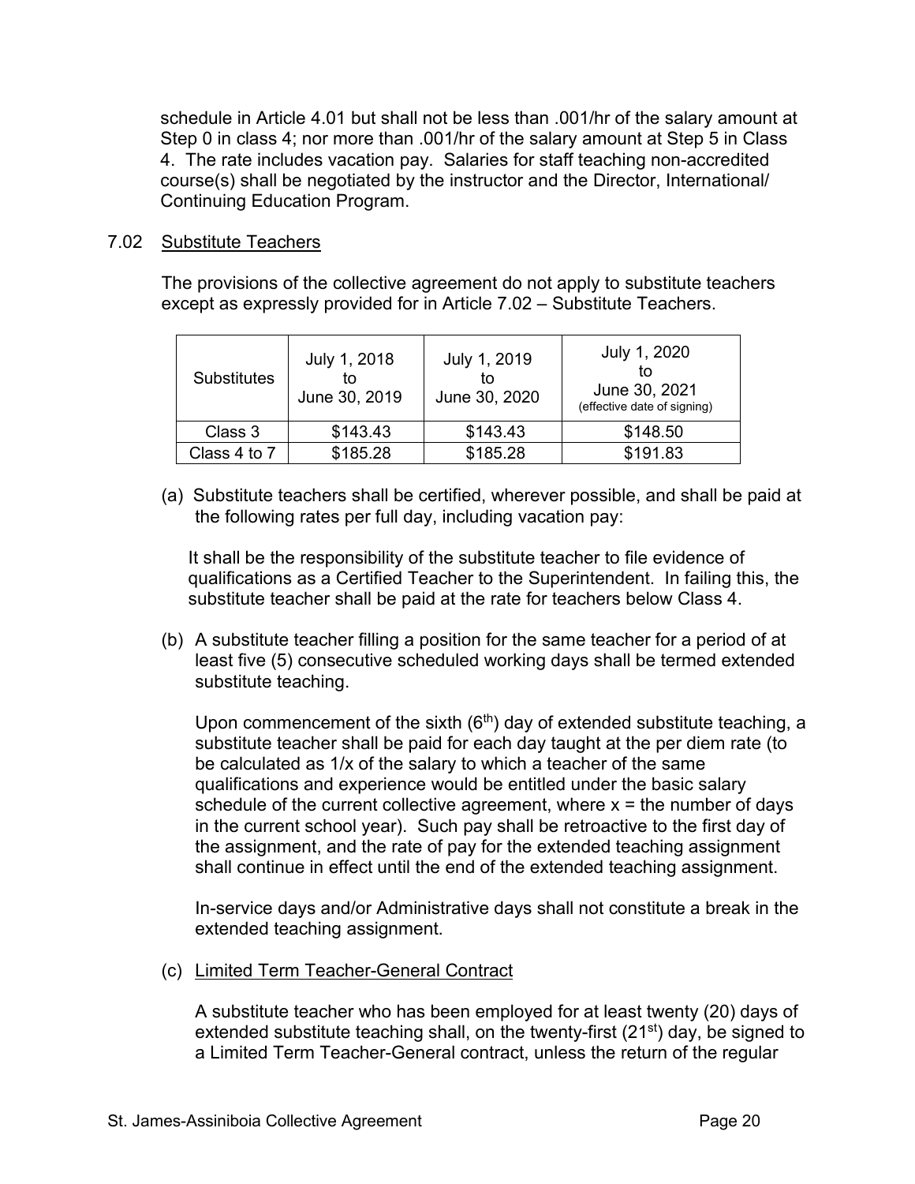schedule in Article 4.01 but shall not be less than .001/hr of the salary amount at Step 0 in class 4; nor more than .001/hr of the salary amount at Step 5 in Class 4. The rate includes vacation pay. Salaries for staff teaching non-accredited course(s) shall be negotiated by the instructor and the Director, International/ Continuing Education Program.

7.02 Substitute Teachers

The provisions of the collective agreement do not apply to substitute teachers except as expressly provided for in Article 7.02 – Substitute Teachers.

| Substitutes | July 1, 2018 to June 30, 2019 | July 1, 2019 to June 30, 2020 | July 1, 2020 to June 30, 2021 (effective date of signing) |
|---|---|---|---|
| Class 3 | $143.43 | $143.43 | $148.50 |
| Class 4 to 7 | $185.28 | $185.28 | $191.83 |

(a) Substitute teachers shall be certified, wherever possible, and shall be paid at the following rates per full day, including vacation pay:

It shall be the responsibility of the substitute teacher to file evidence of qualifications as a Certified Teacher to the Superintendent. In failing this, the substitute teacher shall be paid at the rate for teachers below Class 4.

(b) A substitute teacher filling a position for the same teacher for a period of at least five (5) consecutive scheduled working days shall be termed extended substitute teaching.

Upon commencement of the sixth (6th) day of extended substitute teaching, a substitute teacher shall be paid for each day taught at the per diem rate (to be calculated as 1/x of the salary to which a teacher of the same qualifications and experience would be entitled under the basic salary schedule of the current collective agreement, where x = the number of days in the current school year). Such pay shall be retroactive to the first day of the assignment, and the rate of pay for the extended teaching assignment shall continue in effect until the end of the extended teaching assignment.

In-service days and/or Administrative days shall not constitute a break in the extended teaching assignment.

(c) Limited Term Teacher-General Contract

A substitute teacher who has been employed for at least twenty (20) days of extended substitute teaching shall, on the twenty-first (21st) day, be signed to a Limited Term Teacher-General contract, unless the return of the regular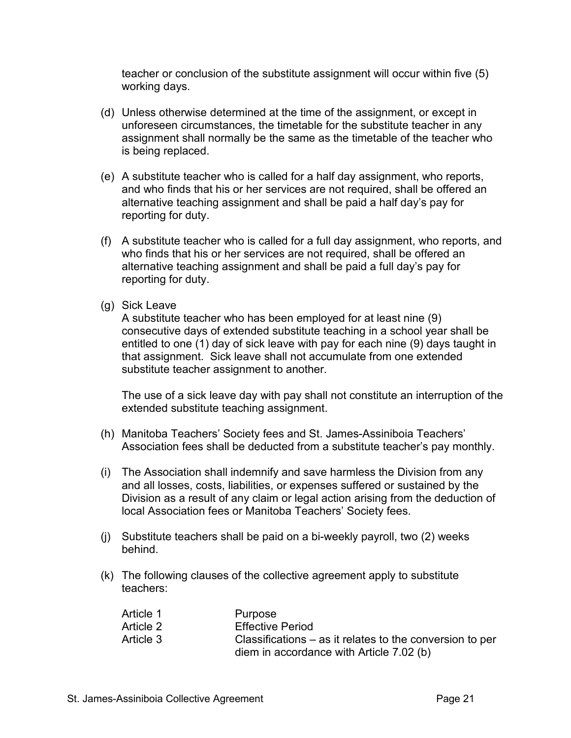teacher or conclusion of the substitute assignment will occur within five (5) working days.

(d) Unless otherwise determined at the time of the assignment, or except in unforeseen circumstances, the timetable for the substitute teacher in any assignment shall normally be the same as the timetable of the teacher who is being replaced.

(e) A substitute teacher who is called for a half day assignment, who reports, and who finds that his or her services are not required, shall be offered an alternative teaching assignment and shall be paid a half day's pay for reporting for duty.

(f) A substitute teacher who is called for a full day assignment, who reports, and who finds that his or her services are not required, shall be offered an alternative teaching assignment and shall be paid a full day's pay for reporting for duty.

(g) Sick Leave
A substitute teacher who has been employed for at least nine (9) consecutive days of extended substitute teaching in a school year shall be entitled to one (1) day of sick leave with pay for each nine (9) days taught in that assignment. Sick leave shall not accumulate from one extended substitute teacher assignment to another.

The use of a sick leave day with pay shall not constitute an interruption of the extended substitute teaching assignment.

(h) Manitoba Teachers' Society fees and St. James-Assiniboia Teachers' Association fees shall be deducted from a substitute teacher's pay monthly.

(i) The Association shall indemnify and save harmless the Division from any and all losses, costs, liabilities, or expenses suffered or sustained by the Division as a result of any claim or legal action arising from the deduction of local Association fees or Manitoba Teachers' Society fees.

(j) Substitute teachers shall be paid on a bi-weekly payroll, two (2) weeks behind.

(k) The following clauses of the collective agreement apply to substitute teachers:

| | |
|---|---|
| Article 1 | Purpose |
| Article 2 | Effective Period |
| Article 3 | Classifications – as it relates to the conversion to per diem in accordance with Article 7.02 (b) |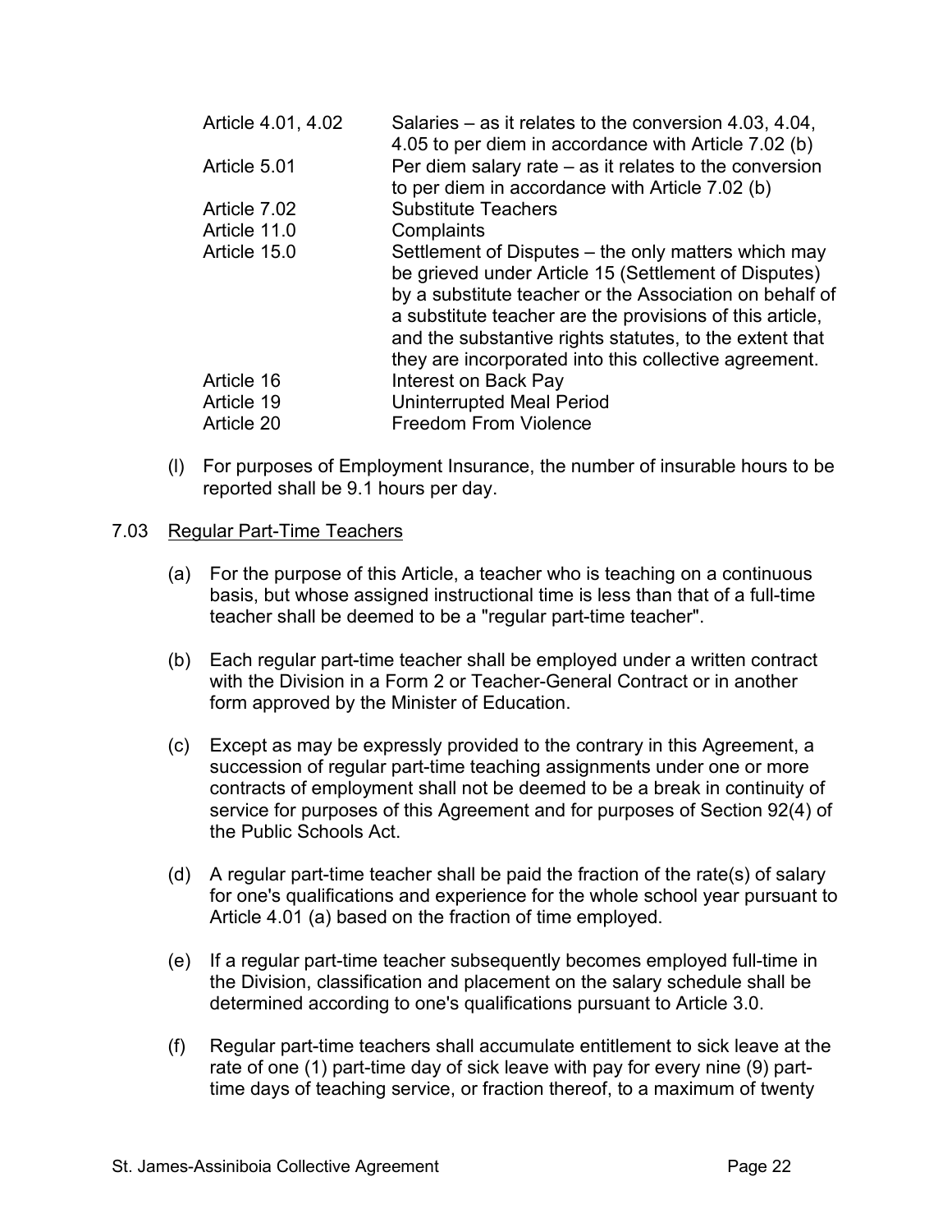| Article | Provision |
|---|---|
| Article 4.01, 4.02 | Salaries – as it relates to the conversion 4.03, 4.04, 4.05 to per diem in accordance with Article 7.02 (b) |
| Article 5.01 | Per diem salary rate – as it relates to the conversion to per diem in accordance with Article 7.02 (b) |
| Article 7.02 | Substitute Teachers |
| Article 11.0 | Complaints |
| Article 15.0 | Settlement of Disputes – the only matters which may be grieved under Article 15 (Settlement of Disputes) by a substitute teacher or the Association on behalf of a substitute teacher are the provisions of this article, and the substantive rights statutes, to the extent that they are incorporated into this collective agreement. |
| Article 16 | Interest on Back Pay |
| Article 19 | Uninterrupted Meal Period |
| Article 20 | Freedom From Violence |

(l) For purposes of Employment Insurance, the number of insurable hours to be reported shall be 9.1 hours per day.

7.03 Regular Part-Time Teachers

(a) For the purpose of this Article, a teacher who is teaching on a continuous basis, but whose assigned instructional time is less than that of a full-time teacher shall be deemed to be a "regular part-time teacher".

(b) Each regular part-time teacher shall be employed under a written contract with the Division in a Form 2 or Teacher-General Contract or in another form approved by the Minister of Education.

(c) Except as may be expressly provided to the contrary in this Agreement, a succession of regular part-time teaching assignments under one or more contracts of employment shall not be deemed to be a break in continuity of service for purposes of this Agreement and for purposes of Section 92(4) of the Public Schools Act.

(d) A regular part-time teacher shall be paid the fraction of the rate(s) of salary for one's qualifications and experience for the whole school year pursuant to Article 4.01 (a) based on the fraction of time employed.

(e) If a regular part-time teacher subsequently becomes employed full-time in the Division, classification and placement on the salary schedule shall be determined according to one's qualifications pursuant to Article 3.0.

(f) Regular part-time teachers shall accumulate entitlement to sick leave at the rate of one (1) part-time day of sick leave with pay for every nine (9) part-time days of teaching service, or fraction thereof, to a maximum of twenty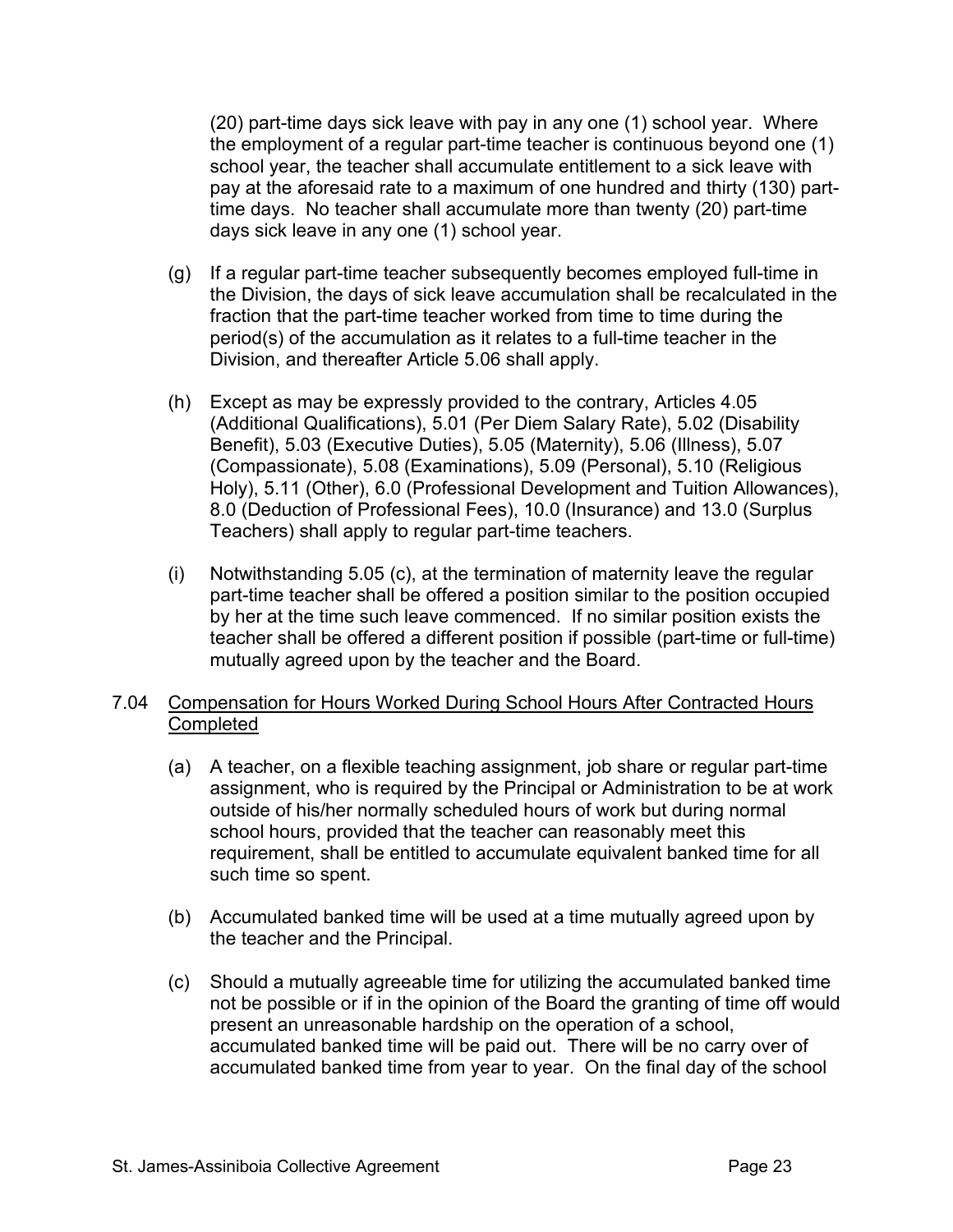(20) part-time days sick leave with pay in any one (1) school year. Where the employment of a regular part-time teacher is continuous beyond one (1) school year, the teacher shall accumulate entitlement to a sick leave with pay at the aforesaid rate to a maximum of one hundred and thirty (130) part-time days. No teacher shall accumulate more than twenty (20) part-time days sick leave in any one (1) school year.

(g) If a regular part-time teacher subsequently becomes employed full-time in the Division, the days of sick leave accumulation shall be recalculated in the fraction that the part-time teacher worked from time to time during the period(s) of the accumulation as it relates to a full-time teacher in the Division, and thereafter Article 5.06 shall apply.

(h) Except as may be expressly provided to the contrary, Articles 4.05 (Additional Qualifications), 5.01 (Per Diem Salary Rate), 5.02 (Disability Benefit), 5.03 (Executive Duties), 5.05 (Maternity), 5.06 (Illness), 5.07 (Compassionate), 5.08 (Examinations), 5.09 (Personal), 5.10 (Religious Holy), 5.11 (Other), 6.0 (Professional Development and Tuition Allowances), 8.0 (Deduction of Professional Fees), 10.0 (Insurance) and 13.0 (Surplus Teachers) shall apply to regular part-time teachers.

(i) Notwithstanding 5.05 (c), at the termination of maternity leave the regular part-time teacher shall be offered a position similar to the position occupied by her at the time such leave commenced. If no similar position exists the teacher shall be offered a different position if possible (part-time or full-time) mutually agreed upon by the teacher and the Board.

7.04 <u>Compensation for Hours Worked During School Hours After Contracted Hours Completed</u>

(a) A teacher, on a flexible teaching assignment, job share or regular part-time assignment, who is required by the Principal or Administration to be at work outside of his/her normally scheduled hours of work but during normal school hours, provided that the teacher can reasonably meet this requirement, shall be entitled to accumulate equivalent banked time for all such time so spent.

(b) Accumulated banked time will be used at a time mutually agreed upon by the teacher and the Principal.

(c) Should a mutually agreeable time for utilizing the accumulated banked time not be possible or if in the opinion of the Board the granting of time off would present an unreasonable hardship on the operation of a school, accumulated banked time will be paid out. There will be no carry over of accumulated banked time from year to year. On the final day of the school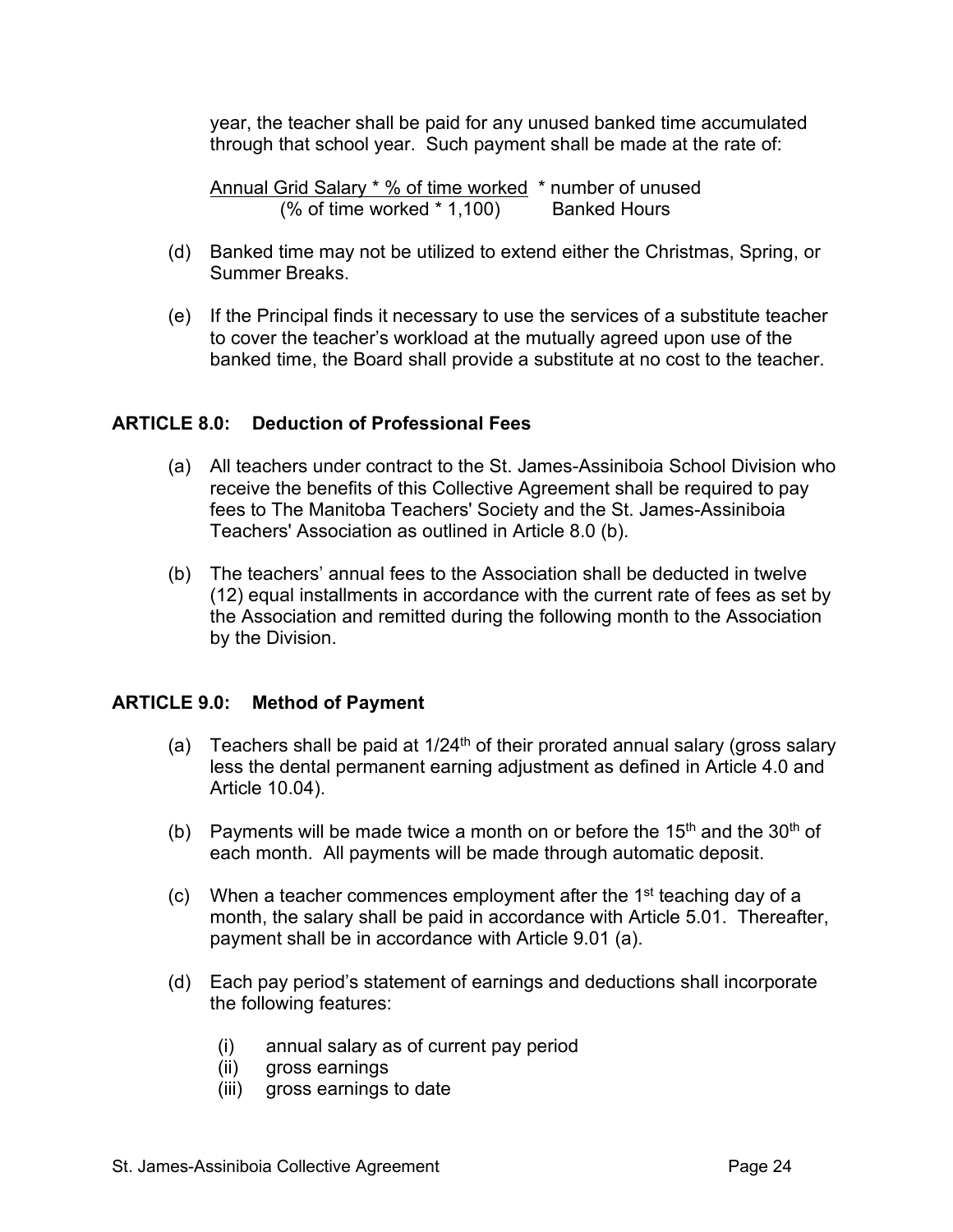year, the teacher shall be paid for any unused banked time accumulated through that school year. Such payment shall be made at the rate of:

$$\frac{\text{Annual Grid Salary} * \text{\% of time worked}}{(\text{\% of time worked} * 1{,}100)} * \text{number of unused Banked Hours}$$

(d) Banked time may not be utilized to extend either the Christmas, Spring, or Summer Breaks.

(e) If the Principal finds it necessary to use the services of a substitute teacher to cover the teacher's workload at the mutually agreed upon use of the banked time, the Board shall provide a substitute at no cost to the teacher.

## ARTICLE 8.0: Deduction of Professional Fees

(a) All teachers under contract to the St. James-Assiniboia School Division who receive the benefits of this Collective Agreement shall be required to pay fees to The Manitoba Teachers' Society and the St. James-Assiniboia Teachers' Association as outlined in Article 8.0 (b).

(b) The teachers' annual fees to the Association shall be deducted in twelve (12) equal installments in accordance with the current rate of fees as set by the Association and remitted during the following month to the Association by the Division.

## ARTICLE 9.0: Method of Payment

(a) Teachers shall be paid at 1/24th of their prorated annual salary (gross salary less the dental permanent earning adjustment as defined in Article 4.0 and Article 10.04).

(b) Payments will be made twice a month on or before the 15th and the 30th of each month. All payments will be made through automatic deposit.

(c) When a teacher commences employment after the 1st teaching day of a month, the salary shall be paid in accordance with Article 5.01. Thereafter, payment shall be in accordance with Article 9.01 (a).

(d) Each pay period's statement of earnings and deductions shall incorporate the following features:

   (i) annual salary as of current pay period
   (ii) gross earnings
   (iii) gross earnings to date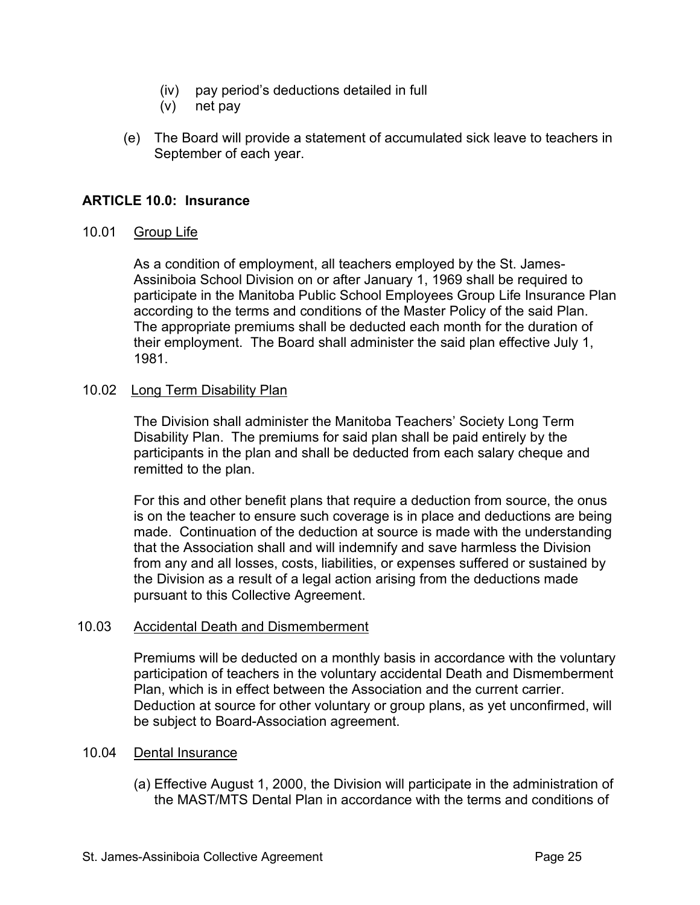(iv) pay period's deductions detailed in full
(v) net pay

(e) The Board will provide a statement of accumulated sick leave to teachers in September of each year.

## ARTICLE 10.0: Insurance

10.01 Group Life

As a condition of employment, all teachers employed by the St. James-Assiniboia School Division on or after January 1, 1969 shall be required to participate in the Manitoba Public School Employees Group Life Insurance Plan according to the terms and conditions of the Master Policy of the said Plan. The appropriate premiums shall be deducted each month for the duration of their employment. The Board shall administer the said plan effective July 1, 1981.

10.02 Long Term Disability Plan

The Division shall administer the Manitoba Teachers' Society Long Term Disability Plan. The premiums for said plan shall be paid entirely by the participants in the plan and shall be deducted from each salary cheque and remitted to the plan.

For this and other benefit plans that require a deduction from source, the onus is on the teacher to ensure such coverage is in place and deductions are being made. Continuation of the deduction at source is made with the understanding that the Association shall and will indemnify and save harmless the Division from any and all losses, costs, liabilities, or expenses suffered or sustained by the Division as a result of a legal action arising from the deductions made pursuant to this Collective Agreement.

10.03 Accidental Death and Dismemberment

Premiums will be deducted on a monthly basis in accordance with the voluntary participation of teachers in the voluntary accidental Death and Dismemberment Plan, which is in effect between the Association and the current carrier. Deduction at source for other voluntary or group plans, as yet unconfirmed, will be subject to Board-Association agreement.

10.04 Dental Insurance

(a) Effective August 1, 2000, the Division will participate in the administration of the MAST/MTS Dental Plan in accordance with the terms and conditions of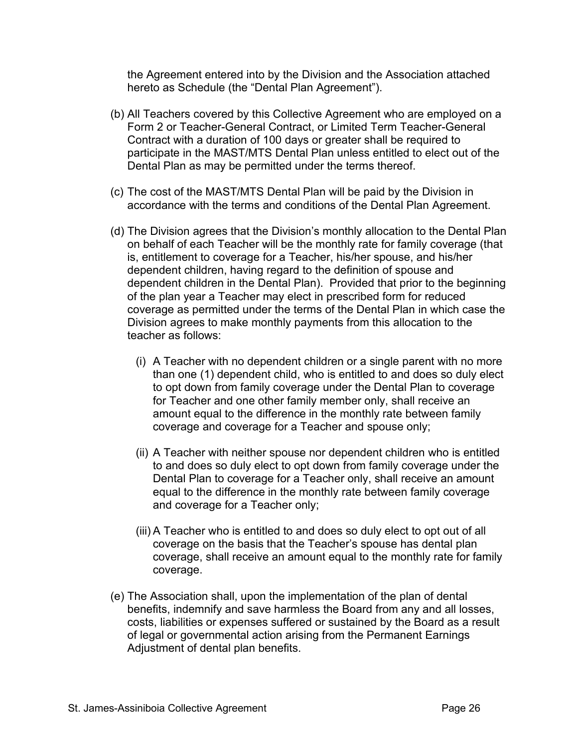the Agreement entered into by the Division and the Association attached hereto as Schedule (the "Dental Plan Agreement").

(b) All Teachers covered by this Collective Agreement who are employed on a Form 2 or Teacher-General Contract, or Limited Term Teacher-General Contract with a duration of 100 days or greater shall be required to participate in the MAST/MTS Dental Plan unless entitled to elect out of the Dental Plan as may be permitted under the terms thereof.

(c) The cost of the MAST/MTS Dental Plan will be paid by the Division in accordance with the terms and conditions of the Dental Plan Agreement.

(d) The Division agrees that the Division's monthly allocation to the Dental Plan on behalf of each Teacher will be the monthly rate for family coverage (that is, entitlement to coverage for a Teacher, his/her spouse, and his/her dependent children, having regard to the definition of spouse and dependent children in the Dental Plan). Provided that prior to the beginning of the plan year a Teacher may elect in prescribed form for reduced coverage as permitted under the terms of the Dental Plan in which case the Division agrees to make monthly payments from this allocation to the teacher as follows:

   (i) A Teacher with no dependent children or a single parent with no more than one (1) dependent child, who is entitled to and does so duly elect to opt down from family coverage under the Dental Plan to coverage for Teacher and one other family member only, shall receive an amount equal to the difference in the monthly rate between family coverage and coverage for a Teacher and spouse only;

   (ii) A Teacher with neither spouse nor dependent children who is entitled to and does so duly elect to opt down from family coverage under the Dental Plan to coverage for a Teacher only, shall receive an amount equal to the difference in the monthly rate between family coverage and coverage for a Teacher only;

   (iii) A Teacher who is entitled to and does so duly elect to opt out of all coverage on the basis that the Teacher's spouse has dental plan coverage, shall receive an amount equal to the monthly rate for family coverage.

(e) The Association shall, upon the implementation of the plan of dental benefits, indemnify and save harmless the Board from any and all losses, costs, liabilities or expenses suffered or sustained by the Board as a result of legal or governmental action arising from the Permanent Earnings Adjustment of dental plan benefits.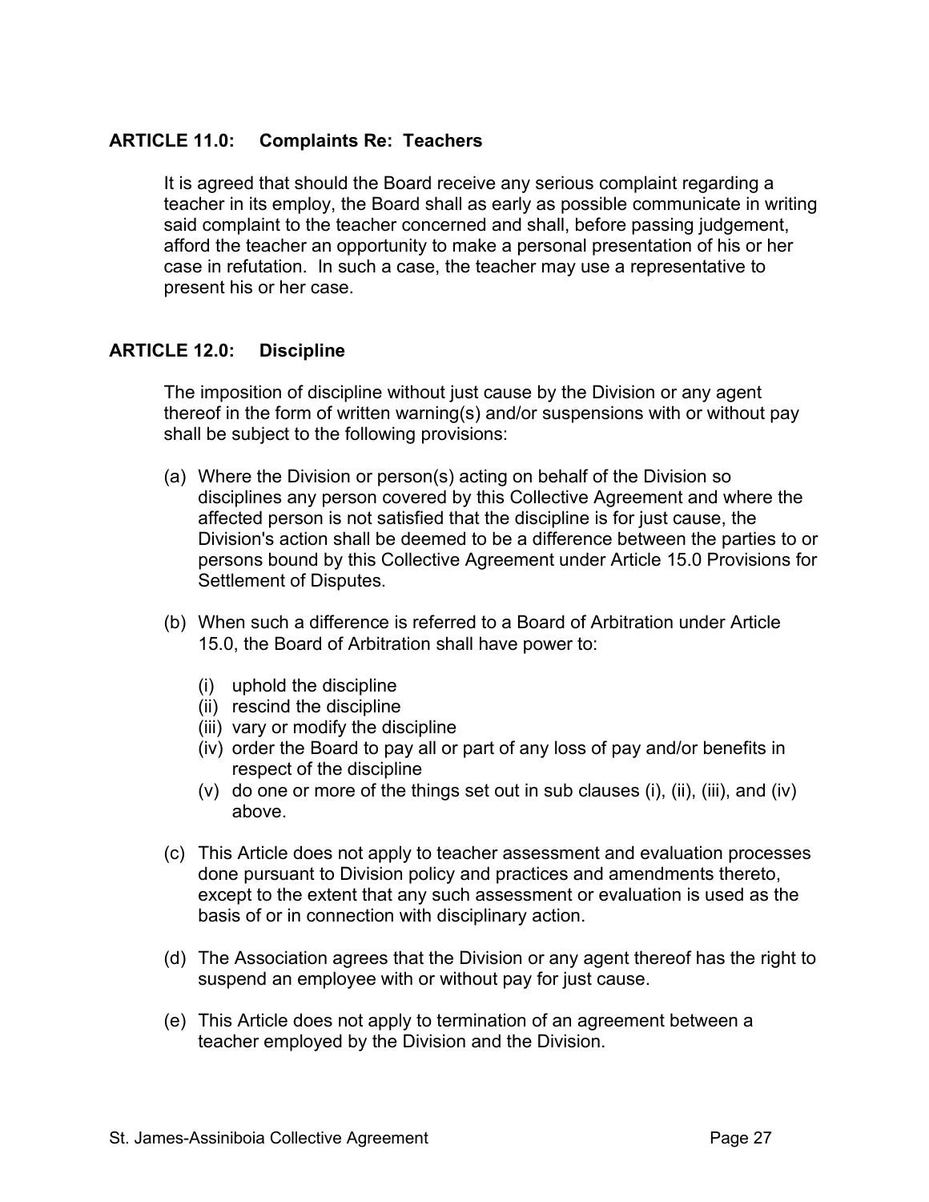## ARTICLE 11.0: Complaints Re: Teachers

It is agreed that should the Board receive any serious complaint regarding a teacher in its employ, the Board shall as early as possible communicate in writing said complaint to the teacher concerned and shall, before passing judgement, afford the teacher an opportunity to make a personal presentation of his or her case in refutation. In such a case, the teacher may use a representative to present his or her case.

## ARTICLE 12.0: Discipline

The imposition of discipline without just cause by the Division or any agent thereof in the form of written warning(s) and/or suspensions with or without pay shall be subject to the following provisions:

(a) Where the Division or person(s) acting on behalf of the Division so disciplines any person covered by this Collective Agreement and where the affected person is not satisfied that the discipline is for just cause, the Division's action shall be deemed to be a difference between the parties to or persons bound by this Collective Agreement under Article 15.0 Provisions for Settlement of Disputes.

(b) When such a difference is referred to a Board of Arbitration under Article 15.0, the Board of Arbitration shall have power to:

  (i) uphold the discipline
  (ii) rescind the discipline
  (iii) vary or modify the discipline
  (iv) order the Board to pay all or part of any loss of pay and/or benefits in respect of the discipline
  (v) do one or more of the things set out in sub clauses (i), (ii), (iii), and (iv) above.

(c) This Article does not apply to teacher assessment and evaluation processes done pursuant to Division policy and practices and amendments thereto, except to the extent that any such assessment or evaluation is used as the basis of or in connection with disciplinary action.

(d) The Association agrees that the Division or any agent thereof has the right to suspend an employee with or without pay for just cause.

(e) This Article does not apply to termination of an agreement between a teacher employed by the Division and the Division.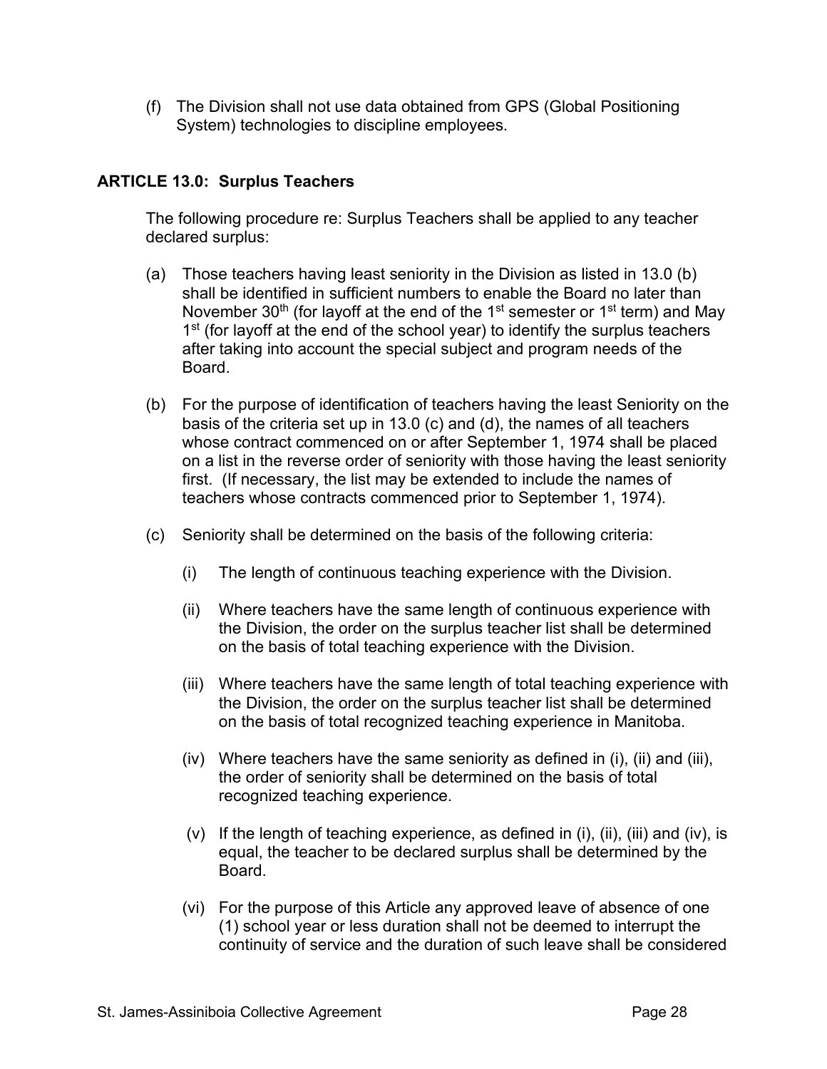(f) The Division shall not use data obtained from GPS (Global Positioning System) technologies to discipline employees.

## ARTICLE 13.0: Surplus Teachers

The following procedure re: Surplus Teachers shall be applied to any teacher declared surplus:

(a) Those teachers having least seniority in the Division as listed in 13.0 (b) shall be identified in sufficient numbers to enable the Board no later than November 30th (for layoff at the end of the 1st semester or 1st term) and May 1st (for layoff at the end of the school year) to identify the surplus teachers after taking into account the special subject and program needs of the Board.

(b) For the purpose of identification of teachers having the least Seniority on the basis of the criteria set up in 13.0 (c) and (d), the names of all teachers whose contract commenced on or after September 1, 1974 shall be placed on a list in the reverse order of seniority with those having the least seniority first. (If necessary, the list may be extended to include the names of teachers whose contracts commenced prior to September 1, 1974).

(c) Seniority shall be determined on the basis of the following criteria:

(i) The length of continuous teaching experience with the Division.

(ii) Where teachers have the same length of continuous experience with the Division, the order on the surplus teacher list shall be determined on the basis of total teaching experience with the Division.

(iii) Where teachers have the same length of total teaching experience with the Division, the order on the surplus teacher list shall be determined on the basis of total recognized teaching experience in Manitoba.

(iv) Where teachers have the same seniority as defined in (i), (ii) and (iii), the order of seniority shall be determined on the basis of total recognized teaching experience.

(v) If the length of teaching experience, as defined in (i), (ii), (iii) and (iv), is equal, the teacher to be declared surplus shall be determined by the Board.

(vi) For the purpose of this Article any approved leave of absence of one (1) school year or less duration shall not be deemed to interrupt the continuity of service and the duration of such leave shall be considered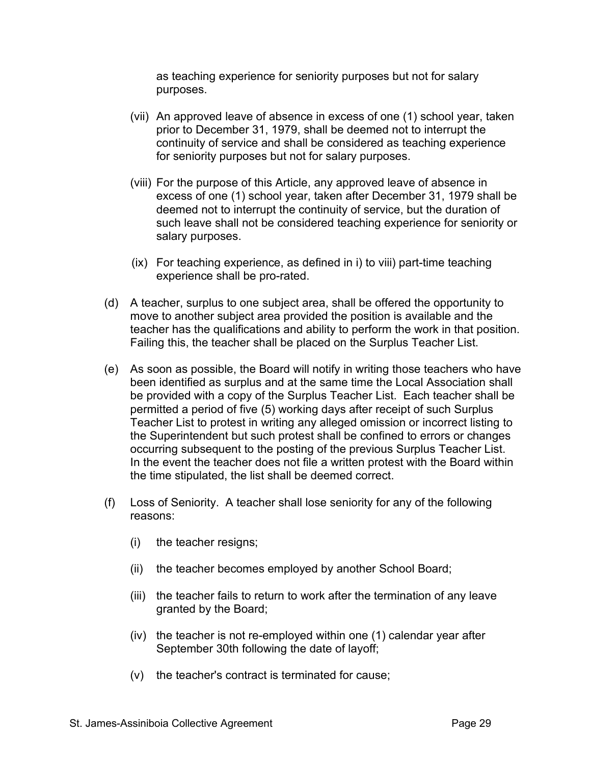as teaching experience for seniority purposes but not for salary purposes.

(vii) An approved leave of absence in excess of one (1) school year, taken prior to December 31, 1979, shall be deemed not to interrupt the continuity of service and shall be considered as teaching experience for seniority purposes but not for salary purposes.

(viii) For the purpose of this Article, any approved leave of absence in excess of one (1) school year, taken after December 31, 1979 shall be deemed not to interrupt the continuity of service, but the duration of such leave shall not be considered teaching experience for seniority or salary purposes.

(ix) For teaching experience, as defined in i) to viii) part-time teaching experience shall be pro-rated.

(d) A teacher, surplus to one subject area, shall be offered the opportunity to move to another subject area provided the position is available and the teacher has the qualifications and ability to perform the work in that position. Failing this, the teacher shall be placed on the Surplus Teacher List.

(e) As soon as possible, the Board will notify in writing those teachers who have been identified as surplus and at the same time the Local Association shall be provided with a copy of the Surplus Teacher List. Each teacher shall be permitted a period of five (5) working days after receipt of such Surplus Teacher List to protest in writing any alleged omission or incorrect listing to the Superintendent but such protest shall be confined to errors or changes occurring subsequent to the posting of the previous Surplus Teacher List. In the event the teacher does not file a written protest with the Board within the time stipulated, the list shall be deemed correct.

(f) Loss of Seniority. A teacher shall lose seniority for any of the following reasons:

(i) the teacher resigns;

(ii) the teacher becomes employed by another School Board;

(iii) the teacher fails to return to work after the termination of any leave granted by the Board;

(iv) the teacher is not re-employed within one (1) calendar year after September 30th following the date of layoff;

(v) the teacher's contract is terminated for cause;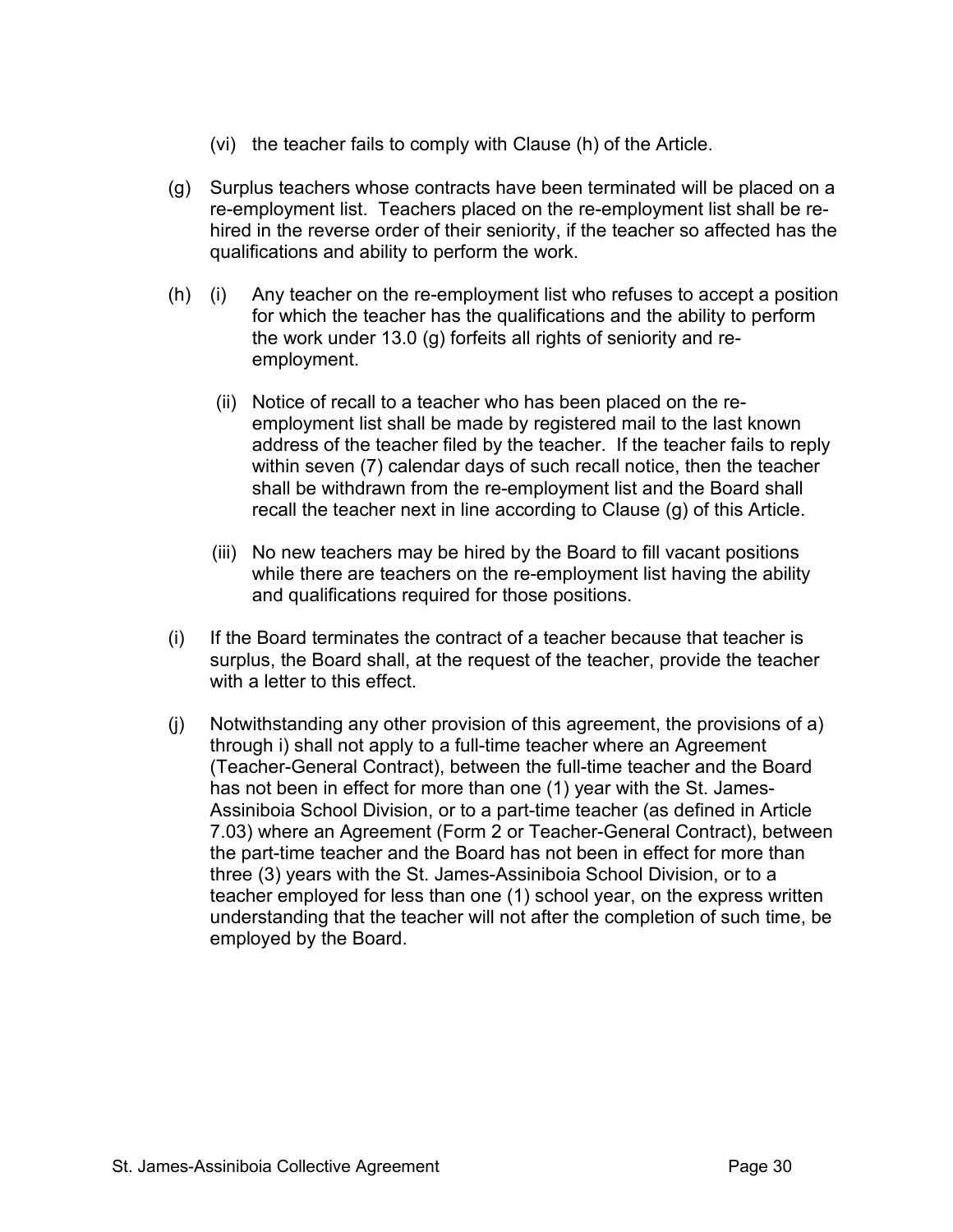(vi) the teacher fails to comply with Clause (h) of the Article.

(g) Surplus teachers whose contracts have been terminated will be placed on a re-employment list. Teachers placed on the re-employment list shall be re-hired in the reverse order of their seniority, if the teacher so affected has the qualifications and ability to perform the work.

(h) (i) Any teacher on the re-employment list who refuses to accept a position for which the teacher has the qualifications and the ability to perform the work under 13.0 (g) forfeits all rights of seniority and re-employment.

(ii) Notice of recall to a teacher who has been placed on the re-employment list shall be made by registered mail to the last known address of the teacher filed by the teacher. If the teacher fails to reply within seven (7) calendar days of such recall notice, then the teacher shall be withdrawn from the re-employment list and the Board shall recall the teacher next in line according to Clause (g) of this Article.

(iii) No new teachers may be hired by the Board to fill vacant positions while there are teachers on the re-employment list having the ability and qualifications required for those positions.

(i) If the Board terminates the contract of a teacher because that teacher is surplus, the Board shall, at the request of the teacher, provide the teacher with a letter to this effect.

(j) Notwithstanding any other provision of this agreement, the provisions of a) through i) shall not apply to a full-time teacher where an Agreement (Teacher-General Contract), between the full-time teacher and the Board has not been in effect for more than one (1) year with the St. James-Assiniboia School Division, or to a part-time teacher (as defined in Article 7.03) where an Agreement (Form 2 or Teacher-General Contract), between the part-time teacher and the Board has not been in effect for more than three (3) years with the St. James-Assiniboia School Division, or to a teacher employed for less than one (1) school year, on the express written understanding that the teacher will not after the completion of such time, be employed by the Board.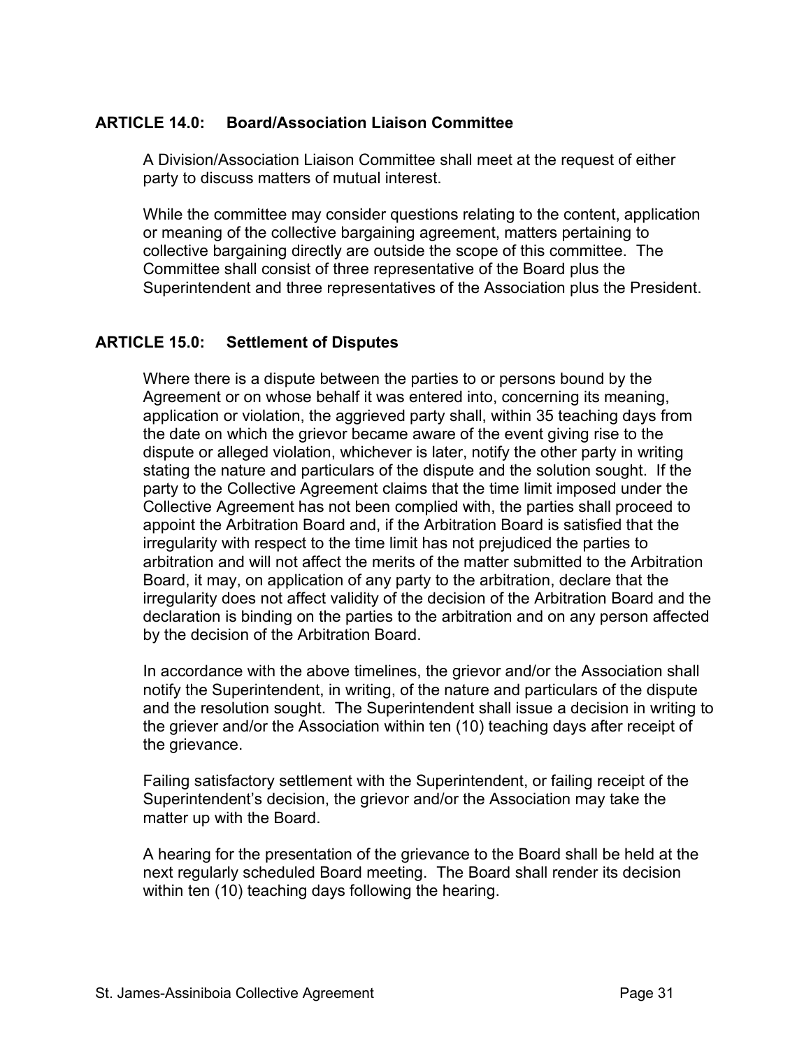## ARTICLE 14.0: Board/Association Liaison Committee

A Division/Association Liaison Committee shall meet at the request of either party to discuss matters of mutual interest.

While the committee may consider questions relating to the content, application or meaning of the collective bargaining agreement, matters pertaining to collective bargaining directly are outside the scope of this committee. The Committee shall consist of three representative of the Board plus the Superintendent and three representatives of the Association plus the President.

## ARTICLE 15.0: Settlement of Disputes

Where there is a dispute between the parties to or persons bound by the Agreement or on whose behalf it was entered into, concerning its meaning, application or violation, the aggrieved party shall, within 35 teaching days from the date on which the grievor became aware of the event giving rise to the dispute or alleged violation, whichever is later, notify the other party in writing stating the nature and particulars of the dispute and the solution sought. If the party to the Collective Agreement claims that the time limit imposed under the Collective Agreement has not been complied with, the parties shall proceed to appoint the Arbitration Board and, if the Arbitration Board is satisfied that the irregularity with respect to the time limit has not prejudiced the parties to arbitration and will not affect the merits of the matter submitted to the Arbitration Board, it may, on application of any party to the arbitration, declare that the irregularity does not affect validity of the decision of the Arbitration Board and the declaration is binding on the parties to the arbitration and on any person affected by the decision of the Arbitration Board.

In accordance with the above timelines, the grievor and/or the Association shall notify the Superintendent, in writing, of the nature and particulars of the dispute and the resolution sought. The Superintendent shall issue a decision in writing to the griever and/or the Association within ten (10) teaching days after receipt of the grievance.

Failing satisfactory settlement with the Superintendent, or failing receipt of the Superintendent's decision, the grievor and/or the Association may take the matter up with the Board.

A hearing for the presentation of the grievance to the Board shall be held at the next regularly scheduled Board meeting. The Board shall render its decision within ten (10) teaching days following the hearing.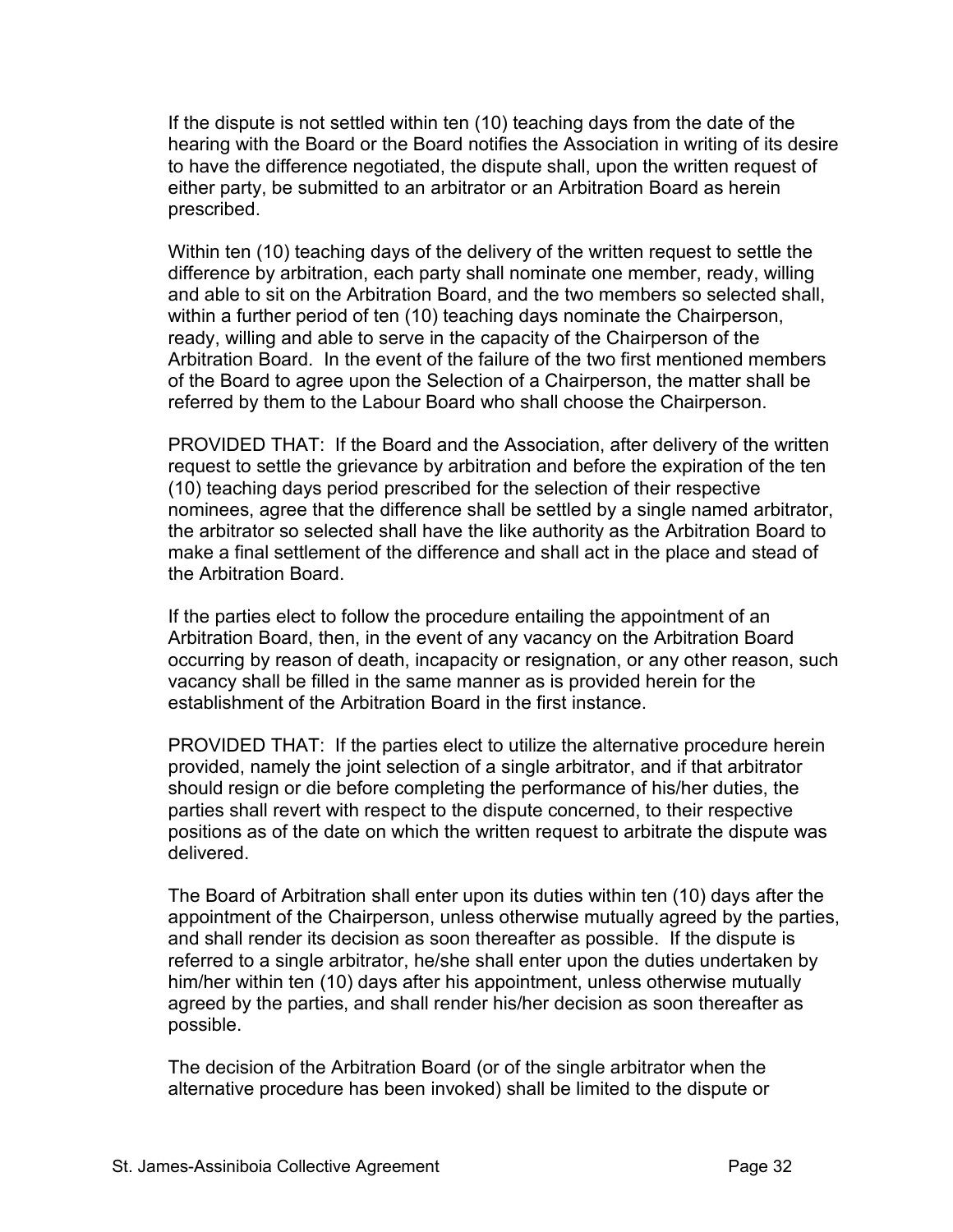If the dispute is not settled within ten (10) teaching days from the date of the hearing with the Board or the Board notifies the Association in writing of its desire to have the difference negotiated, the dispute shall, upon the written request of either party, be submitted to an arbitrator or an Arbitration Board as herein prescribed.

Within ten (10) teaching days of the delivery of the written request to settle the difference by arbitration, each party shall nominate one member, ready, willing and able to sit on the Arbitration Board, and the two members so selected shall, within a further period of ten (10) teaching days nominate the Chairperson, ready, willing and able to serve in the capacity of the Chairperson of the Arbitration Board. In the event of the failure of the two first mentioned members of the Board to agree upon the Selection of a Chairperson, the matter shall be referred by them to the Labour Board who shall choose the Chairperson.

PROVIDED THAT: If the Board and the Association, after delivery of the written request to settle the grievance by arbitration and before the expiration of the ten (10) teaching days period prescribed for the selection of their respective nominees, agree that the difference shall be settled by a single named arbitrator, the arbitrator so selected shall have the like authority as the Arbitration Board to make a final settlement of the difference and shall act in the place and stead of the Arbitration Board.

If the parties elect to follow the procedure entailing the appointment of an Arbitration Board, then, in the event of any vacancy on the Arbitration Board occurring by reason of death, incapacity or resignation, or any other reason, such vacancy shall be filled in the same manner as is provided herein for the establishment of the Arbitration Board in the first instance.

PROVIDED THAT: If the parties elect to utilize the alternative procedure herein provided, namely the joint selection of a single arbitrator, and if that arbitrator should resign or die before completing the performance of his/her duties, the parties shall revert with respect to the dispute concerned, to their respective positions as of the date on which the written request to arbitrate the dispute was delivered.

The Board of Arbitration shall enter upon its duties within ten (10) days after the appointment of the Chairperson, unless otherwise mutually agreed by the parties, and shall render its decision as soon thereafter as possible. If the dispute is referred to a single arbitrator, he/she shall enter upon the duties undertaken by him/her within ten (10) days after his appointment, unless otherwise mutually agreed by the parties, and shall render his/her decision as soon thereafter as possible.

The decision of the Arbitration Board (or of the single arbitrator when the alternative procedure has been invoked) shall be limited to the dispute or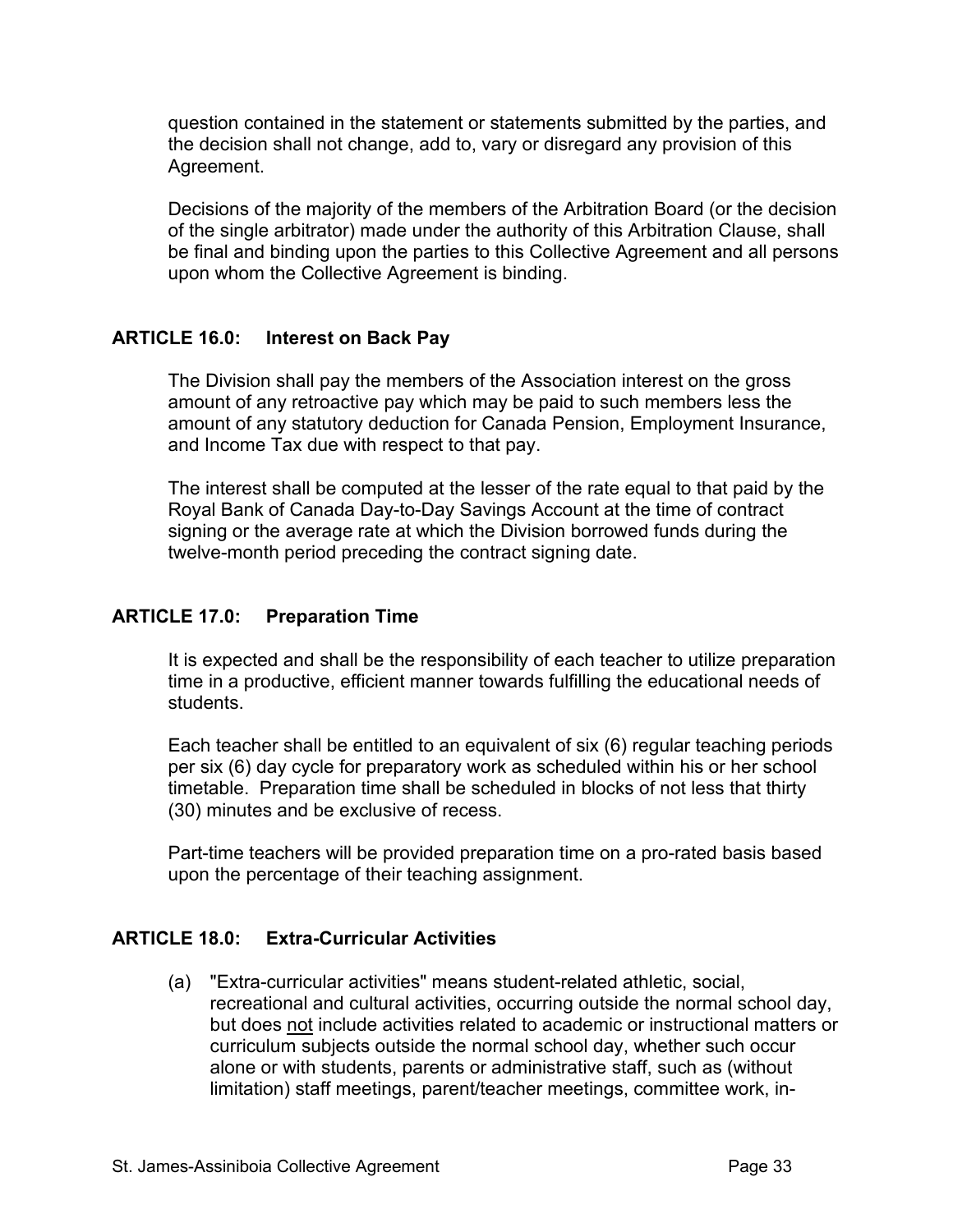question contained in the statement or statements submitted by the parties, and the decision shall not change, add to, vary or disregard any provision of this Agreement.

Decisions of the majority of the members of the Arbitration Board (or the decision of the single arbitrator) made under the authority of this Arbitration Clause, shall be final and binding upon the parties to this Collective Agreement and all persons upon whom the Collective Agreement is binding.

## ARTICLE 16.0: Interest on Back Pay

The Division shall pay the members of the Association interest on the gross amount of any retroactive pay which may be paid to such members less the amount of any statutory deduction for Canada Pension, Employment Insurance, and Income Tax due with respect to that pay.

The interest shall be computed at the lesser of the rate equal to that paid by the Royal Bank of Canada Day-to-Day Savings Account at the time of contract signing or the average rate at which the Division borrowed funds during the twelve-month period preceding the contract signing date.

## ARTICLE 17.0: Preparation Time

It is expected and shall be the responsibility of each teacher to utilize preparation time in a productive, efficient manner towards fulfilling the educational needs of students.

Each teacher shall be entitled to an equivalent of six (6) regular teaching periods per six (6) day cycle for preparatory work as scheduled within his or her school timetable. Preparation time shall be scheduled in blocks of not less that thirty (30) minutes and be exclusive of recess.

Part-time teachers will be provided preparation time on a pro-rated basis based upon the percentage of their teaching assignment.

## ARTICLE 18.0: Extra-Curricular Activities

(a) "Extra-curricular activities" means student-related athletic, social, recreational and cultural activities, occurring outside the normal school day, but does not include activities related to academic or instructional matters or curriculum subjects outside the normal school day, whether such occur alone or with students, parents or administrative staff, such as (without limitation) staff meetings, parent/teacher meetings, committee work, in-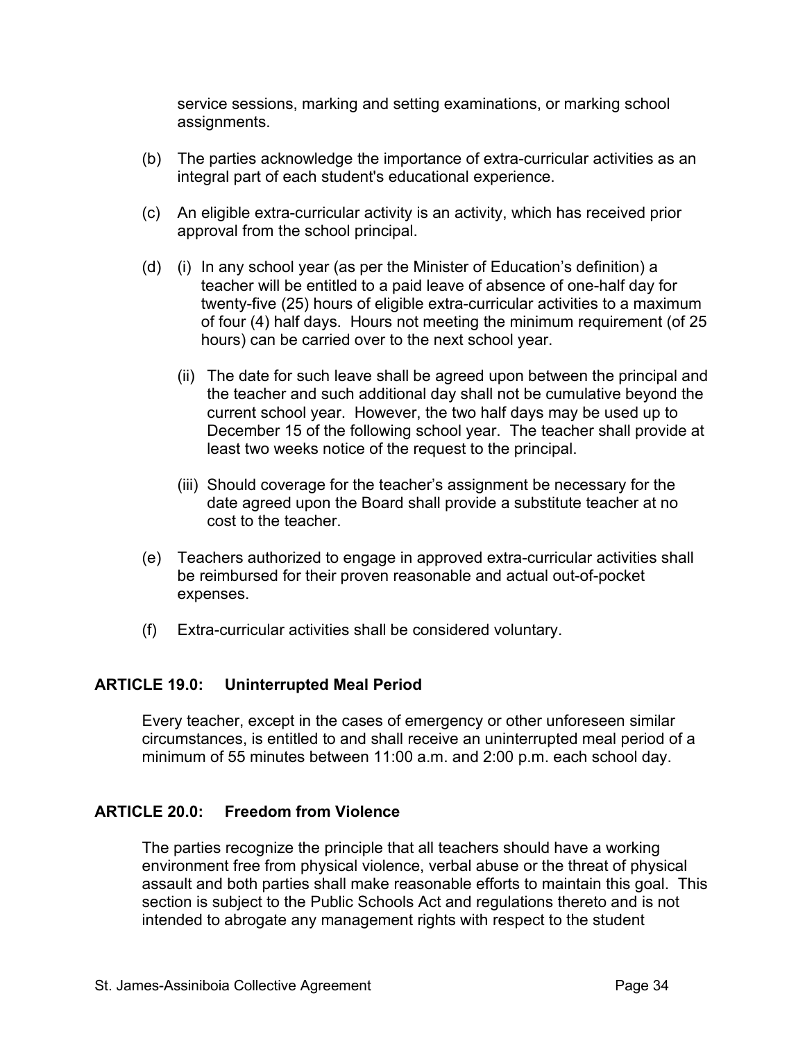service sessions, marking and setting examinations, or marking school assignments.

(b) The parties acknowledge the importance of extra-curricular activities as an integral part of each student's educational experience.

(c) An eligible extra-curricular activity is an activity, which has received prior approval from the school principal.

(d) (i) In any school year (as per the Minister of Education's definition) a teacher will be entitled to a paid leave of absence of one-half day for twenty-five (25) hours of eligible extra-curricular activities to a maximum of four (4) half days. Hours not meeting the minimum requirement (of 25 hours) can be carried over to the next school year.

(ii) The date for such leave shall be agreed upon between the principal and the teacher and such additional day shall not be cumulative beyond the current school year. However, the two half days may be used up to December 15 of the following school year. The teacher shall provide at least two weeks notice of the request to the principal.

(iii) Should coverage for the teacher's assignment be necessary for the date agreed upon the Board shall provide a substitute teacher at no cost to the teacher.

(e) Teachers authorized to engage in approved extra-curricular activities shall be reimbursed for their proven reasonable and actual out-of-pocket expenses.

(f) Extra-curricular activities shall be considered voluntary.

## ARTICLE 19.0: Uninterrupted Meal Period

Every teacher, except in the cases of emergency or other unforeseen similar circumstances, is entitled to and shall receive an uninterrupted meal period of a minimum of 55 minutes between 11:00 a.m. and 2:00 p.m. each school day.

## ARTICLE 20.0: Freedom from Violence

The parties recognize the principle that all teachers should have a working environment free from physical violence, verbal abuse or the threat of physical assault and both parties shall make reasonable efforts to maintain this goal. This section is subject to the Public Schools Act and regulations thereto and is not intended to abrogate any management rights with respect to the student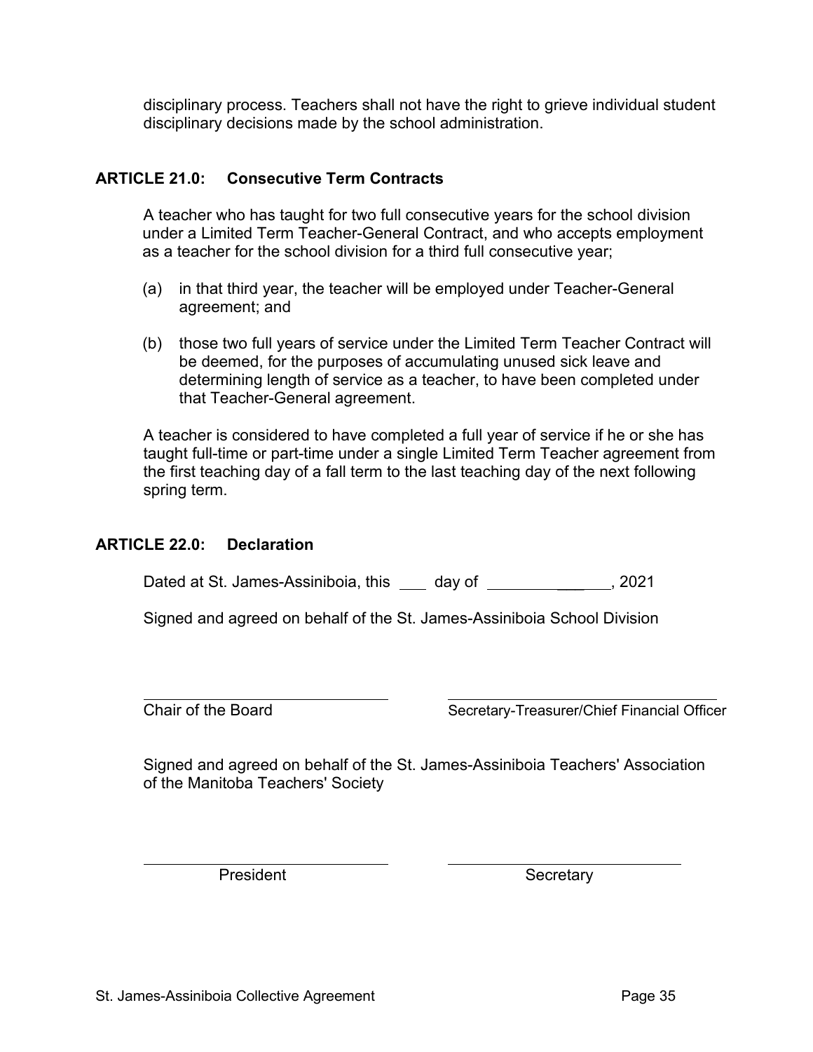disciplinary process. Teachers shall not have the right to grieve individual student disciplinary decisions made by the school administration.

## ARTICLE 21.0: Consecutive Term Contracts

A teacher who has taught for two full consecutive years for the school division under a Limited Term Teacher-General Contract, and who accepts employment as a teacher for the school division for a third full consecutive year;

(a) in that third year, the teacher will be employed under Teacher-General agreement; and

(b) those two full years of service under the Limited Term Teacher Contract will be deemed, for the purposes of accumulating unused sick leave and determining length of service as a teacher, to have been completed under that Teacher-General agreement.

A teacher is considered to have completed a full year of service if he or she has taught full-time or part-time under a single Limited Term Teacher agreement from the first teaching day of a fall term to the last teaching day of the next following spring term.

## ARTICLE 22.0: Declaration

Dated at St. James-Assiniboia, this ____ day of ______________, 2021

Signed and agreed on behalf of the St. James-Assiniboia School Division

______________________________ ______________________________
Chair of the Board Secretary-Treasurer/Chief Financial Officer

Signed and agreed on behalf of the St. James-Assiniboia Teachers' Association of the Manitoba Teachers' Society

______________________________ ______________________________
President Secretary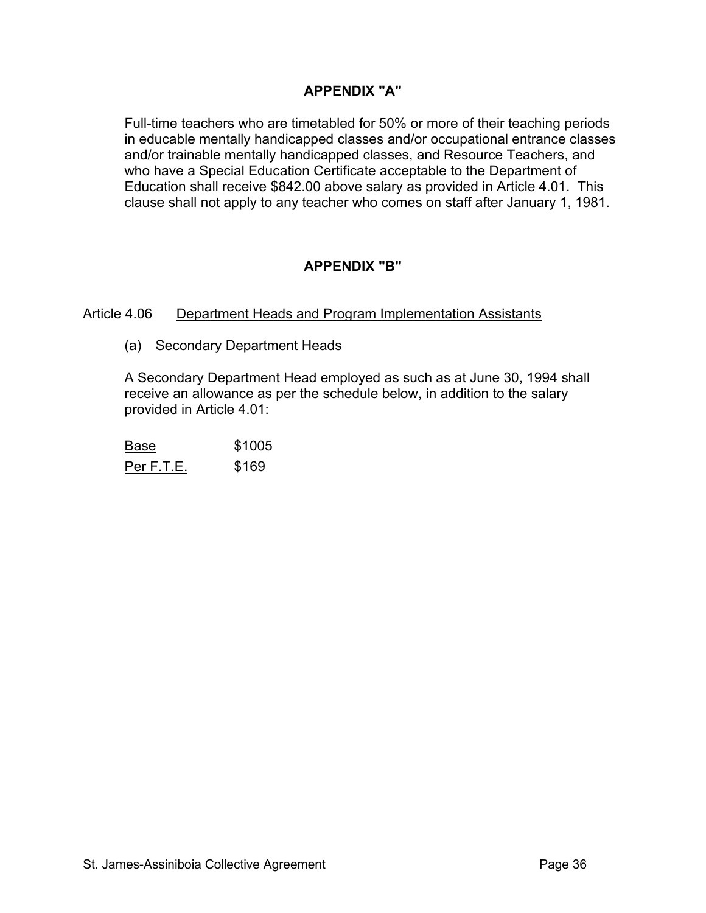## APPENDIX "A"

Full-time teachers who are timetabled for 50% or more of their teaching periods in educable mentally handicapped classes and/or occupational entrance classes and/or trainable mentally handicapped classes, and Resource Teachers, and who have a Special Education Certificate acceptable to the Department of Education shall receive $842.00 above salary as provided in Article 4.01. This clause shall not apply to any teacher who comes on staff after January 1, 1981.

## APPENDIX "B"

Article 4.06 Department Heads and Program Implementation Assistants

(a) Secondary Department Heads

A Secondary Department Head employed as such as at June 30, 1994 shall receive an allowance as per the schedule below, in addition to the salary provided in Article 4.01:

| | |
|---|---|
| Base | $1005 |
| Per F.T.E. | $169 |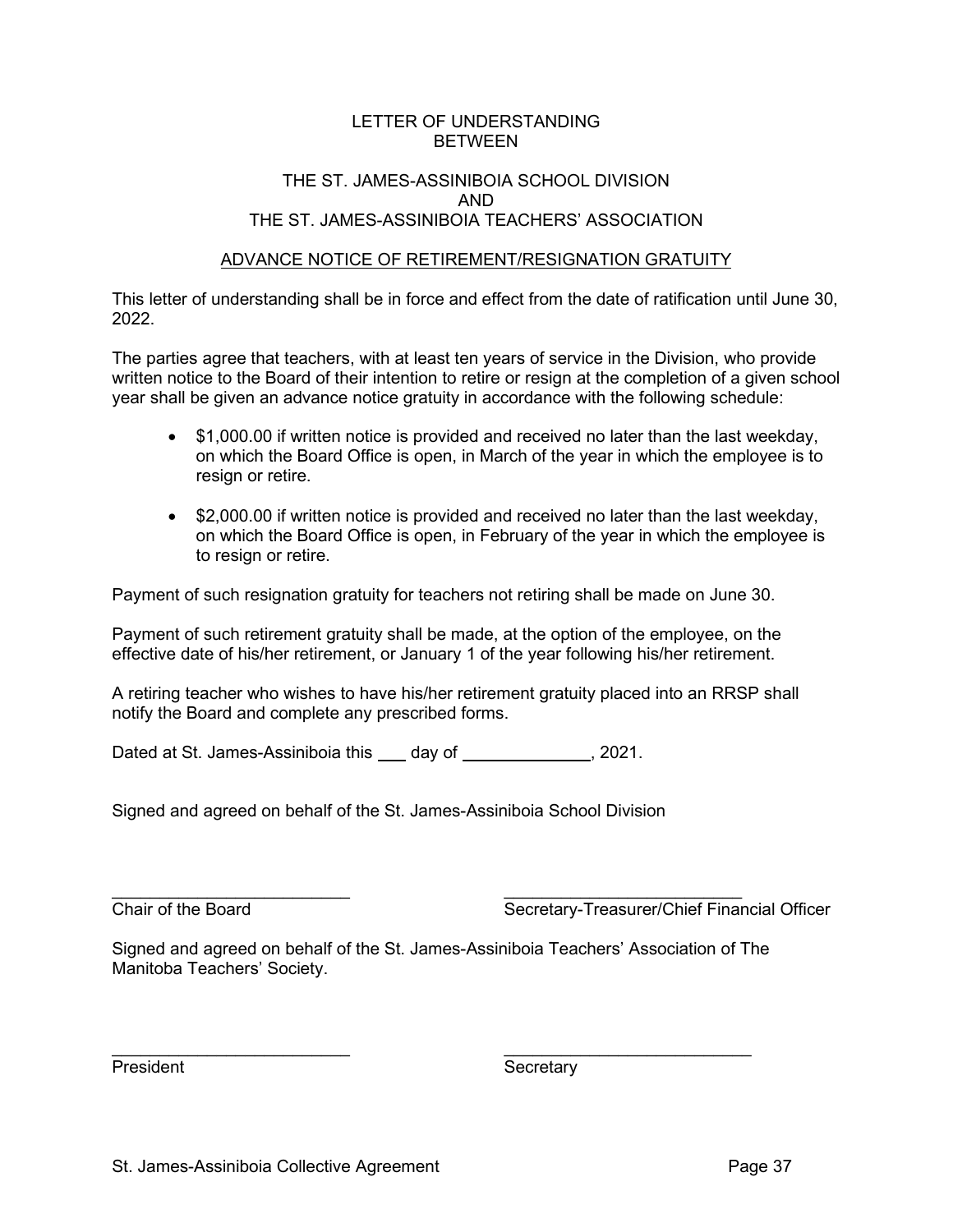# LETTER OF UNDERSTANDING
# BETWEEN

## THE ST. JAMES-ASSINIBOIA SCHOOL DIVISION
## AND
## THE ST. JAMES-ASSINIBOIA TEACHERS' ASSOCIATION

### ADVANCE NOTICE OF RETIREMENT/RESIGNATION GRATUITY

This letter of understanding shall be in force and effect from the date of ratification until June 30, 2022.

The parties agree that teachers, with at least ten years of service in the Division, who provide written notice to the Board of their intention to retire or resign at the completion of a given school year shall be given an advance notice gratuity in accordance with the following schedule:

- $1,000.00 if written notice is provided and received no later than the last weekday, on which the Board Office is open, in March of the year in which the employee is to resign or retire.

- $2,000.00 if written notice is provided and received no later than the last weekday, on which the Board Office is open, in February of the year in which the employee is to resign or retire.

Payment of such resignation gratuity for teachers not retiring shall be made on June 30.

Payment of such retirement gratuity shall be made, at the option of the employee, on the effective date of his/her retirement, or January 1 of the year following his/her retirement.

A retiring teacher who wishes to have his/her retirement gratuity placed into an RRSP shall notify the Board and complete any prescribed forms.

Dated at St. James-Assiniboia this ___ day of _____________, 2021.

Signed and agreed on behalf of the St. James-Assiniboia School Division

_________________________ &nbsp;&nbsp;&nbsp;&nbsp;&nbsp;&nbsp;&nbsp;&nbsp;&nbsp;&nbsp;&nbsp;&nbsp; _________________________
Chair of the Board &nbsp;&nbsp;&nbsp;&nbsp;&nbsp;&nbsp;&nbsp;&nbsp;&nbsp;&nbsp;&nbsp;&nbsp; Secretary-Treasurer/Chief Financial Officer

Signed and agreed on behalf of the St. James-Assiniboia Teachers' Association of The Manitoba Teachers' Society.

_________________________ &nbsp;&nbsp;&nbsp;&nbsp;&nbsp;&nbsp;&nbsp;&nbsp;&nbsp;&nbsp;&nbsp;&nbsp; _________________________
President &nbsp;&nbsp;&nbsp;&nbsp;&nbsp;&nbsp;&nbsp;&nbsp;&nbsp;&nbsp;&nbsp;&nbsp; Secretary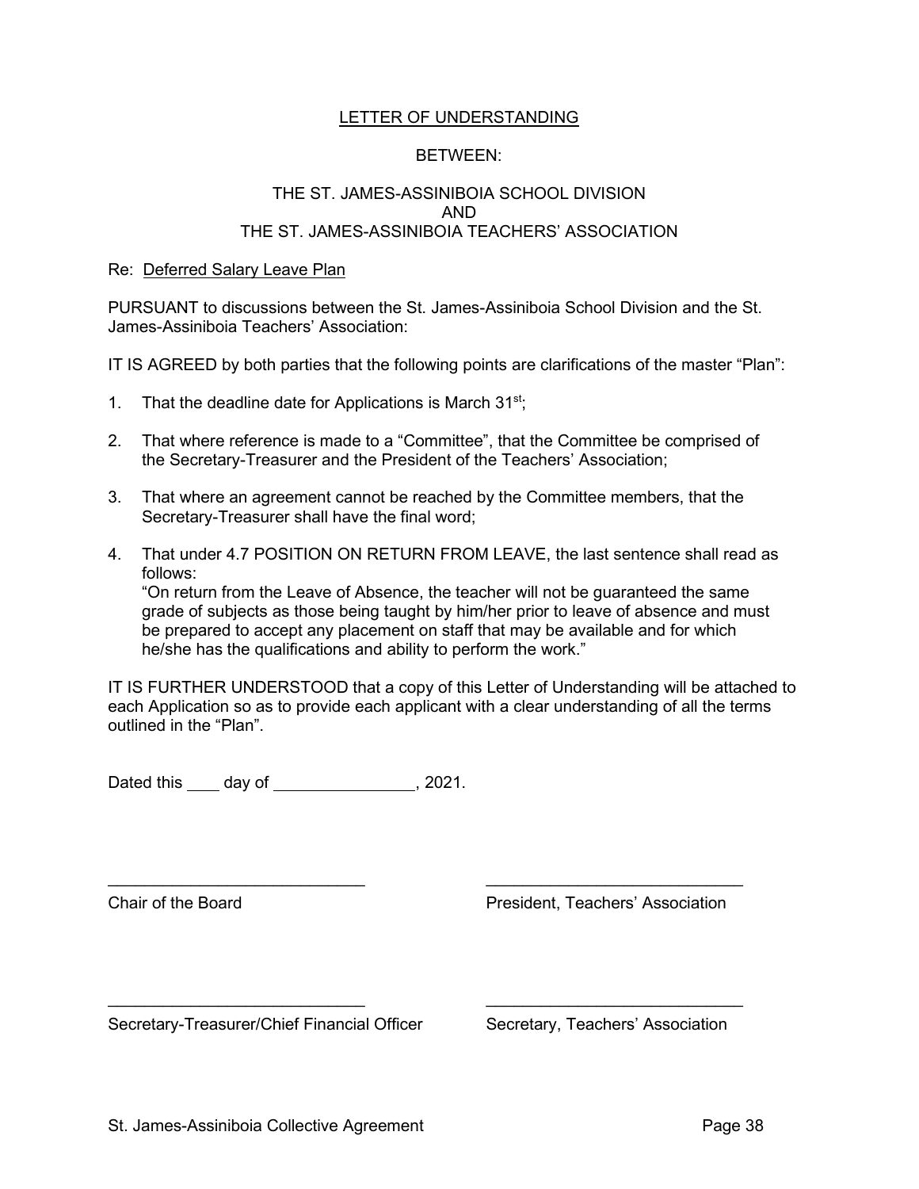# LETTER OF UNDERSTANDING

BETWEEN:

THE ST. JAMES-ASSINIBOIA SCHOOL DIVISION
AND
THE ST. JAMES-ASSINIBOIA TEACHERS' ASSOCIATION

Re: Deferred Salary Leave Plan

PURSUANT to discussions between the St. James-Assiniboia School Division and the St. James-Assiniboia Teachers' Association:

IT IS AGREED by both parties that the following points are clarifications of the master "Plan":

1. That the deadline date for Applications is March 31st;

2. That where reference is made to a "Committee", that the Committee be comprised of the Secretary-Treasurer and the President of the Teachers' Association;

3. That where an agreement cannot be reached by the Committee members, that the Secretary-Treasurer shall have the final word;

4. That under 4.7 POSITION ON RETURN FROM LEAVE, the last sentence shall read as follows:
   "On return from the Leave of Absence, the teacher will not be guaranteed the same grade of subjects as those being taught by him/her prior to leave of absence and must be prepared to accept any placement on staff that may be available and for which he/she has the qualifications and ability to perform the work."

IT IS FURTHER UNDERSTOOD that a copy of this Letter of Understanding will be attached to each Application so as to provide each applicant with a clear understanding of all the terms outlined in the "Plan".

Dated this ____ day of _______________, 2021.

| | |
|---|---|
| ____________________________ | ____________________________ |
| Chair of the Board | President, Teachers' Association |
| ____________________________ | ____________________________ |
| Secretary-Treasurer/Chief Financial Officer | Secretary, Teachers' Association |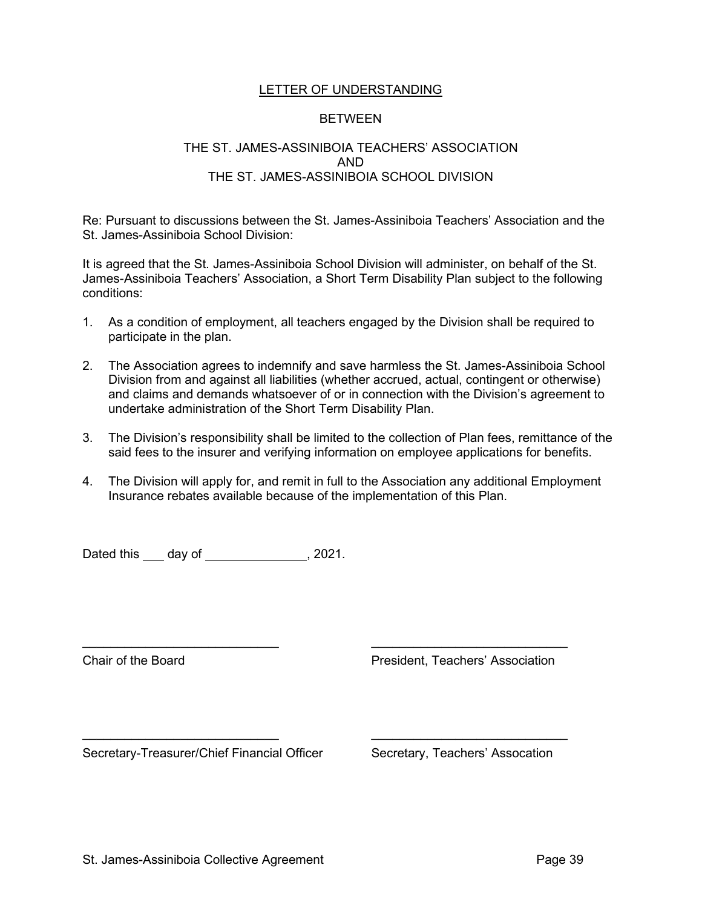# LETTER OF UNDERSTANDING

BETWEEN

THE ST. JAMES-ASSINIBOIA TEACHERS' ASSOCIATION
AND
THE ST. JAMES-ASSINIBOIA SCHOOL DIVISION

Re: Pursuant to discussions between the St. James-Assiniboia Teachers' Association and the St. James-Assiniboia School Division:

It is agreed that the St. James-Assiniboia School Division will administer, on behalf of the St. James-Assiniboia Teachers' Association, a Short Term Disability Plan subject to the following conditions:

1. As a condition of employment, all teachers engaged by the Division shall be required to participate in the plan.

2. The Association agrees to indemnify and save harmless the St. James-Assiniboia School Division from and against all liabilities (whether accrued, actual, contingent or otherwise) and claims and demands whatsoever of or in connection with the Division's agreement to undertake administration of the Short Term Disability Plan.

3. The Division's responsibility shall be limited to the collection of Plan fees, remittance of the said fees to the insurer and verifying information on employee applications for benefits.

4. The Division will apply for, and remit in full to the Association any additional Employment Insurance rebates available because of the implementation of this Plan.

Dated this ___ day of _______________, 2021.

| | |
|---|---|
| ____________________________ | ____________________________ |
| Chair of the Board | President, Teachers' Association |
| ____________________________ | ____________________________ |
| Secretary-Treasurer/Chief Financial Officer | Secretary, Teachers' Assocation |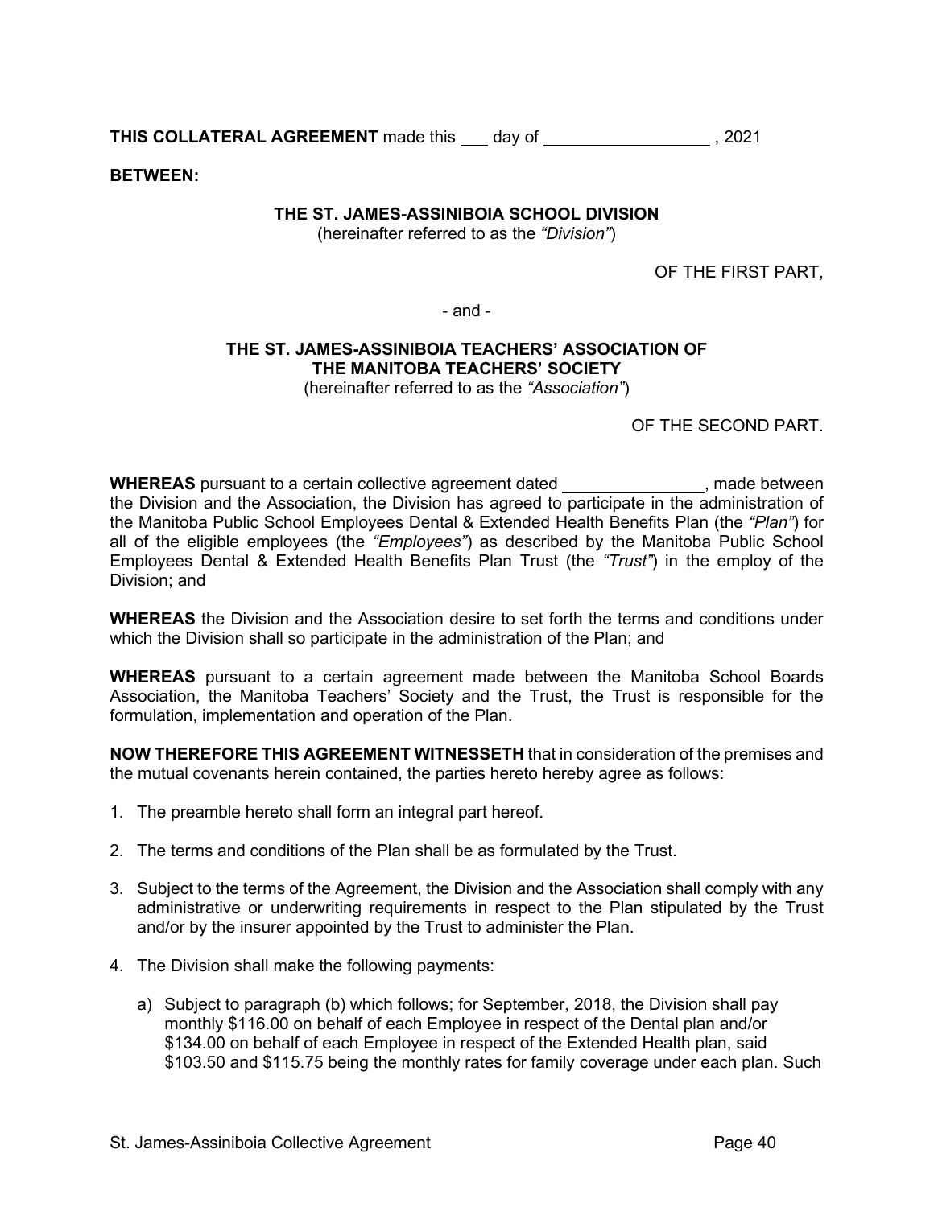**THIS COLLATERAL AGREEMENT** made this ___ day of ________________ , 2021

**BETWEEN:**

**THE ST. JAMES-ASSINIBOIA SCHOOL DIVISION**
(hereinafter referred to as the *"Division"*)

OF THE FIRST PART,

\- and -

**THE ST. JAMES-ASSINIBOIA TEACHERS' ASSOCIATION OF THE MANITOBA TEACHERS' SOCIETY**
(hereinafter referred to as the *"Association"*)

OF THE SECOND PART.

**WHEREAS** pursuant to a certain collective agreement dated ______________, made between the Division and the Association, the Division has agreed to participate in the administration of the Manitoba Public School Employees Dental & Extended Health Benefits Plan (the *"Plan"*) for all of the eligible employees (the *"Employees"*) as described by the Manitoba Public School Employees Dental & Extended Health Benefits Plan Trust (the *"Trust"*) in the employ of the Division; and

**WHEREAS** the Division and the Association desire to set forth the terms and conditions under which the Division shall so participate in the administration of the Plan; and

**WHEREAS** pursuant to a certain agreement made between the Manitoba School Boards Association, the Manitoba Teachers' Society and the Trust, the Trust is responsible for the formulation, implementation and operation of the Plan.

**NOW THEREFORE THIS AGREEMENT WITNESSETH** that in consideration of the premises and the mutual covenants herein contained, the parties hereto hereby agree as follows:

1. The preamble hereto shall form an integral part hereof.
2. The terms and conditions of the Plan shall be as formulated by the Trust.
3. Subject to the terms of the Agreement, the Division and the Association shall comply with any administrative or underwriting requirements in respect to the Plan stipulated by the Trust and/or by the insurer appointed by the Trust to administer the Plan.
4. The Division shall make the following payments:

   a) Subject to paragraph (b) which follows; for September, 2018, the Division shall pay monthly $116.00 on behalf of each Employee in respect of the Dental plan and/or $134.00 on behalf of each Employee in respect of the Extended Health plan, said $103.50 and $115.75 being the monthly rates for family coverage under each plan. Such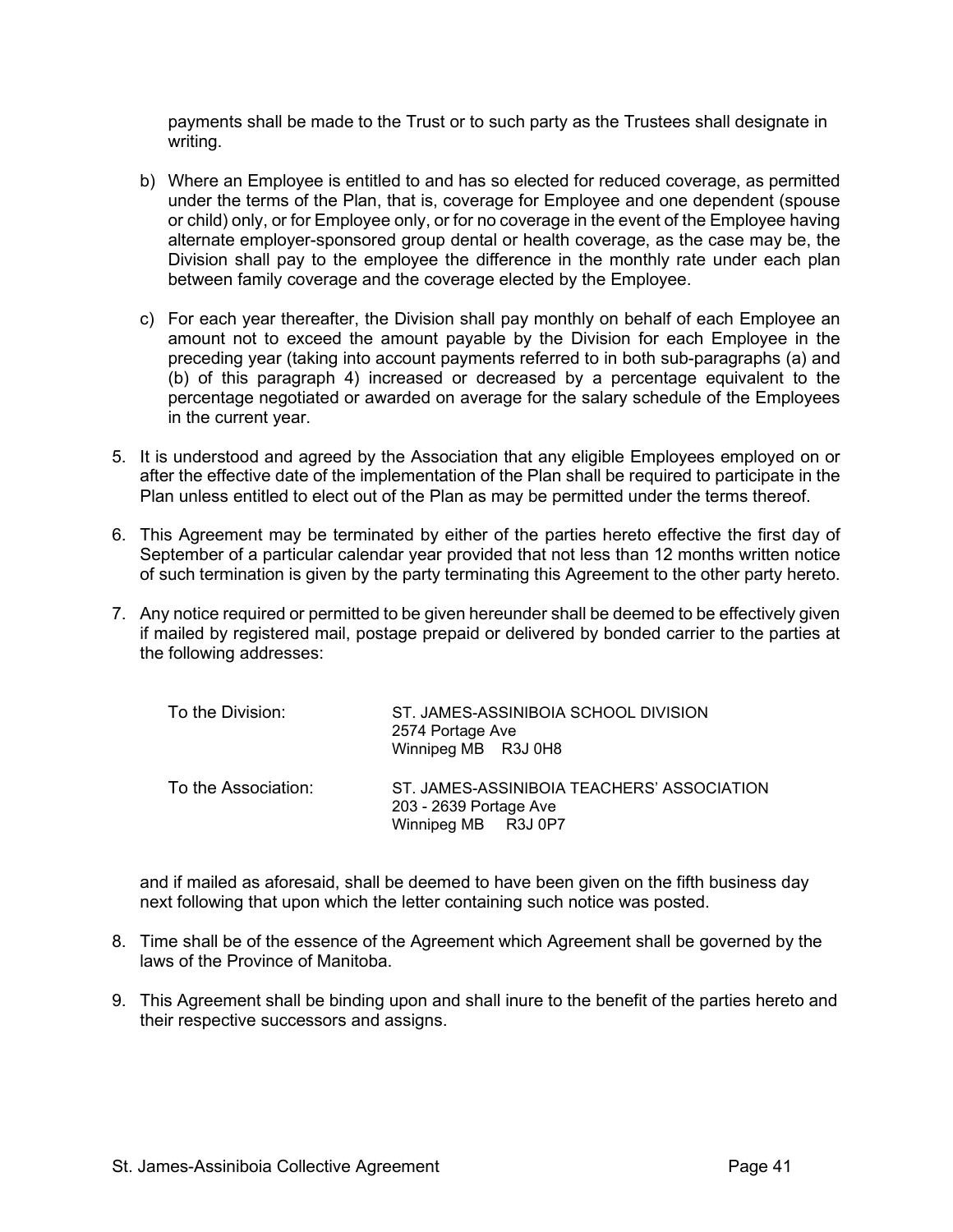payments shall be made to the Trust or to such party as the Trustees shall designate in writing.

b) Where an Employee is entitled to and has so elected for reduced coverage, as permitted under the terms of the Plan, that is, coverage for Employee and one dependent (spouse or child) only, or for Employee only, or for no coverage in the event of the Employee having alternate employer-sponsored group dental or health coverage, as the case may be, the Division shall pay to the employee the difference in the monthly rate under each plan between family coverage and the coverage elected by the Employee.

c) For each year thereafter, the Division shall pay monthly on behalf of each Employee an amount not to exceed the amount payable by the Division for each Employee in the preceding year (taking into account payments referred to in both sub-paragraphs (a) and (b) of this paragraph 4) increased or decreased by a percentage equivalent to the percentage negotiated or awarded on average for the salary schedule of the Employees in the current year.

5. It is understood and agreed by the Association that any eligible Employees employed on or after the effective date of the implementation of the Plan shall be required to participate in the Plan unless entitled to elect out of the Plan as may be permitted under the terms thereof.

6. This Agreement may be terminated by either of the parties hereto effective the first day of September of a particular calendar year provided that not less than 12 months written notice of such termination is given by the party terminating this Agreement to the other party hereto.

7. Any notice required or permitted to be given hereunder shall be deemed to be effectively given if mailed by registered mail, postage prepaid or delivered by bonded carrier to the parties at the following addresses:

To the Division:
ST. JAMES-ASSINIBOIA SCHOOL DIVISION
2574 Portage Ave
Winnipeg MB R3J 0H8

To the Association:
ST. JAMES-ASSINIBOIA TEACHERS' ASSOCIATION
203 - 2639 Portage Ave
Winnipeg MB R3J 0P7

and if mailed as aforesaid, shall be deemed to have been given on the fifth business day next following that upon which the letter containing such notice was posted.

8. Time shall be of the essence of the Agreement which Agreement shall be governed by the laws of the Province of Manitoba.

9. This Agreement shall be binding upon and shall inure to the benefit of the parties hereto and their respective successors and assigns.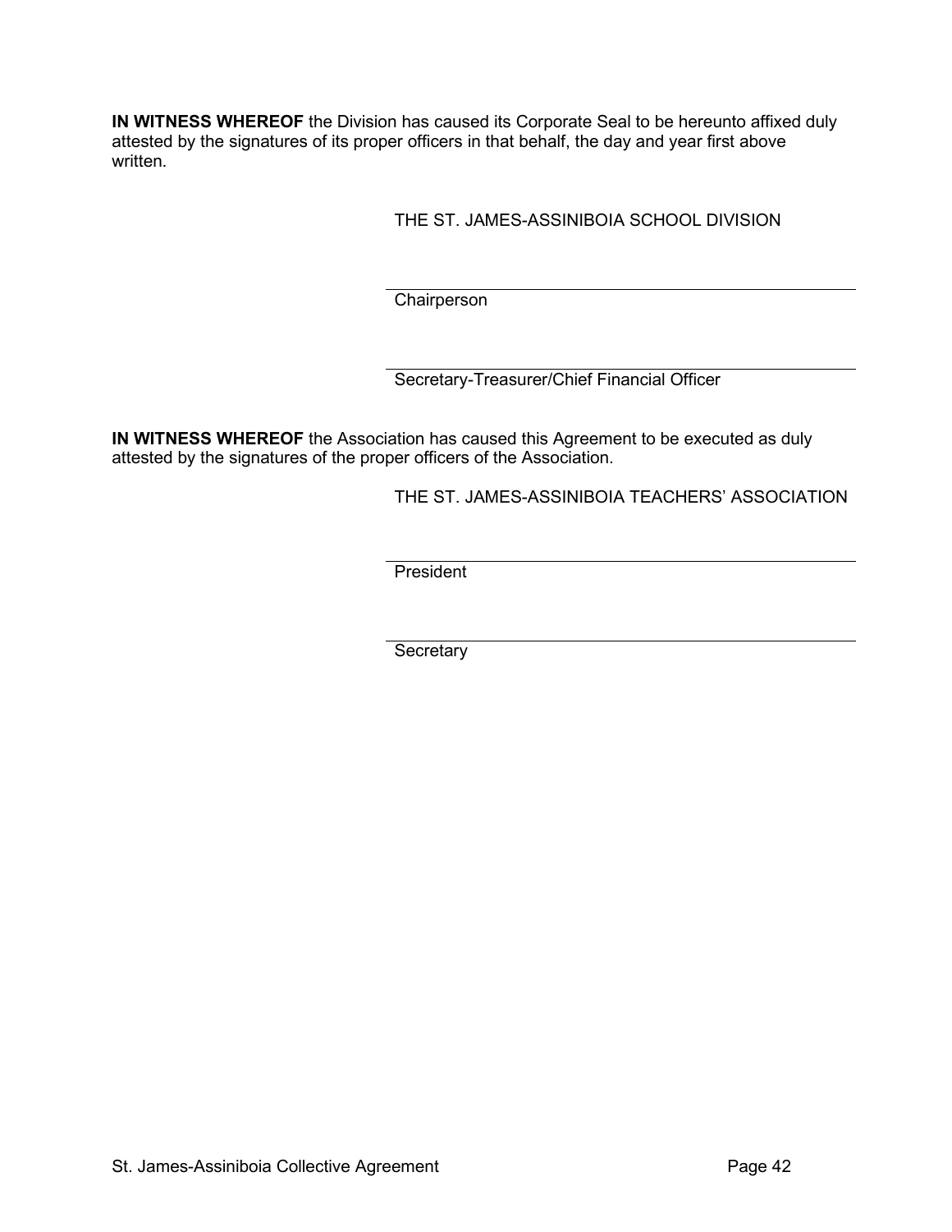**IN WITNESS WHEREOF** the Division has caused its Corporate Seal to be hereunto affixed duly attested by the signatures of its proper officers in that behalf, the day and year first above written.

THE ST. JAMES-ASSINIBOIA SCHOOL DIVISION

______________________________
Chairperson

______________________________
Secretary-Treasurer/Chief Financial Officer

**IN WITNESS WHEREOF** the Association has caused this Agreement to be executed as duly attested by the signatures of the proper officers of the Association.

THE ST. JAMES-ASSINIBOIA TEACHERS' ASSOCIATION

______________________________
President

______________________________
Secretary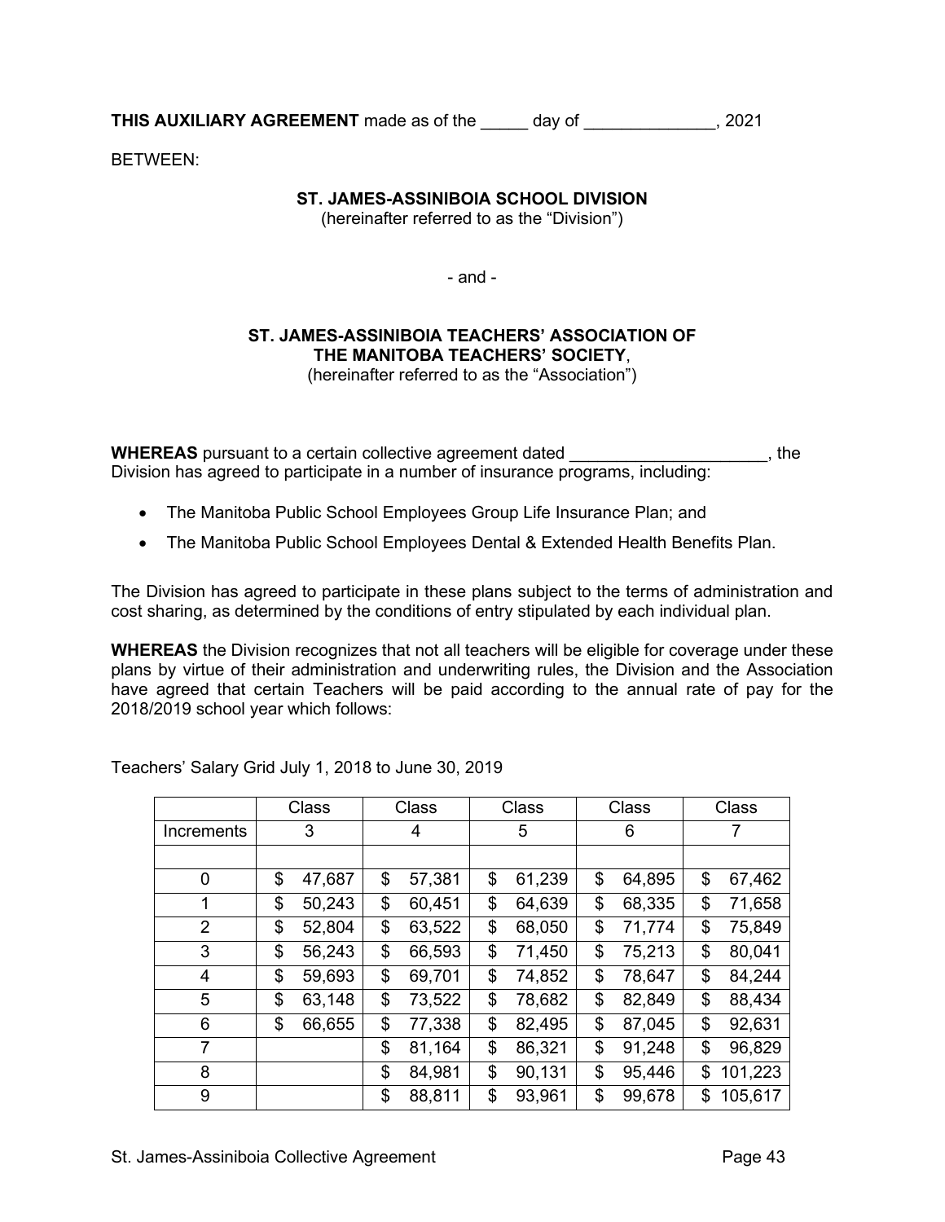**THIS AUXILIARY AGREEMENT** made as of the _____ day of ______________, 2021

BETWEEN:

**ST. JAMES-ASSINIBOIA SCHOOL DIVISION**
(hereinafter referred to as the "Division")

\- and -

**ST. JAMES-ASSINIBOIA TEACHERS' ASSOCIATION OF THE MANITOBA TEACHERS' SOCIETY**,
(hereinafter referred to as the "Association")

**WHEREAS** pursuant to a certain collective agreement dated ______________________, the Division has agreed to participate in a number of insurance programs, including:

- The Manitoba Public School Employees Group Life Insurance Plan; and
- The Manitoba Public School Employees Dental & Extended Health Benefits Plan.

The Division has agreed to participate in these plans subject to the terms of administration and cost sharing, as determined by the conditions of entry stipulated by each individual plan.

**WHEREAS** the Division recognizes that not all teachers will be eligible for coverage under these plans by virtue of their administration and underwriting rules, the Division and the Association have agreed that certain Teachers will be paid according to the annual rate of pay for the 2018/2019 school year which follows:

Teachers' Salary Grid July 1, 2018 to June 30, 2019

| | Class | Class | Class | Class | Class |
|---|---|---|---|---|---|
| Increments | 3 | 4 | 5 | 6 | 7 |
| | | | | | |
| 0 | $ 47,687 | $ 57,381 | $ 61,239 | $ 64,895 | $ 67,462 |
| 1 | $ 50,243 | $ 60,451 | $ 64,639 | $ 68,335 | $ 71,658 |
| 2 | $ 52,804 | $ 63,522 | $ 68,050 | $ 71,774 | $ 75,849 |
| 3 | $ 56,243 | $ 66,593 | $ 71,450 | $ 75,213 | $ 80,041 |
| 4 | $ 59,693 | $ 69,701 | $ 74,852 | $ 78,647 | $ 84,244 |
| 5 | $ 63,148 | $ 73,522 | $ 78,682 | $ 82,849 | $ 88,434 |
| 6 | $ 66,655 | $ 77,338 | $ 82,495 | $ 87,045 | $ 92,631 |
| 7 | | $ 81,164 | $ 86,321 | $ 91,248 | $ 96,829 |
| 8 | | $ 84,981 | $ 90,131 | $ 95,446 | $ 101,223 |
| 9 | | $ 88,811 | $ 93,961 | $ 99,678 | $ 105,617 |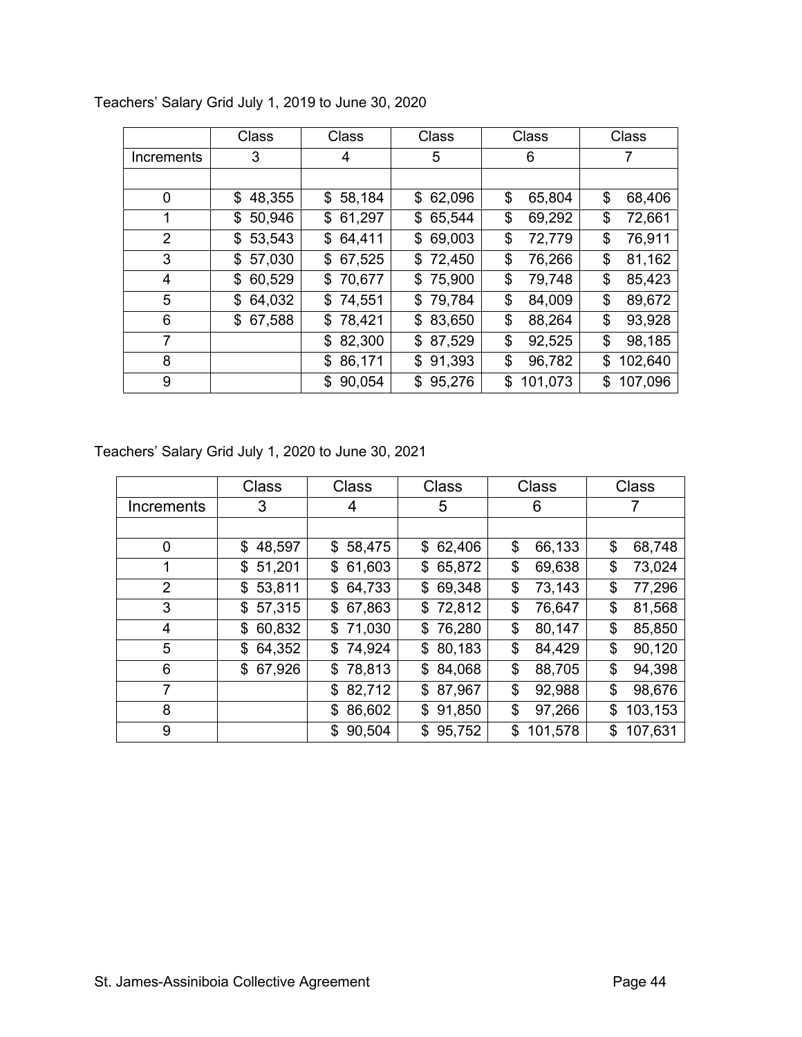Teachers' Salary Grid July 1, 2019 to June 30, 2020

| | Class | Class | Class | Class | Class |
|---|---|---|---|---|---|
| Increments | 3 | 4 | 5 | 6 | 7 |
| | | | | | |
| 0 | $ 48,355 | $ 58,184 | $ 62,096 | $ 65,804 | $ 68,406 |
| 1 | $ 50,946 | $ 61,297 | $ 65,544 | $ 69,292 | $ 72,661 |
| 2 | $ 53,543 | $ 64,411 | $ 69,003 | $ 72,779 | $ 76,911 |
| 3 | $ 57,030 | $ 67,525 | $ 72,450 | $ 76,266 | $ 81,162 |
| 4 | $ 60,529 | $ 70,677 | $ 75,900 | $ 79,748 | $ 85,423 |
| 5 | $ 64,032 | $ 74,551 | $ 79,784 | $ 84,009 | $ 89,672 |
| 6 | $ 67,588 | $ 78,421 | $ 83,650 | $ 88,264 | $ 93,928 |
| 7 | | $ 82,300 | $ 87,529 | $ 92,525 | $ 98,185 |
| 8 | | $ 86,171 | $ 91,393 | $ 96,782 | $ 102,640 |
| 9 | | $ 90,054 | $ 95,276 | $ 101,073 | $ 107,096 |

Teachers' Salary Grid July 1, 2020 to June 30, 2021

| | Class | Class | Class | Class | Class |
|---|---|---|---|---|---|
| Increments | 3 | 4 | 5 | 6 | 7 |
| | | | | | |
| 0 | $ 48,597 | $ 58,475 | $ 62,406 | $ 66,133 | $ 68,748 |
| 1 | $ 51,201 | $ 61,603 | $ 65,872 | $ 69,638 | $ 73,024 |
| 2 | $ 53,811 | $ 64,733 | $ 69,348 | $ 73,143 | $ 77,296 |
| 3 | $ 57,315 | $ 67,863 | $ 72,812 | $ 76,647 | $ 81,568 |
| 4 | $ 60,832 | $ 71,030 | $ 76,280 | $ 80,147 | $ 85,850 |
| 5 | $ 64,352 | $ 74,924 | $ 80,183 | $ 84,429 | $ 90,120 |
| 6 | $ 67,926 | $ 78,813 | $ 84,068 | $ 88,705 | $ 94,398 |
| 7 | | $ 82,712 | $ 87,967 | $ 92,988 | $ 98,676 |
| 8 | | $ 86,602 | $ 91,850 | $ 97,266 | $ 103,153 |
| 9 | | $ 90,504 | $ 95,752 | $ 101,578 | $ 107,631 |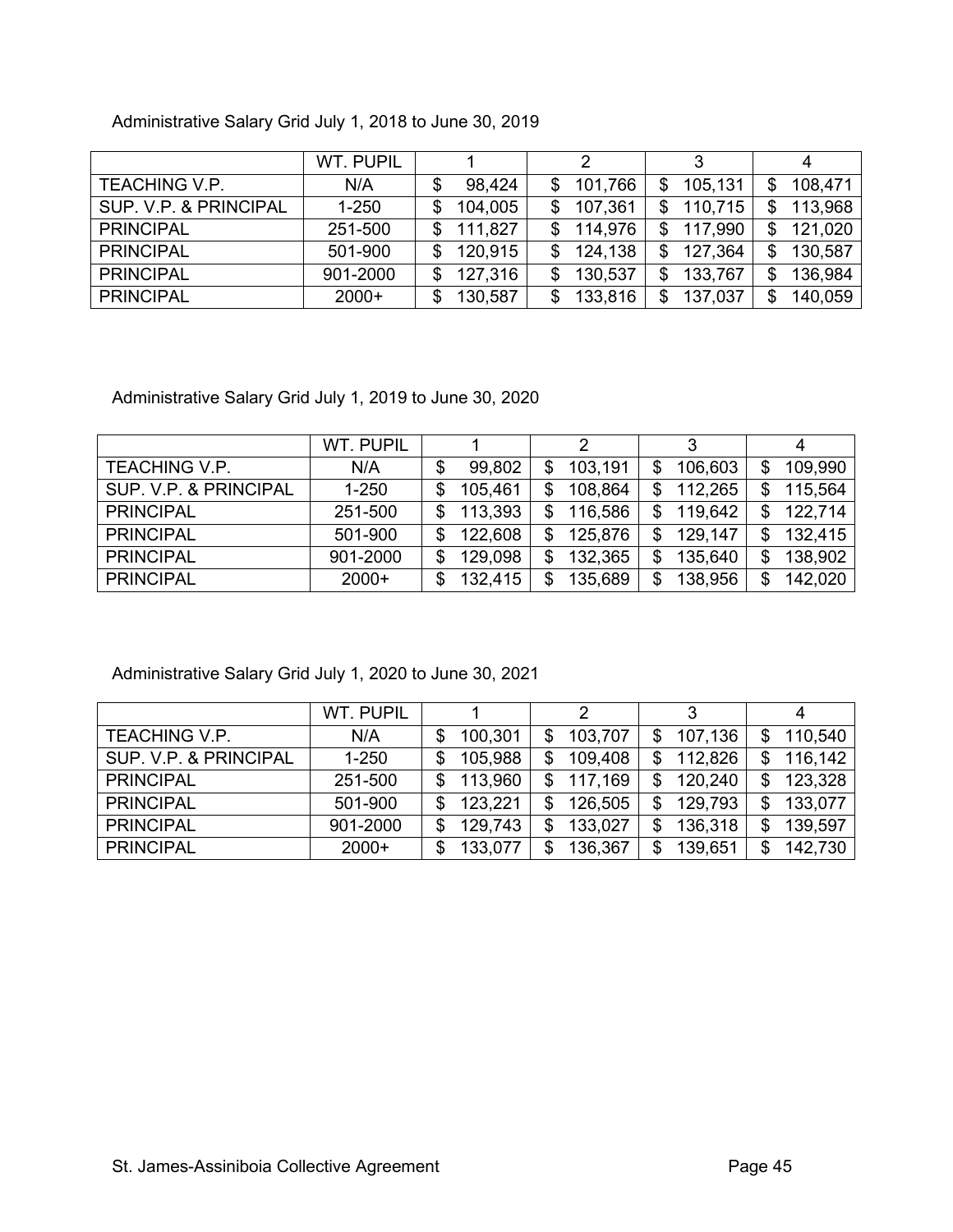Administrative Salary Grid July 1, 2018 to June 30, 2019

| | WT. PUPIL | 1 | 2 | 3 | 4 |
|---|---|---|---|---|---|
| TEACHING V.P. | N/A | $ 98,424 | $ 101,766 | $ 105,131 | $ 108,471 |
| SUP. V.P. & PRINCIPAL | 1-250 | $ 104,005 | $ 107,361 | $ 110,715 | $ 113,968 |
| PRINCIPAL | 251-500 | $ 111,827 | $ 114,976 | $ 117,990 | $ 121,020 |
| PRINCIPAL | 501-900 | $ 120,915 | $ 124,138 | $ 127,364 | $ 130,587 |
| PRINCIPAL | 901-2000 | $ 127,316 | $ 130,537 | $ 133,767 | $ 136,984 |
| PRINCIPAL | 2000+ | $ 130,587 | $ 133,816 | $ 137,037 | $ 140,059 |

Administrative Salary Grid July 1, 2019 to June 30, 2020

| | WT. PUPIL | 1 | 2 | 3 | 4 |
|---|---|---|---|---|---|
| TEACHING V.P. | N/A | $ 99,802 | $ 103,191 | $ 106,603 | $ 109,990 |
| SUP. V.P. & PRINCIPAL | 1-250 | $ 105,461 | $ 108,864 | $ 112,265 | $ 115,564 |
| PRINCIPAL | 251-500 | $ 113,393 | $ 116,586 | $ 119,642 | $ 122,714 |
| PRINCIPAL | 501-900 | $ 122,608 | $ 125,876 | $ 129,147 | $ 132,415 |
| PRINCIPAL | 901-2000 | $ 129,098 | $ 132,365 | $ 135,640 | $ 138,902 |
| PRINCIPAL | 2000+ | $ 132,415 | $ 135,689 | $ 138,956 | $ 142,020 |

Administrative Salary Grid July 1, 2020 to June 30, 2021

| | WT. PUPIL | 1 | 2 | 3 | 4 |
|---|---|---|---|---|---|
| TEACHING V.P. | N/A | $ 100,301 | $ 103,707 | $ 107,136 | $ 110,540 |
| SUP. V.P. & PRINCIPAL | 1-250 | $ 105,988 | $ 109,408 | $ 112,826 | $ 116,142 |
| PRINCIPAL | 251-500 | $ 113,960 | $ 117,169 | $ 120,240 | $ 123,328 |
| PRINCIPAL | 501-900 | $ 123,221 | $ 126,505 | $ 129,793 | $ 133,077 |
| PRINCIPAL | 901-2000 | $ 129,743 | $ 133,027 | $ 136,318 | $ 139,597 |
| PRINCIPAL | 2000+ | $ 133,077 | $ 136,367 | $ 139,651 | $ 142,730 |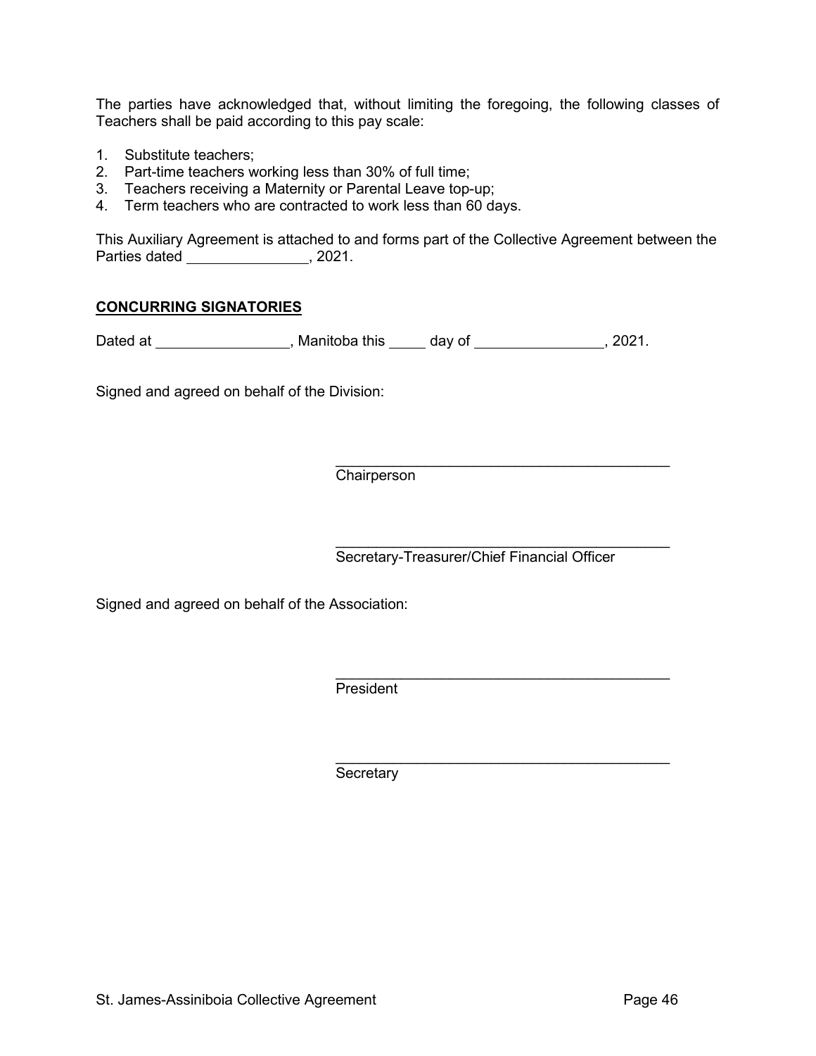The parties have acknowledged that, without limiting the foregoing, the following classes of Teachers shall be paid according to this pay scale:

1. Substitute teachers;
2. Part-time teachers working less than 30% of full time;
3. Teachers receiving a Maternity or Parental Leave top-up;
4. Term teachers who are contracted to work less than 60 days.

This Auxiliary Agreement is attached to and forms part of the Collective Agreement between the Parties dated _______________, 2021.

**CONCURRING SIGNATORIES**

Dated at ________________, Manitoba this _____ day of ________________, 2021.

Signed and agreed on behalf of the Division:

_________________________________________
Chairperson

_________________________________________
Secretary-Treasurer/Chief Financial Officer

Signed and agreed on behalf of the Association:

_________________________________________
President

_________________________________________
Secretary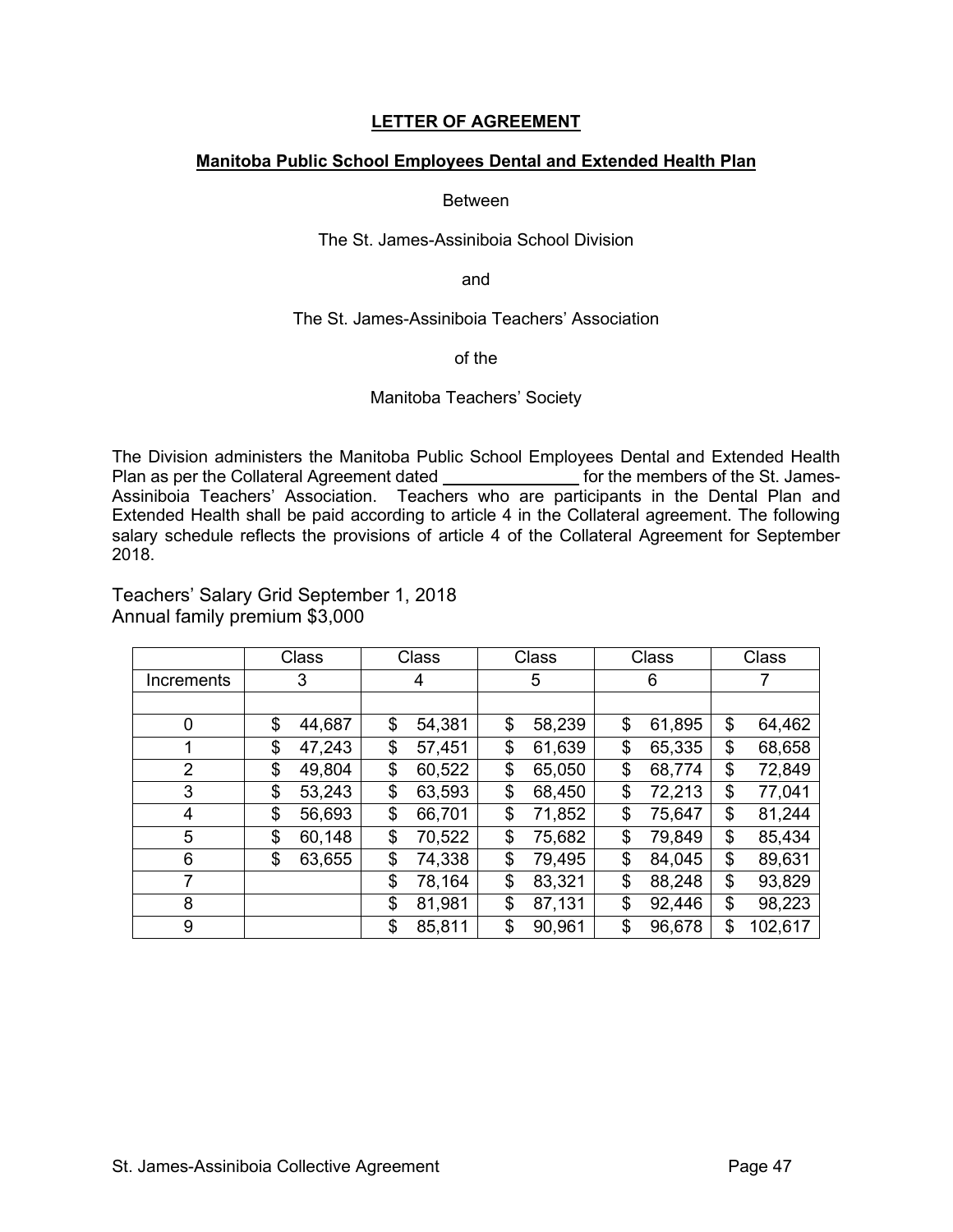# LETTER OF AGREEMENT

## Manitoba Public School Employees Dental and Extended Health Plan

Between

The St. James-Assiniboia School Division

and

The St. James-Assiniboia Teachers' Association

of the

Manitoba Teachers' Society

The Division administers the Manitoba Public School Employees Dental and Extended Health Plan as per the Collateral Agreement dated _______________ for the members of the St. James-Assiniboia Teachers' Association. Teachers who are participants in the Dental Plan and Extended Health shall be paid according to article 4 in the Collateral agreement. The following salary schedule reflects the provisions of article 4 of the Collateral Agreement for September 2018.

Teachers' Salary Grid September 1, 2018
Annual family premium $3,000

| | Class | Class | Class | Class | Class |
|---|---|---|---|---|---|
| Increments | 3 | 4 | 5 | 6 | 7 |
| | | | | | |
| 0 | $ 44,687 | $ 54,381 | $ 58,239 | $ 61,895 | $ 64,462 |
| 1 | $ 47,243 | $ 57,451 | $ 61,639 | $ 65,335 | $ 68,658 |
| 2 | $ 49,804 | $ 60,522 | $ 65,050 | $ 68,774 | $ 72,849 |
| 3 | $ 53,243 | $ 63,593 | $ 68,450 | $ 72,213 | $ 77,041 |
| 4 | $ 56,693 | $ 66,701 | $ 71,852 | $ 75,647 | $ 81,244 |
| 5 | $ 60,148 | $ 70,522 | $ 75,682 | $ 79,849 | $ 85,434 |
| 6 | $ 63,655 | $ 74,338 | $ 79,495 | $ 84,045 | $ 89,631 |
| 7 | | $ 78,164 | $ 83,321 | $ 88,248 | $ 93,829 |
| 8 | | $ 81,981 | $ 87,131 | $ 92,446 | $ 98,223 |
| 9 | | $ 85,811 | $ 90,961 | $ 96,678 | $ 102,617 |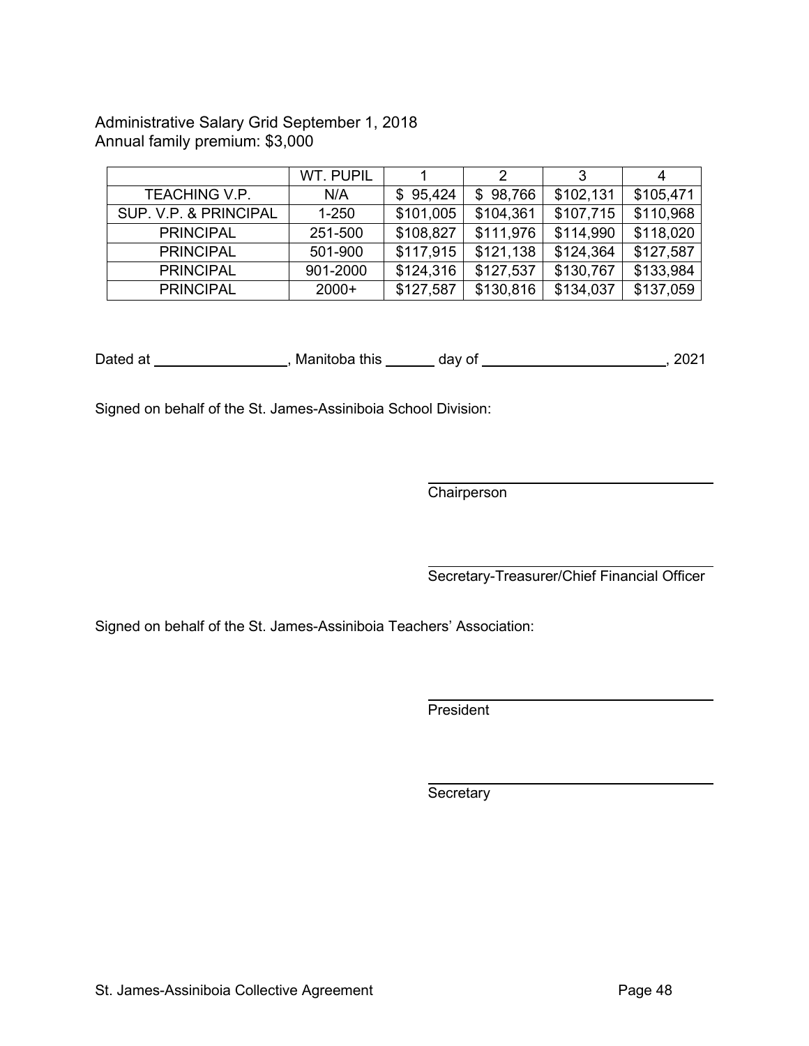Administrative Salary Grid September 1, 2018
Annual family premium: $3,000

| | WT. PUPIL | 1 | 2 | 3 | 4 |
|---|---|---|---|---|---|
| TEACHING V.P. | N/A | $ 95,424 | $ 98,766 | $102,131 | $105,471 |
| SUP. V.P. & PRINCIPAL | 1-250 | $101,005 | $104,361 | $107,715 | $110,968 |
| PRINCIPAL | 251-500 | $108,827 | $111,976 | $114,990 | $118,020 |
| PRINCIPAL | 501-900 | $117,915 | $121,138 | $124,364 | $127,587 |
| PRINCIPAL | 901-2000 | $124,316 | $127,537 | $130,767 | $133,984 |
| PRINCIPAL | 2000+ | $127,587 | $130,816 | $134,037 | $137,059 |

Dated at _________________, Manitoba this ______ day of ________________________, 2021

Signed on behalf of the St. James-Assiniboia School Division:

_____________________________________
Chairperson

_____________________________________
Secretary-Treasurer/Chief Financial Officer

Signed on behalf of the St. James-Assiniboia Teachers' Association:

_____________________________________
President

_____________________________________
Secretary